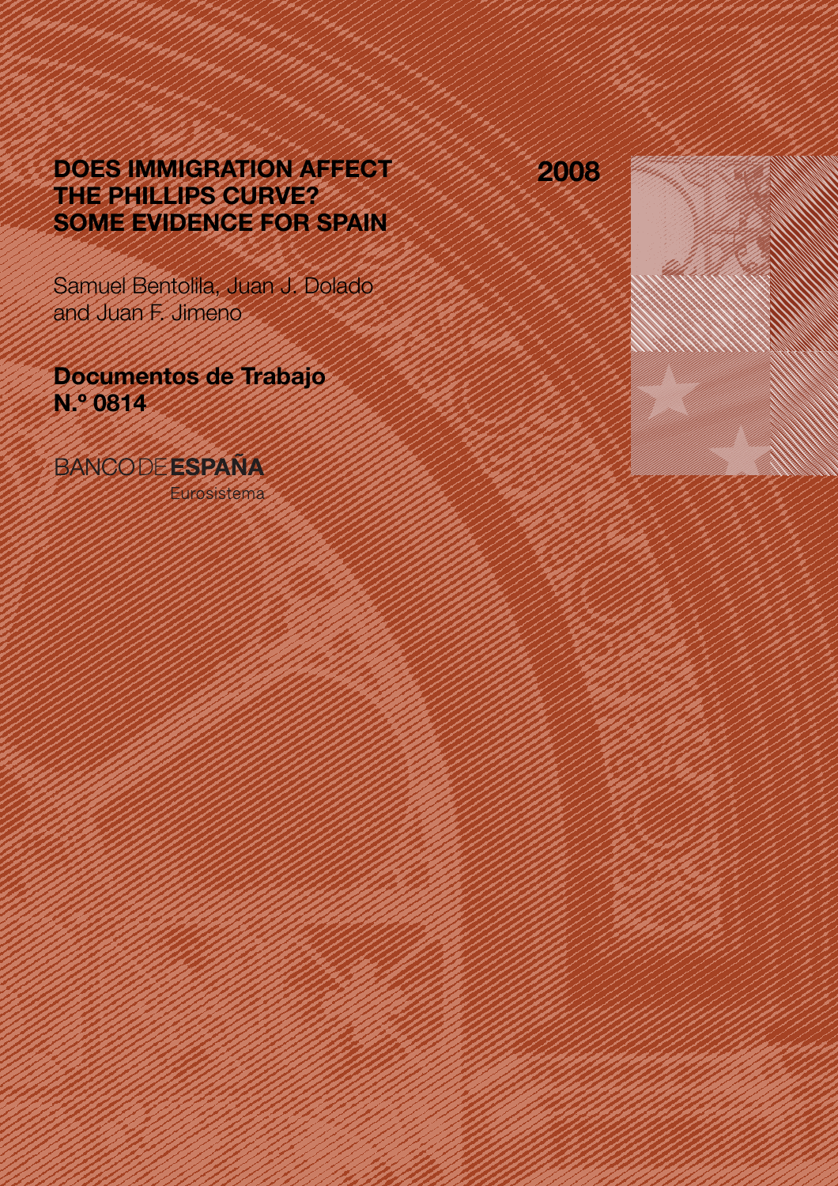# DOES IMMIGRATION AFFECT THE PHILLIPS CURVE? SOME EVIDENCE FOR SPAIN

2008

Samuel Bentolila, Juan J. Dolado and Juan F. Jimeno

**Documentos de Trabajo N.º 0814**

BANCO DE **ESPAÑA**

Eurosistema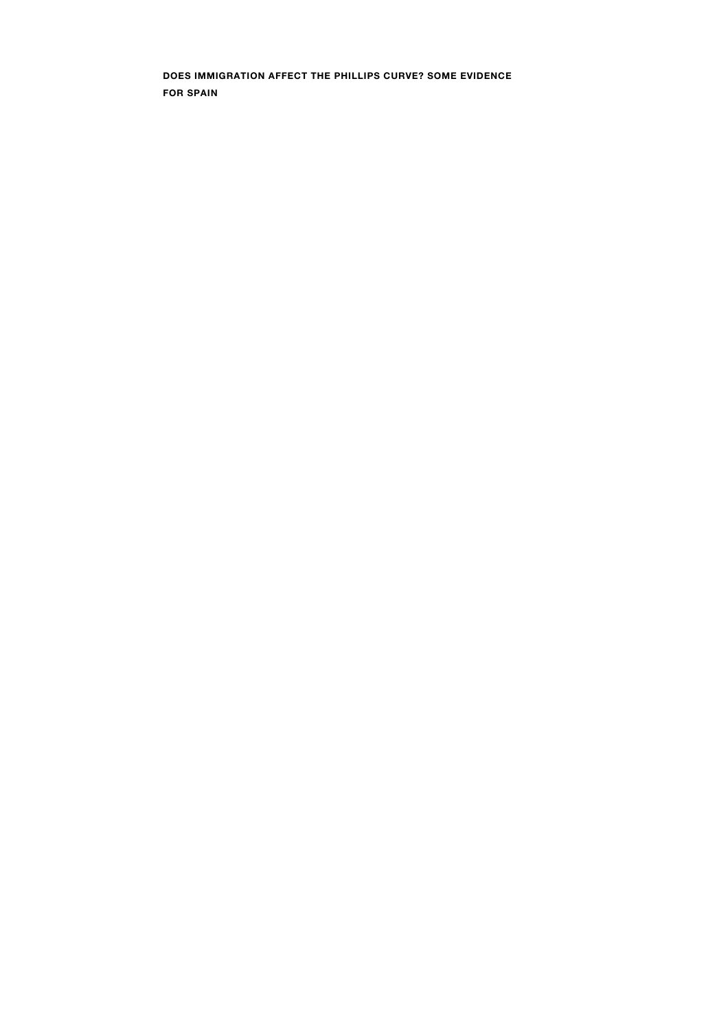**DOES IMMIGRATION AFFECT THE PHILLIPS CURVE? SOME EVIDENCE FOR SPAIN**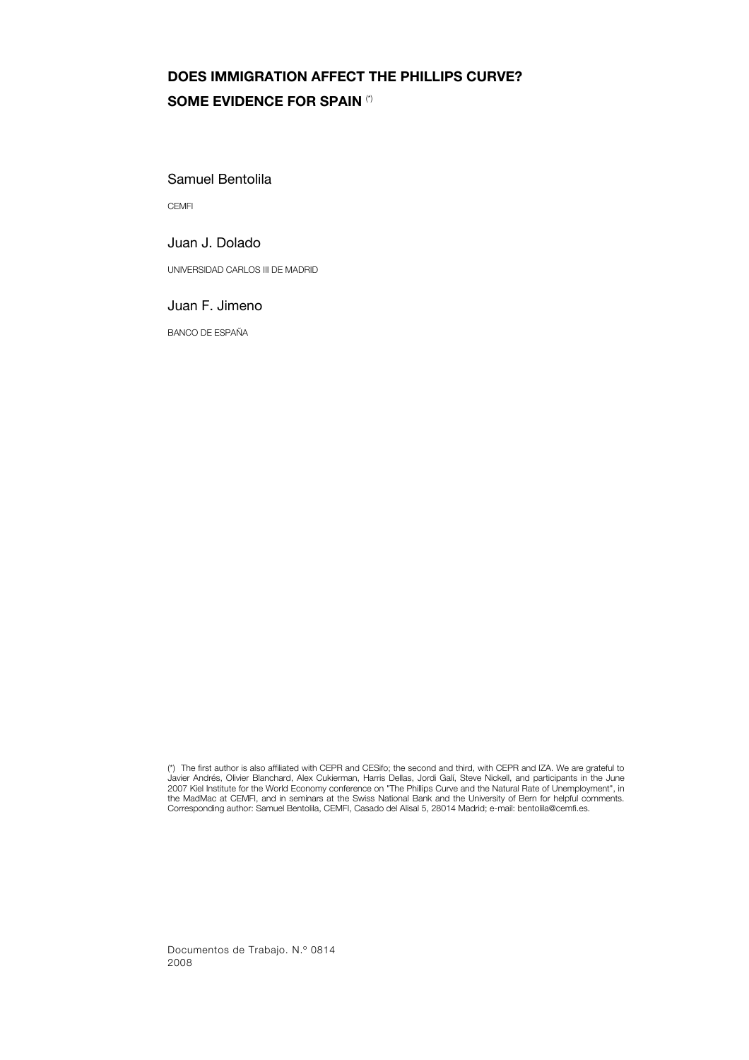# DOES IMMIGRATION AFFECT THE PHILLIPS CURVE? SOME EVIDENCE FOR SPAIN [(*)]

Samuel Bentolila

CEMFI

Juan J. Dolado

UNIVERSIDAD CARLOS III DE MADRID

Juan F. Jimeno

BANCO DE ESPAÑA

(*) The first author is also affiliated with CEPR and CESifo; the second and third, with CEPR and IZA. We are grateful to Javier Andrés, Olivier Blanchard, Alex Cukierman, Harris Dellas, Jordi Galí, Steve Nickell, and participants in the June 2007 Kiel Institute for the World Economy conference on "The Phillips Curve and the Natural Rate of Unemployment", in the MadMac at CEMFI, and in seminars at the Swiss National Bank and the University of Bern for helpful comments. Corresponding author: Samuel Bentolila, CEMFI, Casado del Alisal 5, 28014 Madrid; e-mail: bentolila@cemfi.es.

Documentos de Trabajo. N.º 0814
2008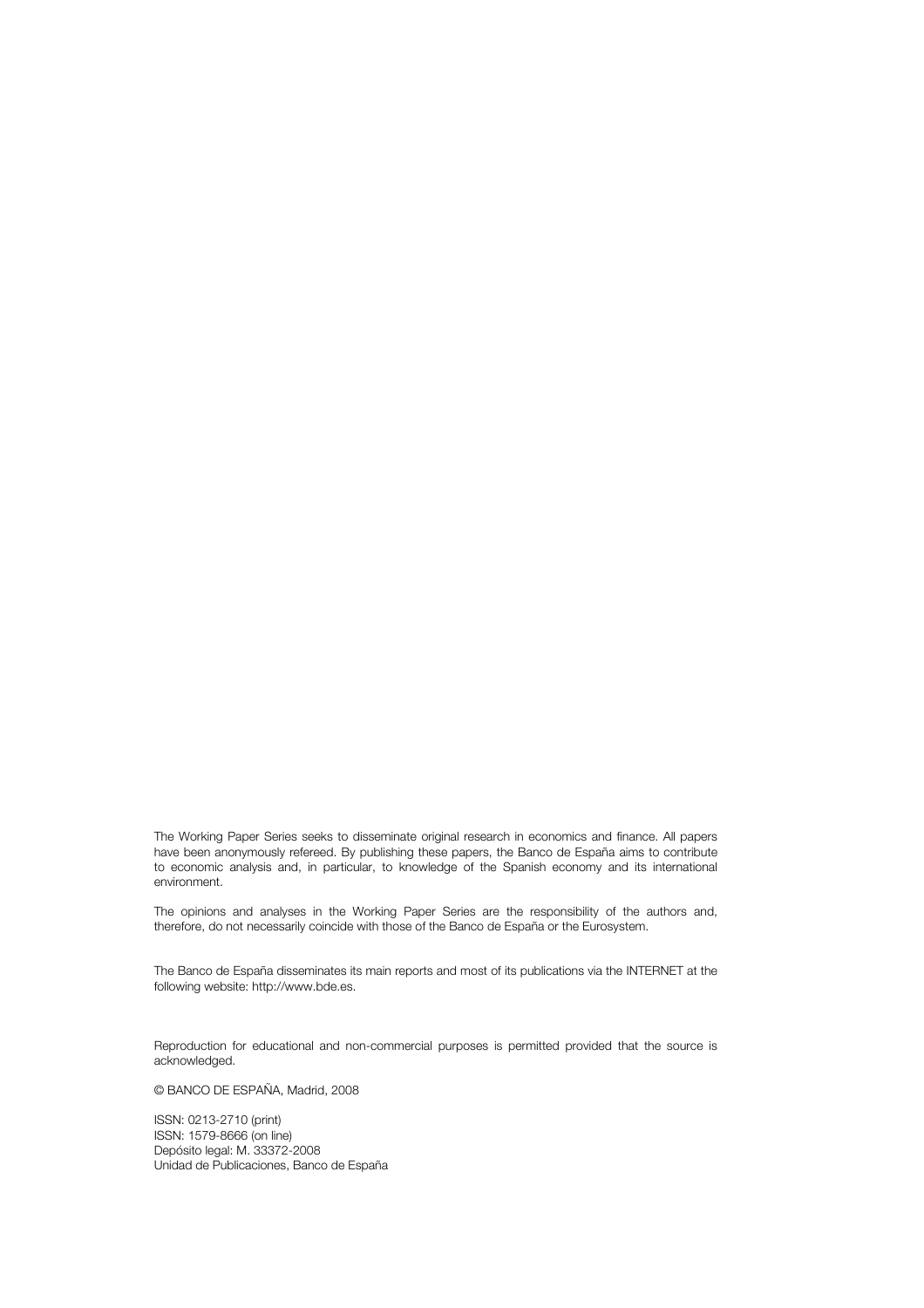The Working Paper Series seeks to disseminate original research in economics and finance. All papers have been anonymously refereed. By publishing these papers, the Banco de España aims to contribute to economic analysis and, in particular, to knowledge of the Spanish economy and its international environment.

The opinions and analyses in the Working Paper Series are the responsibility of the authors and, therefore, do not necessarily coincide with those of the Banco de España or the Eurosystem.

The Banco de España disseminates its main reports and most of its publications via the INTERNET at the following website: http://www.bde.es.

Reproduction for educational and non-commercial purposes is permitted provided that the source is acknowledged.

© BANCO DE ESPAÑA, Madrid, 2008

ISSN: 0213-2710 (print)
ISSN: 1579-8666 (on line)
Depósito legal: M. 33372-2008
Unidad de Publicaciones, Banco de España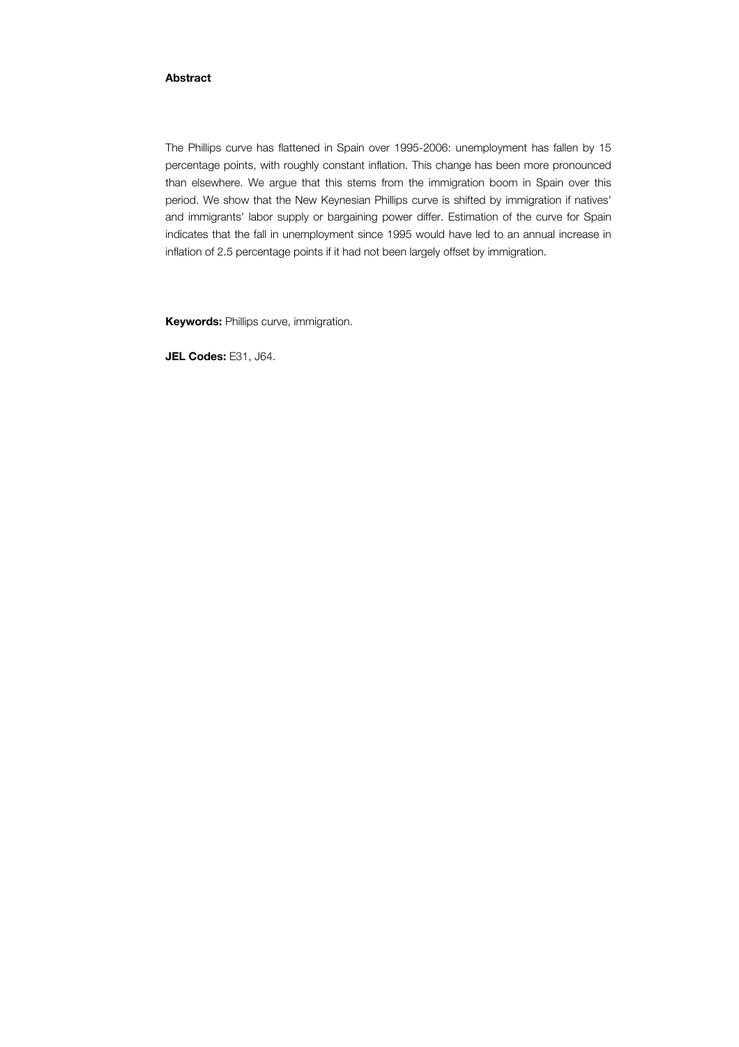**Abstract**

The Phillips curve has flattened in Spain over 1995-2006: unemployment has fallen by 15 percentage points, with roughly constant inflation. This change has been more pronounced than elsewhere. We argue that this stems from the immigration boom in Spain over this period. We show that the New Keynesian Phillips curve is shifted by immigration if natives' and immigrants' labor supply or bargaining power differ. Estimation of the curve for Spain indicates that the fall in unemployment since 1995 would have led to an annual increase in inflation of 2.5 percentage points if it had not been largely offset by immigration.

**Keywords:** Phillips curve, immigration.

**JEL Codes:** E31, J64.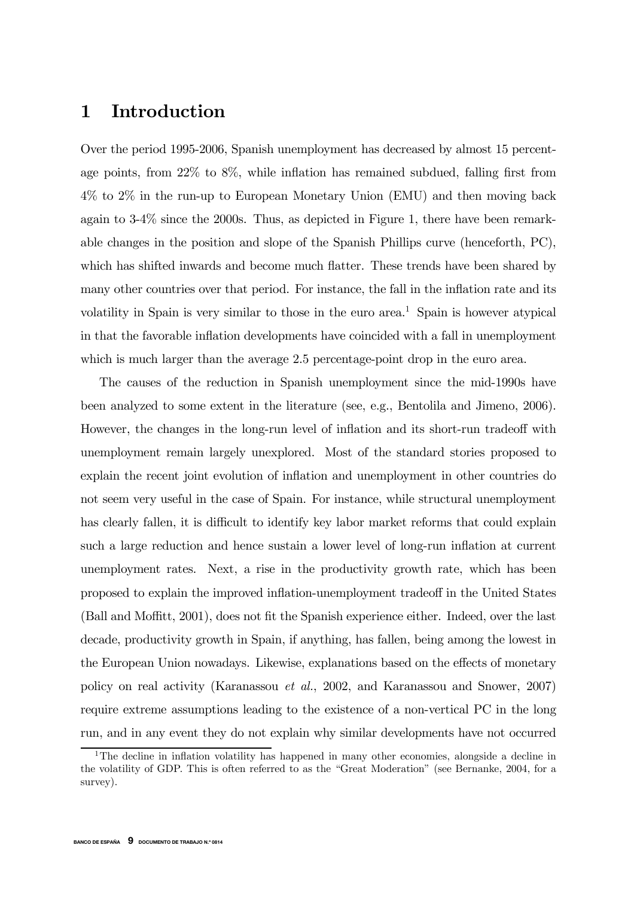# 1 Introduction

Over the period 1995-2006, Spanish unemployment has decreased by almost 15 percentage points, from 22% to 8%, while inflation has remained subdued, falling first from 4% to 2% in the run-up to European Monetary Union (EMU) and then moving back again to 3-4% since the 2000s. Thus, as depicted in Figure 1, there have been remarkable changes in the position and slope of the Spanish Phillips curve (henceforth, PC), which has shifted inwards and become much flatter. These trends have been shared by many other countries over that period. For instance, the fall in the inflation rate and its volatility in Spain is very similar to those in the euro area.[1] Spain is however atypical in that the favorable inflation developments have coincided with a fall in unemployment which is much larger than the average 2.5 percentage-point drop in the euro area.

The causes of the reduction in Spanish unemployment since the mid-1990s have been analyzed to some extent in the literature (see, e.g., Bentolila and Jimeno, 2006). However, the changes in the long-run level of inflation and its short-run tradeoff with unemployment remain largely unexplored. Most of the standard stories proposed to explain the recent joint evolution of inflation and unemployment in other countries do not seem very useful in the case of Spain. For instance, while structural unemployment has clearly fallen, it is difficult to identify key labor market reforms that could explain such a large reduction and hence sustain a lower level of long-run inflation at current unemployment rates. Next, a rise in the productivity growth rate, which has been proposed to explain the improved inflation-unemployment tradeoff in the United States (Ball and Moffitt, 2001), does not fit the Spanish experience either. Indeed, over the last decade, productivity growth in Spain, if anything, has fallen, being among the lowest in the European Union nowadays. Likewise, explanations based on the effects of monetary policy on real activity (Karanassou *et al.*, 2002, and Karanassou and Snower, 2007) require extreme assumptions leading to the existence of a non-vertical PC in the long run, and in any event they do not explain why similar developments have not occurred

[1] The decline in inflation volatility has happened in many other economies, alongside a decline in the volatility of GDP. This is often referred to as the "Great Moderation" (see Bernanke, 2004, for a survey).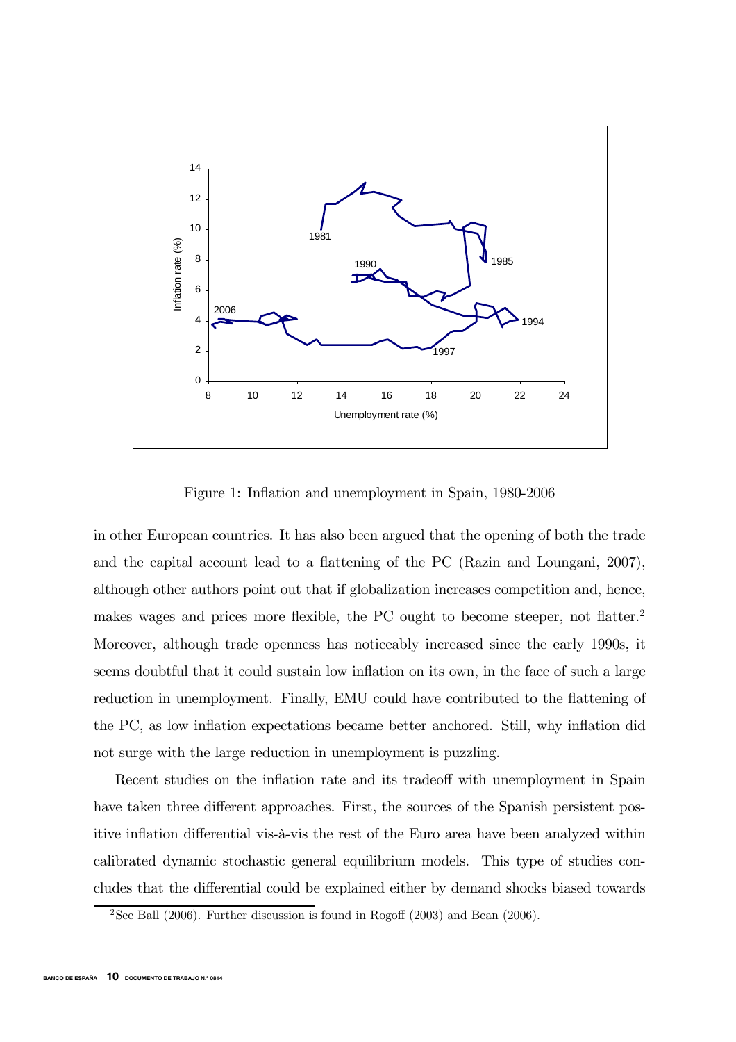Figure 1: Inflation and unemployment in Spain, 1980-2006

in other European countries. It has also been argued that the opening of both the trade and the capital account lead to a flattening of the PC (Razin and Loungani, 2007), although other authors point out that if globalization increases competition and, hence, makes wages and prices more flexible, the PC ought to become steeper, not flatter.[2] Moreover, although trade openness has noticeably increased since the early 1990s, it seems doubtful that it could sustain low inflation on its own, in the face of such a large reduction in unemployment. Finally, EMU could have contributed to the flattening of the PC, as low inflation expectations became better anchored. Still, why inflation did not surge with the large reduction in unemployment is puzzling.

Recent studies on the inflation rate and its tradeoff with unemployment in Spain have taken three different approaches. First, the sources of the Spanish persistent positive inflation differential vis-à-vis the rest of the Euro area have been analyzed within calibrated dynamic stochastic general equilibrium models. This type of studies concludes that the differential could be explained either by demand shocks biased towards

[2] See Ball (2006). Further discussion is found in Rogoff (2003) and Bean (2006).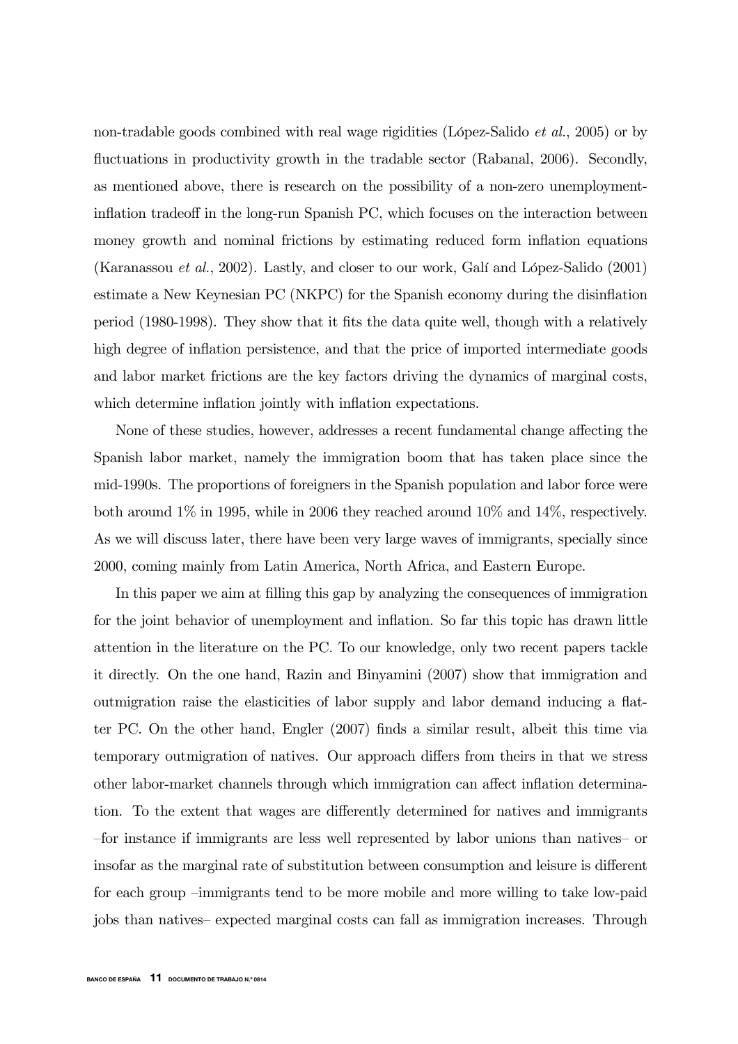non-tradable goods combined with real wage rigidities (López-Salido *et al.*, 2005) or by fluctuations in productivity growth in the tradable sector (Rabanal, 2006). Secondly, as mentioned above, there is research on the possibility of a non-zero unemployment-inflation tradeoff in the long-run Spanish PC, which focuses on the interaction between money growth and nominal frictions by estimating reduced form inflation equations (Karanassou *et al.*, 2002). Lastly, and closer to our work, Galí and López-Salido (2001) estimate a New Keynesian PC (NKPC) for the Spanish economy during the disinflation period (1980-1998). They show that it fits the data quite well, though with a relatively high degree of inflation persistence, and that the price of imported intermediate goods and labor market frictions are the key factors driving the dynamics of marginal costs, which determine inflation jointly with inflation expectations.

None of these studies, however, addresses a recent fundamental change affecting the Spanish labor market, namely the immigration boom that has taken place since the mid-1990s. The proportions of foreigners in the Spanish population and labor force were both around 1% in 1995, while in 2006 they reached around 10% and 14%, respectively. As we will discuss later, there have been very large waves of immigrants, specially since 2000, coming mainly from Latin America, North Africa, and Eastern Europe.

In this paper we aim at filling this gap by analyzing the consequences of immigration for the joint behavior of unemployment and inflation. So far this topic has drawn little attention in the literature on the PC. To our knowledge, only two recent papers tackle it directly. On the one hand, Razin and Binyamini (2007) show that immigration and outmigration raise the elasticities of labor supply and labor demand inducing a flatter PC. On the other hand, Engler (2007) finds a similar result, albeit this time via temporary outmigration of natives. Our approach differs from theirs in that we stress other labor-market channels through which immigration can affect inflation determination. To the extent that wages are differently determined for natives and immigrants –for instance if immigrants are less well represented by labor unions than natives– or insofar as the marginal rate of substitution between consumption and leisure is different for each group –immigrants tend to be more mobile and more willing to take low-paid jobs than natives– expected marginal costs can fall as immigration increases. Through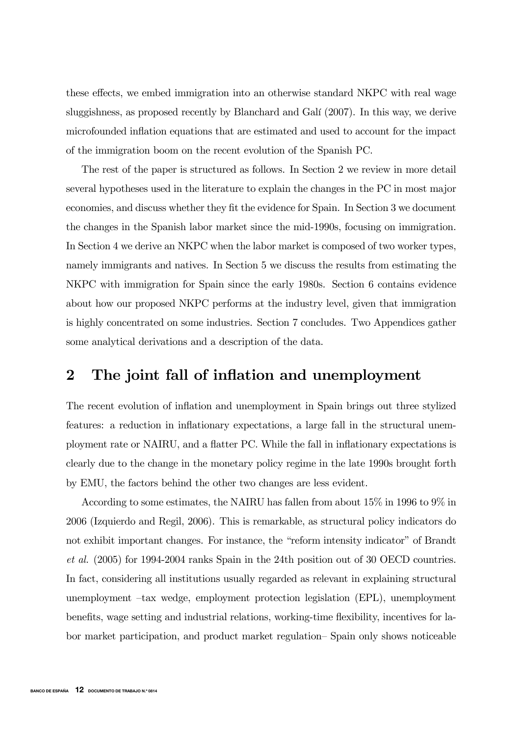these effects, we embed immigration into an otherwise standard NKPC with real wage sluggishness, as proposed recently by Blanchard and Galí (2007). In this way, we derive microfounded inflation equations that are estimated and used to account for the impact of the immigration boom on the recent evolution of the Spanish PC.

The rest of the paper is structured as follows. In Section 2 we review in more detail several hypotheses used in the literature to explain the changes in the PC in most major economies, and discuss whether they fit the evidence for Spain. In Section 3 we document the changes in the Spanish labor market since the mid-1990s, focusing on immigration. In Section 4 we derive an NKPC when the labor market is composed of two worker types, namely immigrants and natives. In Section 5 we discuss the results from estimating the NKPC with immigration for Spain since the early 1980s. Section 6 contains evidence about how our proposed NKPC performs at the industry level, given that immigration is highly concentrated on some industries. Section 7 concludes. Two Appendices gather some analytical derivations and a description of the data.

## 2 The joint fall of inflation and unemployment

The recent evolution of inflation and unemployment in Spain brings out three stylized features: a reduction in inflationary expectations, a large fall in the structural unemployment rate or NAIRU, and a flatter PC. While the fall in inflationary expectations is clearly due to the change in the monetary policy regime in the late 1990s brought forth by EMU, the factors behind the other two changes are less evident.

According to some estimates, the NAIRU has fallen from about 15% in 1996 to 9% in 2006 (Izquierdo and Regil, 2006). This is remarkable, as structural policy indicators do not exhibit important changes. For instance, the "reform intensity indicator" of Brandt *et al.* (2005) for 1994-2004 ranks Spain in the 24th position out of 30 OECD countries. In fact, considering all institutions usually regarded as relevant in explaining structural unemployment –tax wedge, employment protection legislation (EPL), unemployment benefits, wage setting and industrial relations, working-time flexibility, incentives for labor market participation, and product market regulation– Spain only shows noticeable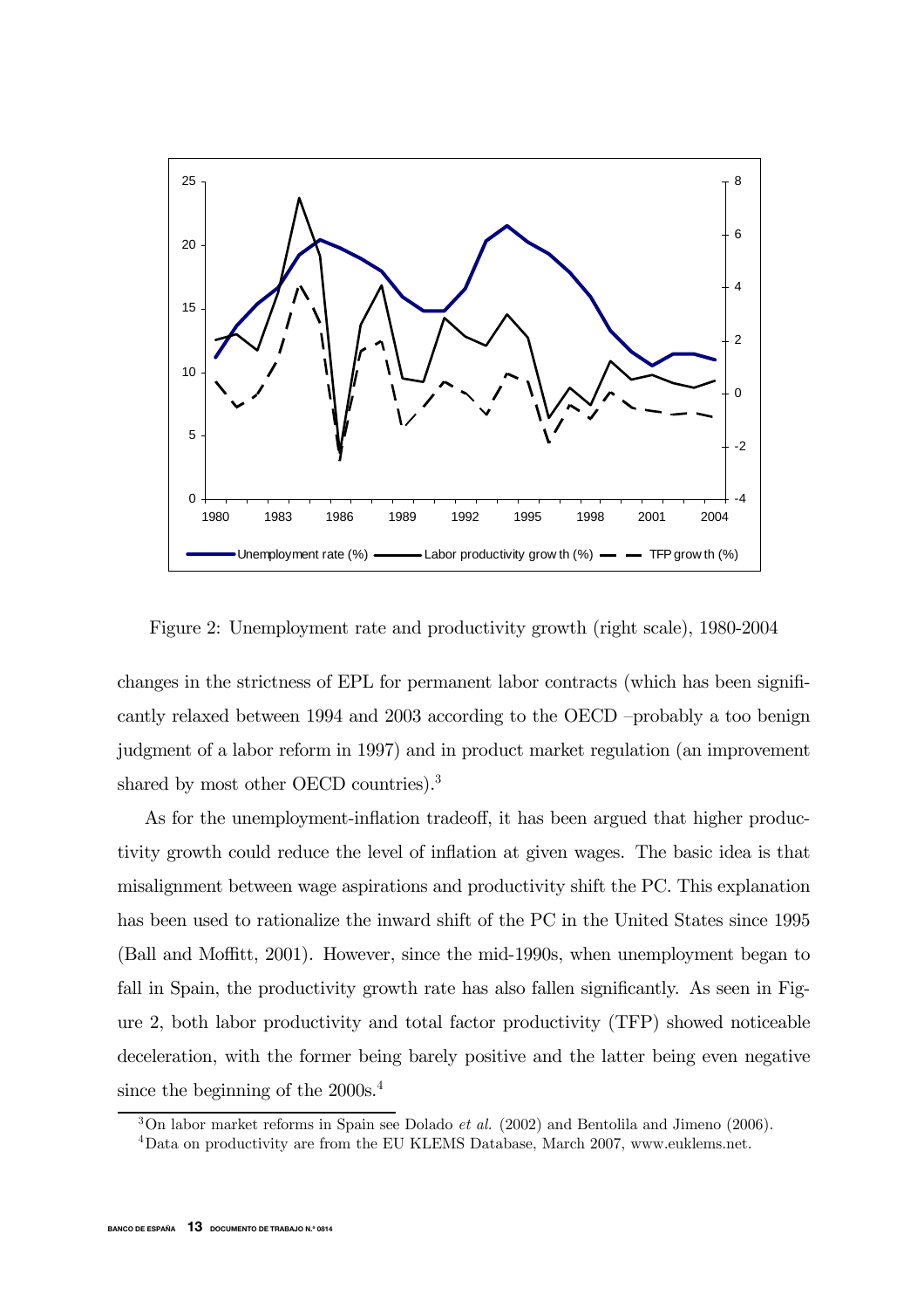Figure 2: Unemployment rate and productivity growth (right scale), 1980-2004

changes in the strictness of EPL for permanent labor contracts (which has been significantly relaxed between 1994 and 2003 according to the OECD –probably a too benign judgment of a labor reform in 1997) and in product market regulation (an improvement shared by most other OECD countries).[3]

As for the unemployment-inflation tradeoff, it has been argued that higher productivity growth could reduce the level of inflation at given wages. The basic idea is that misalignment between wage aspirations and productivity shift the PC. This explanation has been used to rationalize the inward shift of the PC in the United States since 1995 (Ball and Moffitt, 2001). However, since the mid-1990s, when unemployment began to fall in Spain, the productivity growth rate has also fallen significantly. As seen in Figure 2, both labor productivity and total factor productivity (TFP) showed noticeable deceleration, with the former being barely positive and the latter being even negative since the beginning of the 2000s.[4]

[3] On labor market reforms in Spain see Dolado *et al.* (2002) and Bentolila and Jimeno (2006).

[4] Data on productivity are from the EU KLEMS Database, March 2007, www.euklems.net.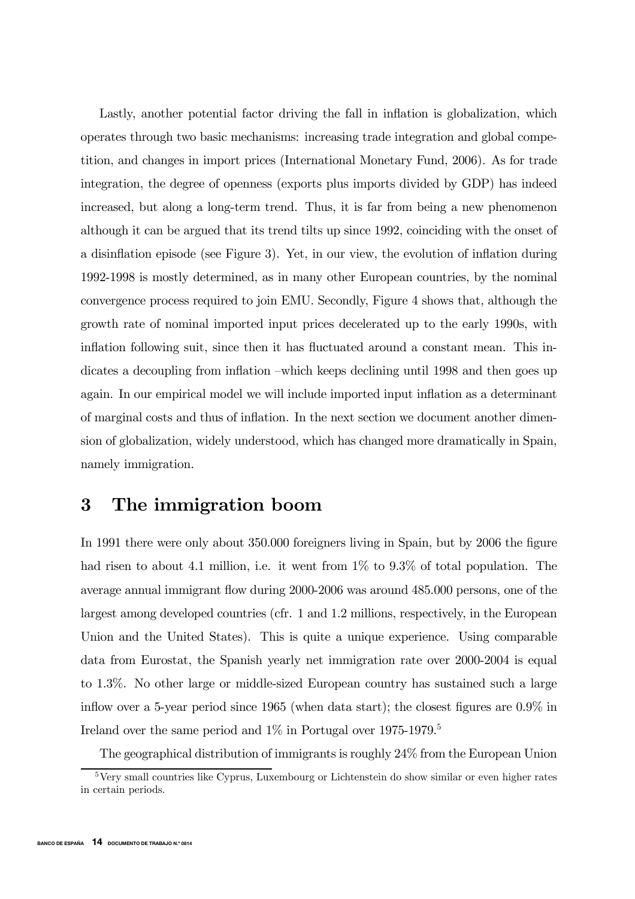Lastly, another potential factor driving the fall in inflation is globalization, which operates through two basic mechanisms: increasing trade integration and global competition, and changes in import prices (International Monetary Fund, 2006). As for trade integration, the degree of openness (exports plus imports divided by GDP) has indeed increased, but along a long-term trend. Thus, it is far from being a new phenomenon although it can be argued that its trend tilts up since 1992, coinciding with the onset of a disinflation episode (see Figure 3). Yet, in our view, the evolution of inflation during 1992-1998 is mostly determined, as in many other European countries, by the nominal convergence process required to join EMU. Secondly, Figure 4 shows that, although the growth rate of nominal imported input prices decelerated up to the early 1990s, with inflation following suit, since then it has fluctuated around a constant mean. This indicates a decoupling from inflation –which keeps declining until 1998 and then goes up again. In our empirical model we will include imported input inflation as a determinant of marginal costs and thus of inflation. In the next section we document another dimension of globalization, widely understood, which has changed more dramatically in Spain, namely immigration.

# 3 The immigration boom

In 1991 there were only about 350.000 foreigners living in Spain, but by 2006 the figure had risen to about 4.1 million, i.e. it went from 1% to 9.3% of total population. The average annual immigrant flow during 2000-2006 was around 485.000 persons, one of the largest among developed countries (cfr. 1 and 1.2 millions, respectively, in the European Union and the United States). This is quite a unique experience. Using comparable data from Eurostat, the Spanish yearly net immigration rate over 2000-2004 is equal to 1.3%. No other large or middle-sized European country has sustained such a large inflow over a 5-year period since 1965 (when data start); the closest figures are 0.9% in Ireland over the same period and 1% in Portugal over 1975-1979.[5]

The geographical distribution of immigrants is roughly 24% from the European Union

[5] Very small countries like Cyprus, Luxembourg or Lichtenstein do show similar or even higher rates in certain periods.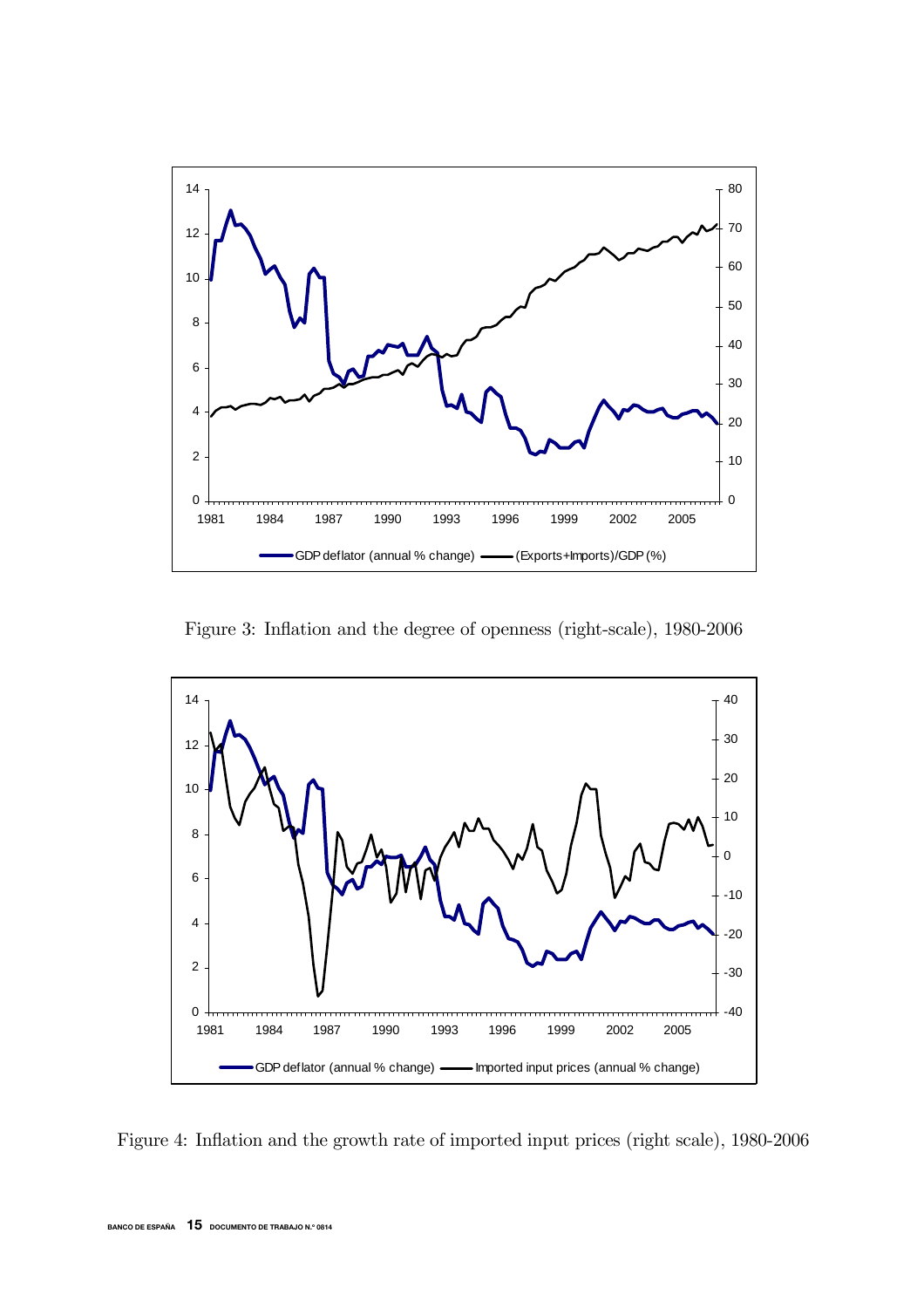Figure 3: Inflation and the degree of openness (right-scale), 1980-2006

Figure 4: Inflation and the growth rate of imported input prices (right scale), 1980-2006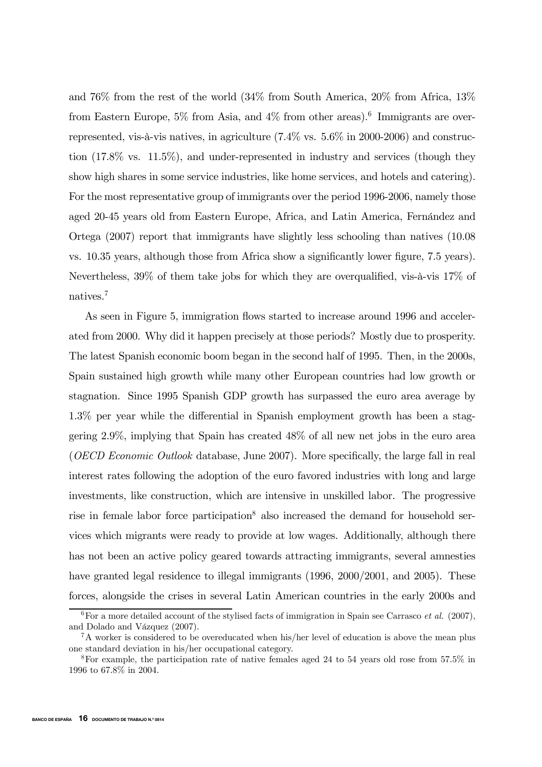and 76% from the rest of the world (34% from South America, 20% from Africa, 13% from Eastern Europe, 5% from Asia, and 4% from other areas).[6] Immigrants are over-represented, vis-à-vis natives, in agriculture (7.4% vs. 5.6% in 2000-2006) and construction (17.8% vs. 11.5%), and under-represented in industry and services (though they show high shares in some service industries, like home services, and hotels and catering). For the most representative group of immigrants over the period 1996-2006, namely those aged 20-45 years old from Eastern Europe, Africa, and Latin America, Fernández and Ortega (2007) report that immigrants have slightly less schooling than natives (10.08 vs. 10.35 years, although those from Africa show a significantly lower figure, 7.5 years). Nevertheless, 39% of them take jobs for which they are overqualified, vis-à-vis 17% of natives.[7]

As seen in Figure 5, immigration flows started to increase around 1996 and accelerated from 2000. Why did it happen precisely at those periods? Mostly due to prosperity. The latest Spanish economic boom began in the second half of 1995. Then, in the 2000s, Spain sustained high growth while many other European countries had low growth or stagnation. Since 1995 Spanish GDP growth has surpassed the euro area average by 1.3% per year while the differential in Spanish employment growth has been a staggering 2.9%, implying that Spain has created 48% of all new net jobs in the euro area (*OECD Economic Outlook* database, June 2007). More specifically, the large fall in real interest rates following the adoption of the euro favored industries with long and large investments, like construction, which are intensive in unskilled labor. The progressive rise in female labor force participation[8] also increased the demand for household services which migrants were ready to provide at low wages. Additionally, although there has not been an active policy geared towards attracting immigrants, several amnesties have granted legal residence to illegal immigrants (1996, 2000/2001, and 2005). These forces, alongside the crises in several Latin American countries in the early 2000s and

[6] For a more detailed account of the stylised facts of immigration in Spain see Carrasco *et al.* (2007), and Dolado and Vázquez (2007).

[7] A worker is considered to be overeducated when his/her level of education is above the mean plus one standard deviation in his/her occupational category.

[8] For example, the participation rate of native females aged 24 to 54 years old rose from 57.5% in 1996 to 67.8% in 2004.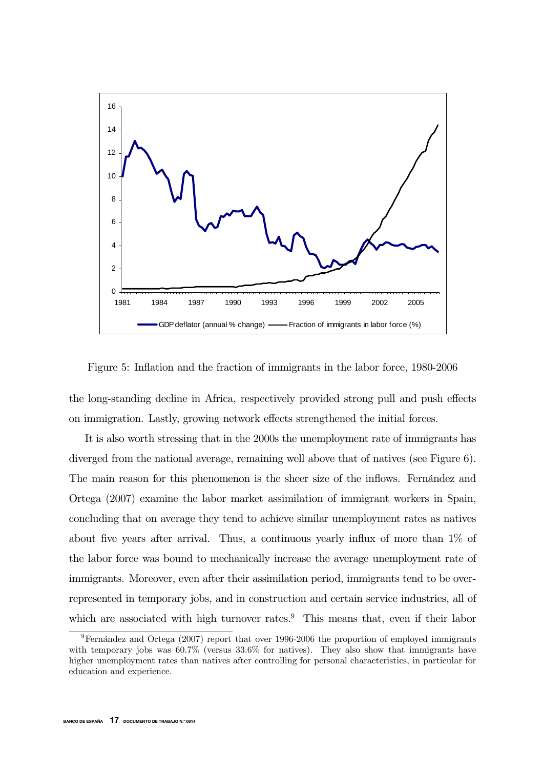Figure 5: Inflation and the fraction of immigrants in the labor force, 1980-2006

the long-standing decline in Africa, respectively provided strong pull and push effects on immigration. Lastly, growing network effects strengthened the initial forces.

It is also worth stressing that in the 2000s the unemployment rate of immigrants has diverged from the national average, remaining well above that of natives (see Figure 6). The main reason for this phenomenon is the sheer size of the inflows. Fernández and Ortega (2007) examine the labor market assimilation of immigrant workers in Spain, concluding that on average they tend to achieve similar unemployment rates as natives about five years after arrival. Thus, a continuous yearly influx of more than 1% of the labor force was bound to mechanically increase the average unemployment rate of immigrants. Moreover, even after their assimilation period, immigrants tend to be over-represented in temporary jobs, and in construction and certain service industries, all of which are associated with high turnover rates.[9] This means that, even if their labor

[9] Fernández and Ortega (2007) report that over 1996-2006 the proportion of employed immigrants with temporary jobs was 60.7% (versus 33.6% for natives). They also show that immigrants have higher unemployment rates than natives after controlling for personal characteristics, in particular for education and experience.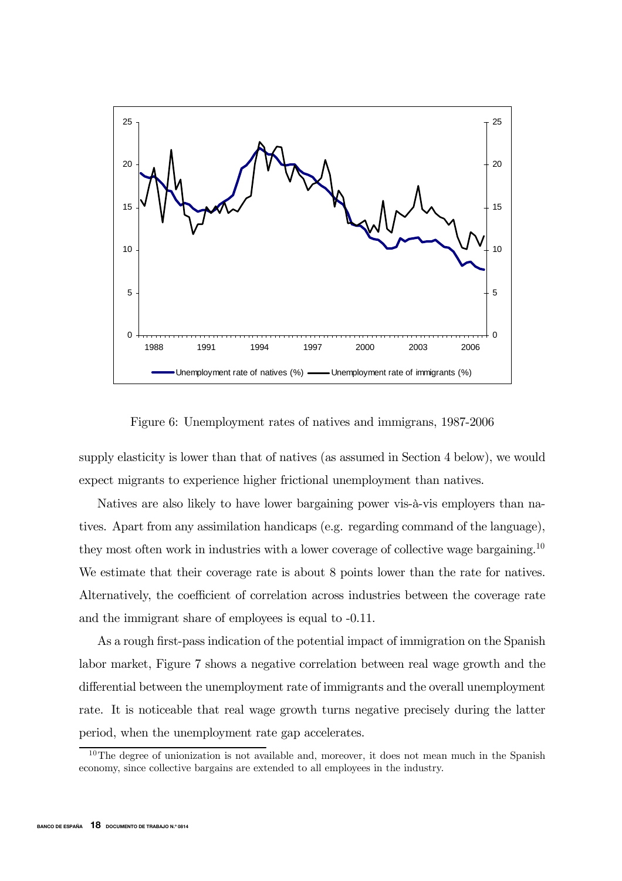Figure 6: Unemployment rates of natives and immigrans, 1987-2006

supply elasticity is lower than that of natives (as assumed in Section 4 below), we would expect migrants to experience higher frictional unemployment than natives.

Natives are also likely to have lower bargaining power vis-à-vis employers than natives. Apart from any assimilation handicaps (e.g. regarding command of the language), they most often work in industries with a lower coverage of collective wage bargaining.[10] We estimate that their coverage rate is about 8 points lower than the rate for natives. Alternatively, the coefficient of correlation across industries between the coverage rate and the immigrant share of employees is equal to -0.11.

As a rough first-pass indication of the potential impact of immigration on the Spanish labor market, Figure 7 shows a negative correlation between real wage growth and the differential between the unemployment rate of immigrants and the overall unemployment rate. It is noticeable that real wage growth turns negative precisely during the latter period, when the unemployment rate gap accelerates.

[10] The degree of unionization is not available and, moreover, it does not mean much in the Spanish economy, since collective bargains are extended to all employees in the industry.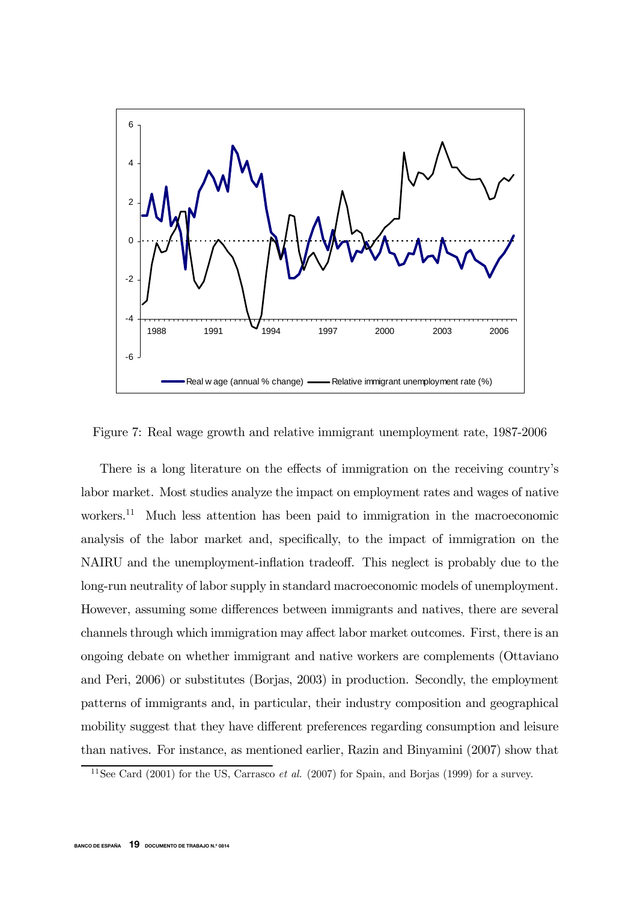Figure 7: Real wage growth and relative immigrant unemployment rate, 1987-2006

There is a long literature on the effects of immigration on the receiving country's labor market. Most studies analyze the impact on employment rates and wages of native workers.[11] Much less attention has been paid to immigration in the macroeconomic analysis of the labor market and, specifically, to the impact of immigration on the NAIRU and the unemployment-inflation tradeoff. This neglect is probably due to the long-run neutrality of labor supply in standard macroeconomic models of unemployment. However, assuming some differences between immigrants and natives, there are several channels through which immigration may affect labor market outcomes. First, there is an ongoing debate on whether immigrant and native workers are complements (Ottaviano and Peri, 2006) or substitutes (Borjas, 2003) in production. Secondly, the employment patterns of immigrants and, in particular, their industry composition and geographical mobility suggest that they have different preferences regarding consumption and leisure than natives. For instance, as mentioned earlier, Razin and Binyamini (2007) show that

[11] See Card (2001) for the US, Carrasco *et al.* (2007) for Spain, and Borjas (1999) for a survey.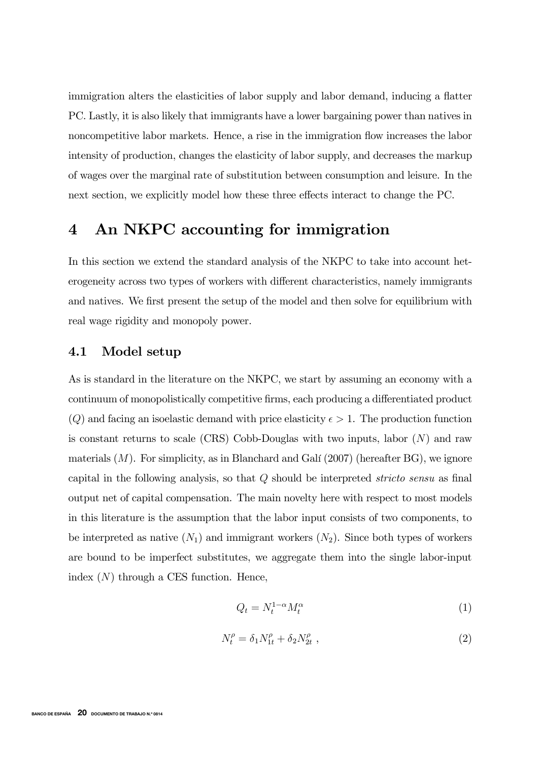immigration alters the elasticities of labor supply and labor demand, inducing a flatter PC. Lastly, it is also likely that immigrants have a lower bargaining power than natives in noncompetitive labor markets. Hence, a rise in the immigration flow increases the labor intensity of production, changes the elasticity of labor supply, and decreases the markup of wages over the marginal rate of substitution between consumption and leisure. In the next section, we explicitly model how these three effects interact to change the PC.

# 4 An NKPC accounting for immigration

In this section we extend the standard analysis of the NKPC to take into account heterogeneity across two types of workers with different characteristics, namely immigrants and natives. We first present the setup of the model and then solve for equilibrium with real wage rigidity and monopoly power.

## 4.1 Model setup

As is standard in the literature on the NKPC, we start by assuming an economy with a continuum of monopolistically competitive firms, each producing a differentiated product ($Q$) and facing an isoelastic demand with price elasticity $\epsilon > 1$. The production function is constant returns to scale (CRS) Cobb-Douglas with two inputs, labor ($N$) and raw materials ($M$). For simplicity, as in Blanchard and Galí (2007) (hereafter BG), we ignore capital in the following analysis, so that $Q$ should be interpreted *stricto sensu* as final output net of capital compensation. The main novelty here with respect to most models in this literature is the assumption that the labor input consists of two components, to be interpreted as native ($N_1$) and immigrant workers ($N_2$). Since both types of workers are bound to be imperfect substitutes, we aggregate them into the single labor-input index ($N$) through a CES function. Hence,

$$Q_t = N_t^{1-\alpha} M_t^{\alpha} \tag{1}$$

$$N_t^{\rho} = \delta_1 N_{1t}^{\rho} + \delta_2 N_{2t}^{\rho} \ , \tag{2}$$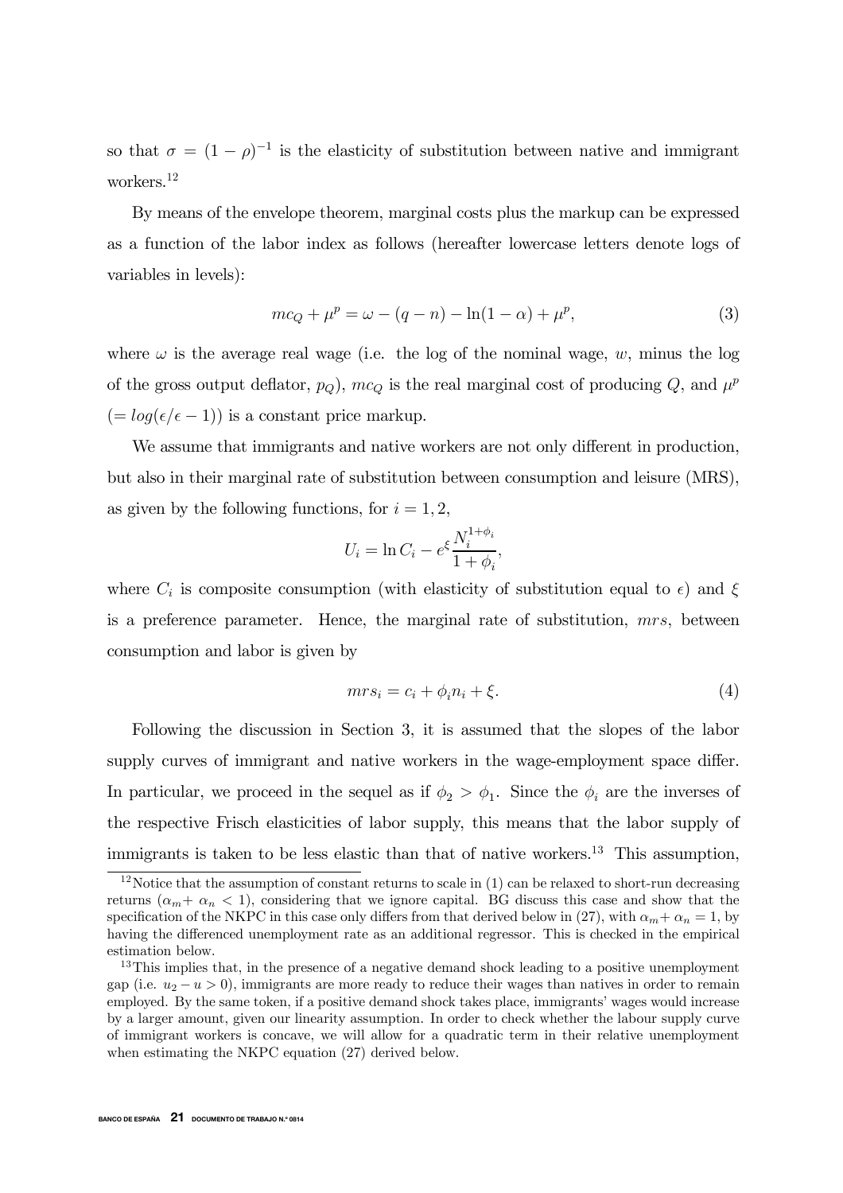so that $\sigma = (1-\rho)^{-1}$ is the elasticity of substitution between native and immigrant workers.[12]

By means of the envelope theorem, marginal costs plus the markup can be expressed as a function of the labor index as follows (hereafter lowercase letters denote logs of variables in levels):

$$mc_Q + \mu^p = \omega - (q - n) - \ln(1-\alpha) + \mu^p, \tag{3}$$

where $\omega$ is the average real wage (i.e. the log of the nominal wage, $w$, minus the log of the gross output deflator, $p_Q$), $mc_Q$ is the real marginal cost of producing $Q$, and $\mu^p$ $(= log(\epsilon/\epsilon - 1))$ is a constant price markup.

We assume that immigrants and native workers are not only different in production, but also in their marginal rate of substitution between consumption and leisure (MRS), as given by the following functions, for $i = 1, 2$,

$$U_i = \ln C_i - e^{\xi} \frac{N_i^{1+\phi_i}}{1+\phi_i},$$

where $C_i$ is composite consumption (with elasticity of substitution equal to $\epsilon$) and $\xi$ is a preference parameter. Hence, the marginal rate of substitution, $mrs$, between consumption and labor is given by

$$mrs_i = c_i + \phi_i n_i + \xi. \tag{4}$$

Following the discussion in Section 3, it is assumed that the slopes of the labor supply curves of immigrant and native workers in the wage-employment space differ. In particular, we proceed in the sequel as if $\phi_2 > \phi_1$. Since the $\phi_i$ are the inverses of the respective Frisch elasticities of labor supply, this means that the labor supply of immigrants is taken to be less elastic than that of native workers.[13] This assumption,

[12] Notice that the assumption of constant returns to scale in (1) can be relaxed to short-run decreasing returns ($\alpha_m + \alpha_n < 1$), considering that we ignore capital. BG discuss this case and show that the specification of the NKPC in this case only differs from that derived below in (27), with $\alpha_m + \alpha_n = 1$, by having the differenced unemployment rate as an additional regressor. This is checked in the empirical estimation below.

[13] This implies that, in the presence of a negative demand shock leading to a positive unemployment gap (i.e. $u_2 - u > 0$), immigrants are more ready to reduce their wages than natives in order to remain employed. By the same token, if a positive demand shock takes place, immigrants' wages would increase by a larger amount, given our linearity assumption. In order to check whether the labour supply curve of immigrant workers is concave, we will allow for a quadratic term in their relative unemployment when estimating the NKPC equation (27) derived below.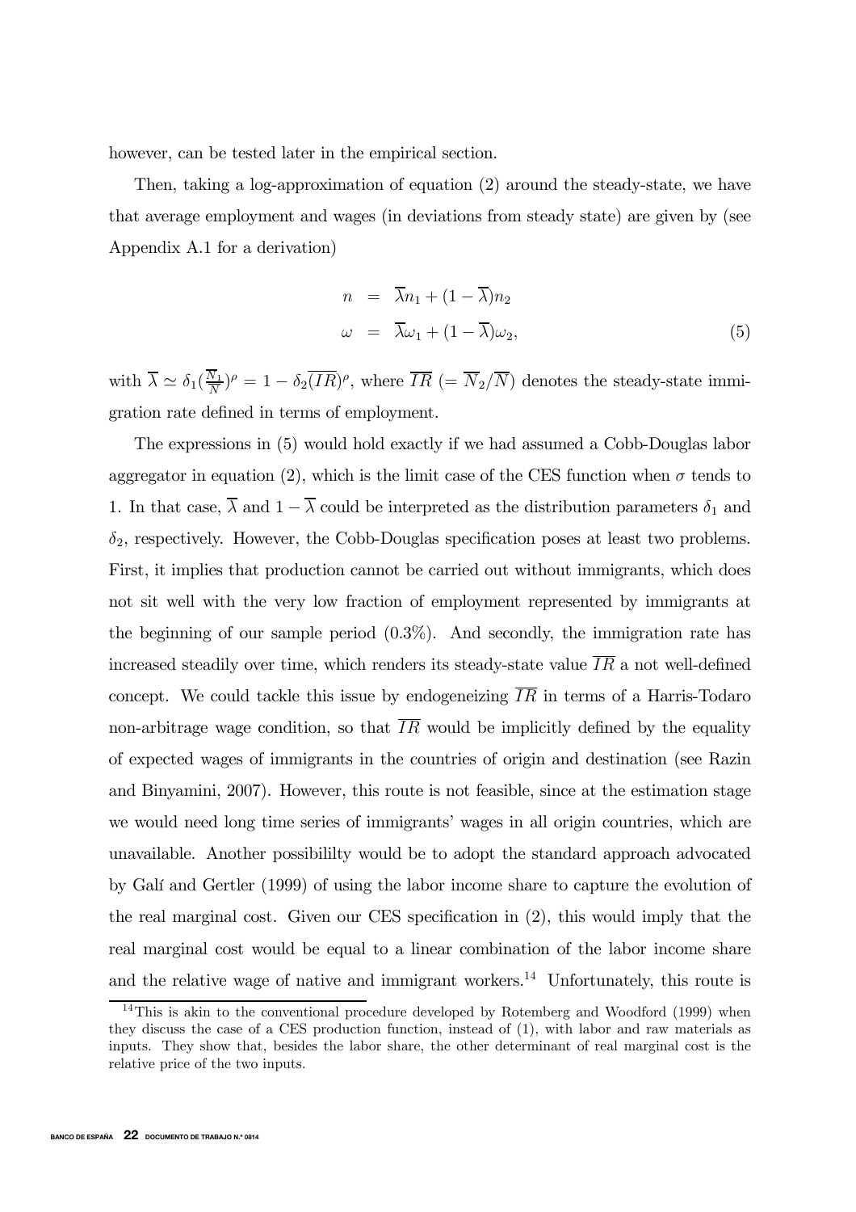however, can be tested later in the empirical section.

Then, taking a log-approximation of equation (2) around the steady-state, we have that average employment and wages (in deviations from steady state) are given by (see Appendix A.1 for a derivation)

$$
\begin{aligned}
n &= \overline{\lambda} n_1 + (1-\overline{\lambda}) n_2 \\
\omega &= \overline{\lambda} \omega_1 + (1-\overline{\lambda}) \omega_2,
\end{aligned}
\tag{5}
$$

with $\overline{\lambda} \simeq \delta_1 (\frac{\overline{N}_1}{\overline{N}})^{\rho} = 1 - \delta_2 (\overline{IR})^{\rho}$, where $\overline{IR}$ $(= \overline{N}_2/\overline{N})$ denotes the steady-state immigration rate defined in terms of employment.

The expressions in (5) would hold exactly if we had assumed a Cobb-Douglas labor aggregator in equation (2), which is the limit case of the CES function when $\sigma$ tends to 1. In that case, $\overline{\lambda}$ and $1-\overline{\lambda}$ could be interpreted as the distribution parameters $\delta_1$ and $\delta_2$, respectively. However, the Cobb-Douglas specification poses at least two problems. First, it implies that production cannot be carried out without immigrants, which does not sit well with the very low fraction of employment represented by immigrants at the beginning of our sample period (0.3%). And secondly, the immigration rate has increased steadily over time, which renders its steady-state value $\overline{IR}$ a not well-defined concept. We could tackle this issue by endogeneizing $\overline{IR}$ in terms of a Harris-Todaro non-arbitrage wage condition, so that $\overline{IR}$ would be implicitly defined by the equality of expected wages of immigrants in the countries of origin and destination (see Razin and Binyamini, 2007). However, this route is not feasible, since at the estimation stage we would need long time series of immigrants' wages in all origin countries, which are unavailable. Another possibililty would be to adopt the standard approach advocated by Galí and Gertler (1999) of using the labor income share to capture the evolution of the real marginal cost. Given our CES specification in (2), this would imply that the real marginal cost would be equal to a linear combination of the labor income share and the relative wage of native and immigrant workers.[14] Unfortunately, this route is

[14] This is akin to the conventional procedure developed by Rotemberg and Woodford (1999) when they discuss the case of a CES production function, instead of (1), with labor and raw materials as inputs. They show that, besides the labor share, the other determinant of real marginal cost is the relative price of the two inputs.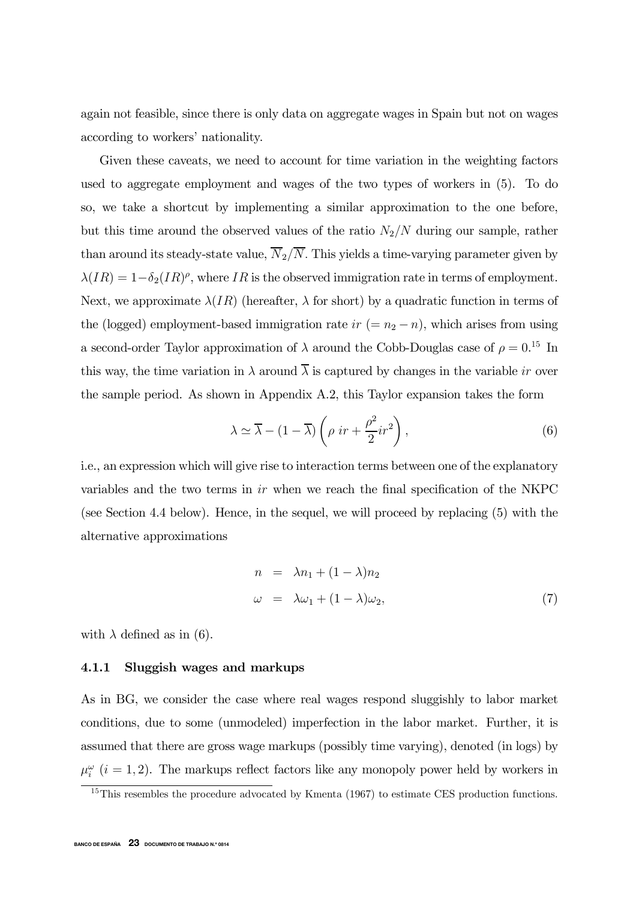again not feasible, since there is only data on aggregate wages in Spain but not on wages according to workers' nationality.

Given these caveats, we need to account for time variation in the weighting factors used to aggregate employment and wages of the two types of workers in (5). To do so, we take a shortcut by implementing a similar approximation to the one before, but this time around the observed values of the ratio $N_2/N$ during our sample, rather than around its steady-state value, $\overline{N}_2/\overline{N}$. This yields a time-varying parameter given by $\lambda(IR) = 1-\delta_2(IR)^{\rho}$, where $IR$ is the observed immigration rate in terms of employment. Next, we approximate $\lambda(IR)$ (hereafter, $\lambda$ for short) by a quadratic function in terms of the (logged) employment-based immigration rate $ir$ $(= n_2 - n)$, which arises from using a second-order Taylor approximation of $\lambda$ around the Cobb-Douglas case of $\rho = 0$.[15] In this way, the time variation in $\lambda$ around $\overline{\lambda}$ is captured by changes in the variable $ir$ over the sample period. As shown in Appendix A.2, this Taylor expansion takes the form

$$\lambda \simeq \overline{\lambda} - (1-\overline{\lambda})\left(\rho\ ir + \frac{\rho^2}{2} ir^2\right), \tag{6}$$

i.e., an expression which will give rise to interaction terms between one of the explanatory variables and the two terms in $ir$ when we reach the final specification of the NKPC (see Section 4.4 below). Hence, in the sequel, we will proceed by replacing (5) with the alternative approximations

$$\begin{aligned} n &= \lambda n_1 + (1-\lambda) n_2 \\ \omega &= \lambda \omega_1 + (1-\lambda)\omega_2, \end{aligned} \tag{7}$$

with $\lambda$ defined as in (6).

### 4.1.1 Sluggish wages and markups

As in BG, we consider the case where real wages respond sluggishly to labor market conditions, due to some (unmodeled) imperfection in the labor market. Further, it is assumed that there are gross wage markups (possibly time varying), denoted (in logs) by $\mu_i^{\omega}$ $(i = 1, 2)$. The markups reflect factors like any monopoly power held by workers in

[15] This resembles the procedure advocated by Kmenta (1967) to estimate CES production functions.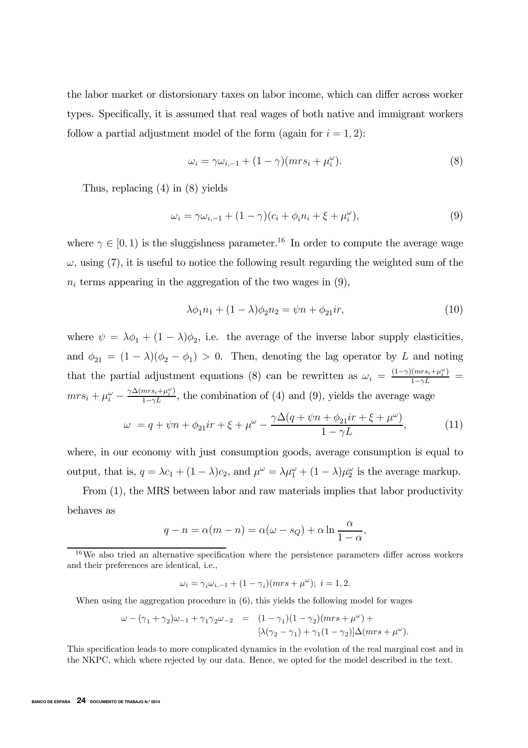the labor market or distorsionary taxes on labor income, which can differ across worker types. Specifically, it is assumed that real wages of both native and immigrant workers follow a partial adjustment model of the form (again for $i = 1, 2$):

$$\omega_i = \gamma\omega_{i,-1} + (1-\gamma)(mrs_i + \mu_i^{\omega}). \tag{8}$$

Thus, replacing (4) in (8) yields

$$\omega_i = \gamma\omega_{i,-1} + (1-\gamma)(c_i + \phi_i n_i + \xi + \mu_i^{\omega}), \tag{9}$$

where $\gamma \in [0, 1)$ is the sluggishness parameter.[16] In order to compute the average wage $\omega$, using (7), it is useful to notice the following result regarding the weighted sum of the $n_i$ terms appearing in the aggregation of the two wages in (9),

$$\lambda\phi_1 n_1 + (1-\lambda)\phi_2 n_2 = \psi n + \phi_{21} ir, \tag{10}$$

where $\psi = \lambda\phi_1 + (1-\lambda)\phi_2$, i.e. the average of the inverse labor supply elasticities, and $\phi_{21} = (1-\lambda)(\phi_2 - \phi_1) > 0$. Then, denoting the lag operator by $L$ and noting that the partial adjustment equations (8) can be rewritten as $\omega_i = \frac{(1-\gamma)(mrs_i+\mu_i^{\omega})}{1-\gamma L} = mrs_i + \mu_i^{\omega} - \frac{\gamma\Delta(mrs_i+\mu_i^{\omega})}{1-\gamma L}$, the combination of (4) and (9), yields the average wage

$$\omega \ = q + \psi n + \phi_{21} ir + \xi + \mu^{\omega} - \frac{\gamma\Delta(q + \psi n + \phi_{21} ir + \xi + \mu^{\omega})}{1-\gamma L}, \tag{11}$$

where, in our economy with just consumption goods, average consumption is equal to output, that is, $q = \lambda c_1 + (1-\lambda)c_2$, and $\mu^{\omega} = \lambda\mu_1^{\omega} + (1-\lambda)\mu_2^{\omega}$ is the average markup.

From (1), the MRS between labor and raw materials implies that labor productivity behaves as

$$q - n = \alpha(m - n) = \alpha(\omega - s_Q) + \alpha \ln\frac{\alpha}{1-\alpha},$$

[16] We also tried an alternative specification where the persistence parameters differ across workers and their preferences are identical, i.e.,

$$\omega_i = \gamma_i\omega_{i,-1} + (1-\gamma_i)(mrs + \mu^{\omega});\ i = 1, 2.$$

When using the aggregation procedure in (6), this yields the following model for wages

$$\begin{aligned}\omega - (\gamma_1 + \gamma_2)\omega_{-1} + \gamma_1\gamma_2\omega_{-2} \ &= \ (1-\gamma_1)(1-\gamma_2)(mrs + \mu^{\omega}) + \\ &\quad [\lambda(\gamma_2 - \gamma_1) + \gamma_1(1-\gamma_2)]\Delta(mrs + \mu^{\omega}).\end{aligned}$$

This specification leads to more complicated dynamics in the evolution of the real marginal cost and in the NKPC, which where rejected by our data. Hence, we opted for the model described in the text.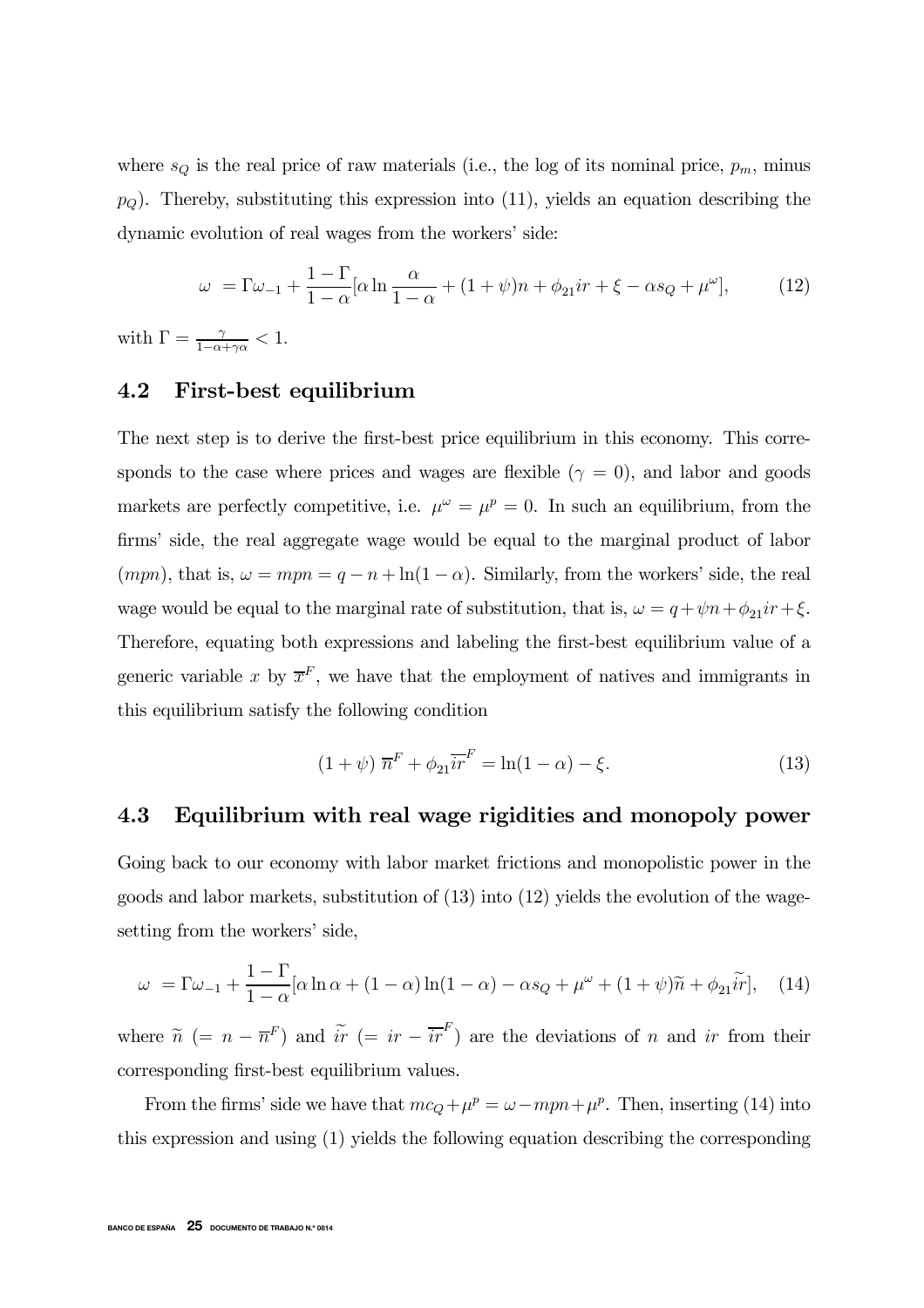where $s_Q$ is the real price of raw materials (i.e., the log of its nominal price, $p_m$, minus $p_Q$). Thereby, substituting this expression into (11), yields an equation describing the dynamic evolution of real wages from the workers' side:

$$\omega = \Gamma\omega_{-1} + \frac{1-\Gamma}{1-\alpha}[\alpha \ln \frac{\alpha}{1-\alpha} + (1+\psi)n + \phi_{21} ir + \xi - \alpha s_Q + \mu^{\omega}], \tag{12}$$

with $\Gamma = \frac{\gamma}{1-\alpha+\gamma\alpha} < 1$.

## 4.2 First-best equilibrium

The next step is to derive the first-best price equilibrium in this economy. This corresponds to the case where prices and wages are flexible ($\gamma = 0$), and labor and goods markets are perfectly competitive, i.e. $\mu^{\omega} = \mu^{p} = 0$. In such an equilibrium, from the firms' side, the real aggregate wage would be equal to the marginal product of labor ($mpn$), that is, $\omega = mpn = q - n + \ln(1-\alpha)$. Similarly, from the workers' side, the real wage would be equal to the marginal rate of substitution, that is, $\omega = q + \psi n + \phi_{21} ir + \xi$. Therefore, equating both expressions and labeling the first-best equilibrium value of a generic variable $x$ by $\overline{x}^F$, we have that the employment of natives and immigrants in this equilibrium satisfy the following condition

$$(1+\psi)\,\overline{n}^F + \phi_{21}\overline{ir}^F = \ln(1-\alpha) - \xi. \tag{13}$$

## 4.3 Equilibrium with real wage rigidities and monopoly power

Going back to our economy with labor market frictions and monopolistic power in the goods and labor markets, substitution of (13) into (12) yields the evolution of the wage-setting from the workers' side,

$$\omega = \Gamma\omega_{-1} + \frac{1-\Gamma}{1-\alpha}[\alpha \ln \alpha + (1-\alpha)\ln(1-\alpha) - \alpha s_Q + \mu^{\omega} + (1+\psi)\widetilde{n} + \phi_{21}\widetilde{ir}], \tag{14}$$

where $\widetilde{n}$ $(= n - \overline{n}^F)$ and $\widetilde{ir}$ $(= ir - \overline{ir}^F)$ are the deviations of $n$ and $ir$ from their corresponding first-best equilibrium values.

From the firms' side we have that $mc_Q + \mu^p = \omega - mpn + \mu^p$. Then, inserting (14) into this expression and using (1) yields the following equation describing the corresponding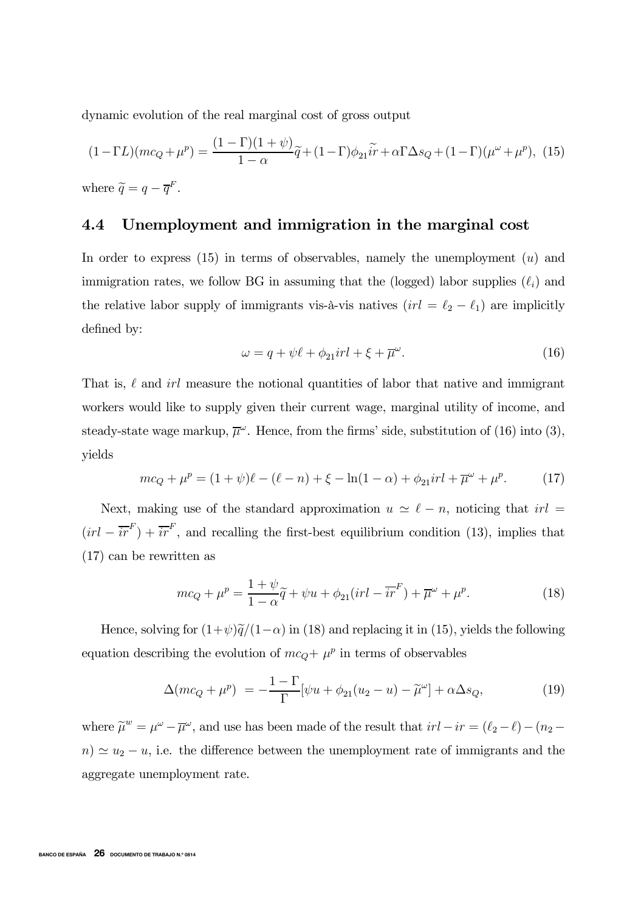dynamic evolution of the real marginal cost of gross output

$$(1-\Gamma L)(mc_Q+\mu^p) = \frac{(1-\Gamma)(1+\psi)}{1-\alpha}\widetilde{q} + (1-\Gamma)\phi_{21}\widetilde{ir} + \alpha\Gamma\Delta s_Q + (1-\Gamma)(\mu^\omega+\mu^p), \quad (15)$$

where $\widetilde{q} = q - \overline{q}^F$.

### 4.4 Unemployment and immigration in the marginal cost

In order to express (15) in terms of observables, namely the unemployment ($u$) and immigration rates, we follow BG in assuming that the (logged) labor supplies ($\ell_i$) and the relative labor supply of immigrants vis-à-vis natives ($irl = \ell_2 - \ell_1$) are implicitly defined by:

$$\omega = q + \psi\ell + \phi_{21}irl + \xi + \overline{\mu}^\omega. \quad (16)$$

That is, $\ell$ and $irl$ measure the notional quantities of labor that native and immigrant workers would like to supply given their current wage, marginal utility of income, and steady-state wage markup, $\overline{\mu}^\omega$. Hence, from the firms' side, substitution of (16) into (3), yields

$$mc_Q + \mu^p = (1+\psi)\ell - (\ell - n) + \xi - \ln(1-\alpha) + \phi_{21}irl + \overline{\mu}^\omega + \mu^p. \quad (17)$$

Next, making use of the standard approximation $u \simeq \ell - n$, noticing that $irl = (irl - \overline{ir}^F) + \overline{ir}^F$, and recalling the first-best equilibrium condition (13), implies that (17) can be rewritten as

$$mc_Q + \mu^p = \frac{1+\psi}{1-\alpha}\widetilde{q} + \psi u + \phi_{21}(irl - \overline{ir}^F) + \overline{\mu}^\omega + \mu^p. \quad (18)$$

Hence, solving for $(1+\psi)\widetilde{q}/(1-\alpha)$ in (18) and replacing it in (15), yields the following equation describing the evolution of $mc_Q + \mu^p$ in terms of observables

$$\Delta(mc_Q+\mu^p) = -\frac{1-\Gamma}{\Gamma}[\psi u + \phi_{21}(u_2 - u) - \widetilde{\mu}^\omega] + \alpha\Delta s_Q, \quad (19)$$

where $\widetilde{\mu}^w = \mu^\omega - \overline{\mu}^\omega$, and use has been made of the result that $irl - ir = (\ell_2 - \ell) - (n_2 - n) \simeq u_2 - u$, i.e. the difference between the unemployment rate of immigrants and the aggregate unemployment rate.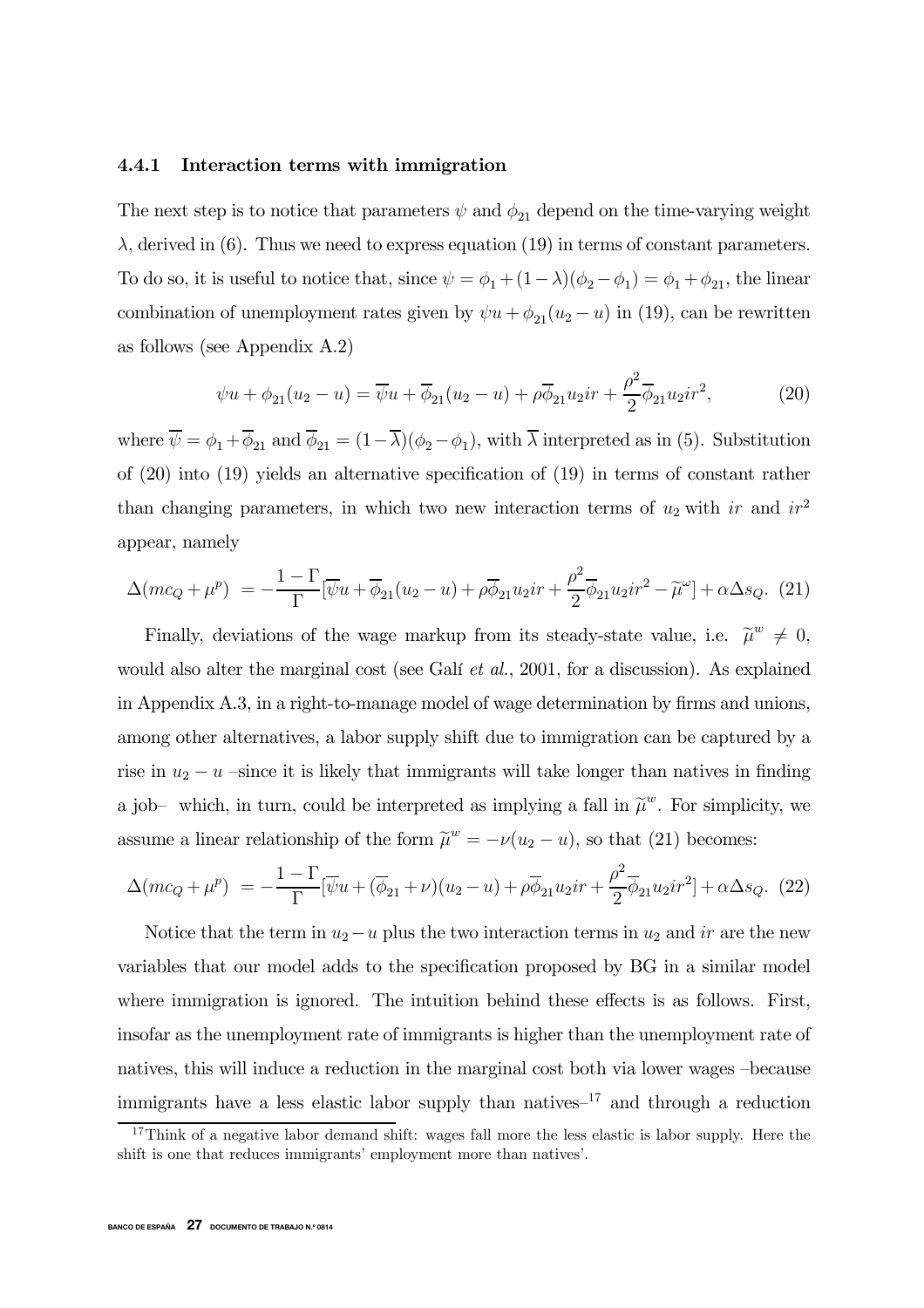### 4.4.1 Interaction terms with immigration

The next step is to notice that parameters $\psi$ and $\phi_{21}$ depend on the time-varying weight $\lambda$, derived in (6). Thus we need to express equation (19) in terms of constant parameters. To do so, it is useful to notice that, since $\psi = \phi_1 + (1-\lambda)(\phi_2 - \phi_1) = \phi_1 + \phi_{21}$, the linear combination of unemployment rates given by $\psi u + \phi_{21}(u_2 - u)$ in (19), can be rewritten as follows (see Appendix A.2)

$$\psi u + \phi_{21}(u_2 - u) = \overline{\psi} u + \overline{\phi}_{21}(u_2 - u) + \rho \overline{\phi}_{21} u_2 ir + \frac{\rho^2}{2} \overline{\phi}_{21} u_2 ir^2, \tag{20}$$

where $\overline{\psi} = \phi_1 + \overline{\phi}_{21}$ and $\overline{\phi}_{21} = (1-\overline{\lambda})(\phi_2 - \phi_1)$, with $\overline{\lambda}$ interpreted as in (5). Substitution of (20) into (19) yields an alternative specification of (19) in terms of constant rather than changing parameters, in which two new interaction terms of $u_2$ with $ir$ and $ir^2$ appear, namely

$$\Delta(mc_Q + \mu^p) \;=\; -\frac{1-\Gamma}{\Gamma}[\overline{\psi} u + \overline{\phi}_{21}(u_2 - u) + \rho \overline{\phi}_{21} u_2 ir + \frac{\rho^2}{2} \overline{\phi}_{21} u_2 ir^2 - \widetilde{\mu}^{\omega}] + \alpha \Delta s_Q. \tag{21}$$

Finally, deviations of the wage markup from its steady-state value, i.e. $\widetilde{\mu}^w \neq 0$, would also alter the marginal cost (see Galí *et al.*, 2001, for a discussion). As explained in Appendix A.3, in a right-to-manage model of wage determination by firms and unions, among other alternatives, a labor supply shift due to immigration can be captured by a rise in $u_2 - u$ –since it is likely that immigrants will take longer than natives in finding a job– which, in turn, could be interpreted as implying a fall in $\widetilde{\mu}^w$. For simplicity, we assume a linear relationship of the form $\widetilde{\mu}^w = -\nu(u_2 - u)$, so that (21) becomes:

$$\Delta(mc_Q + \mu^p) \;=\; -\frac{1-\Gamma}{\Gamma}[\overline{\psi} u + (\overline{\phi}_{21} + \nu)(u_2 - u) + \rho \overline{\phi}_{21} u_2 ir + \frac{\rho^2}{2} \overline{\phi}_{21} u_2 ir^2] + \alpha \Delta s_Q. \tag{22}$$

Notice that the term in $u_2 - u$ plus the two interaction terms in $u_2$ and $ir$ are the new variables that our model adds to the specification proposed by BG in a similar model where immigration is ignored. The intuition behind these effects is as follows. First, insofar as the unemployment rate of immigrants is higher than the unemployment rate of natives, this will induce a reduction in the marginal cost both via lower wages –because immigrants have a less elastic labor supply than natives–[17] and through a reduction

[17] Think of a negative labor demand shift: wages fall more the less elastic is labor supply. Here the shift is one that reduces immigrants' employment more than natives'.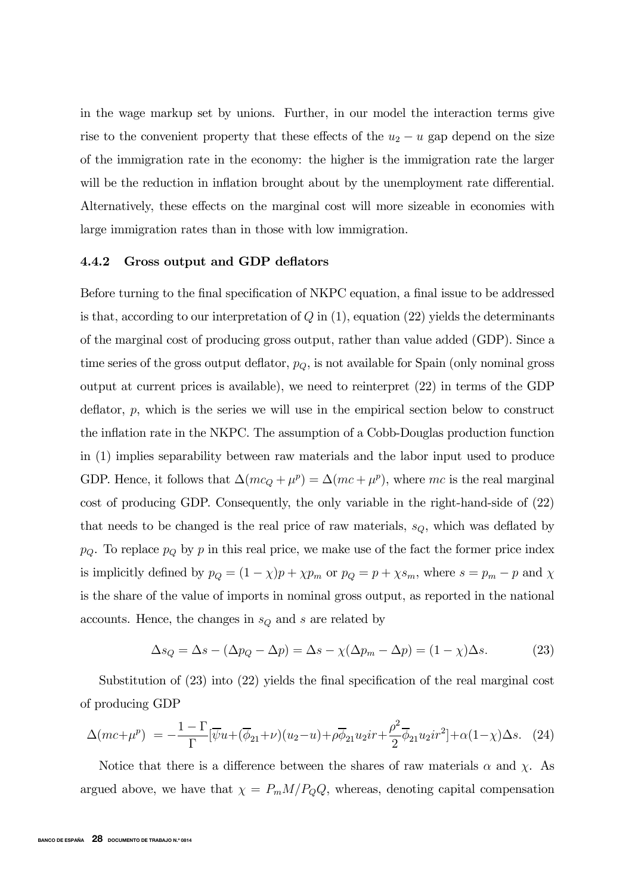in the wage markup set by unions. Further, in our model the interaction terms give rise to the convenient property that these effects of the $u_2 - u$ gap depend on the size of the immigration rate in the economy: the higher is the immigration rate the larger will be the reduction in inflation brought about by the unemployment rate differential. Alternatively, these effects on the marginal cost will more sizeable in economies with large immigration rates than in those with low immigration.

### 4.4.2 Gross output and GDP deflators

Before turning to the final specification of NKPC equation, a final issue to be addressed is that, according to our interpretation of $Q$ in (1), equation (22) yields the determinants of the marginal cost of producing gross output, rather than value added (GDP). Since a time series of the gross output deflator, $p_Q$, is not available for Spain (only nominal gross output at current prices is available), we need to reinterpret (22) in terms of the GDP deflator, $p$, which is the series we will use in the empirical section below to construct the inflation rate in the NKPC. The assumption of a Cobb-Douglas production function in (1) implies separability between raw materials and the labor input used to produce GDP. Hence, it follows that $\Delta(mc_Q + \mu^p) = \Delta(mc + \mu^p)$, where $mc$ is the real marginal cost of producing GDP. Consequently, the only variable in the right-hand-side of (22) that needs to be changed is the real price of raw materials, $s_Q$, which was deflated by $p_Q$. To replace $p_Q$ by $p$ in this real price, we make use of the fact the former price index is implicitly defined by $p_Q = (1-\chi)p + \chi p_m$ or $p_Q = p + \chi s_m$, where $s = p_m - p$ and $\chi$ is the share of the value of imports in nominal gross output, as reported in the national accounts. Hence, the changes in $s_Q$ and $s$ are related by

$$\Delta s_Q = \Delta s - (\Delta p_Q - \Delta p) = \Delta s - \chi(\Delta p_m - \Delta p) = (1-\chi)\Delta s. \tag{23}$$

Substitution of (23) into (22) yields the final specification of the real marginal cost of producing GDP

$$\Delta(mc+\mu^p) = -\frac{1-\Gamma}{\Gamma}[\overline{\psi}u + (\overline{\phi}_{21}+\nu)(u_2-u) + \rho\overline{\phi}_{21}u_2 ir + \frac{\rho^2}{2}\overline{\phi}_{21}u_2 ir^2] + \alpha(1-\chi)\Delta s. \tag{24}$$

Notice that there is a difference between the shares of raw materials $\alpha$ and $\chi$. As argued above, we have that $\chi = P_m M / P_Q Q$, whereas, denoting capital compensation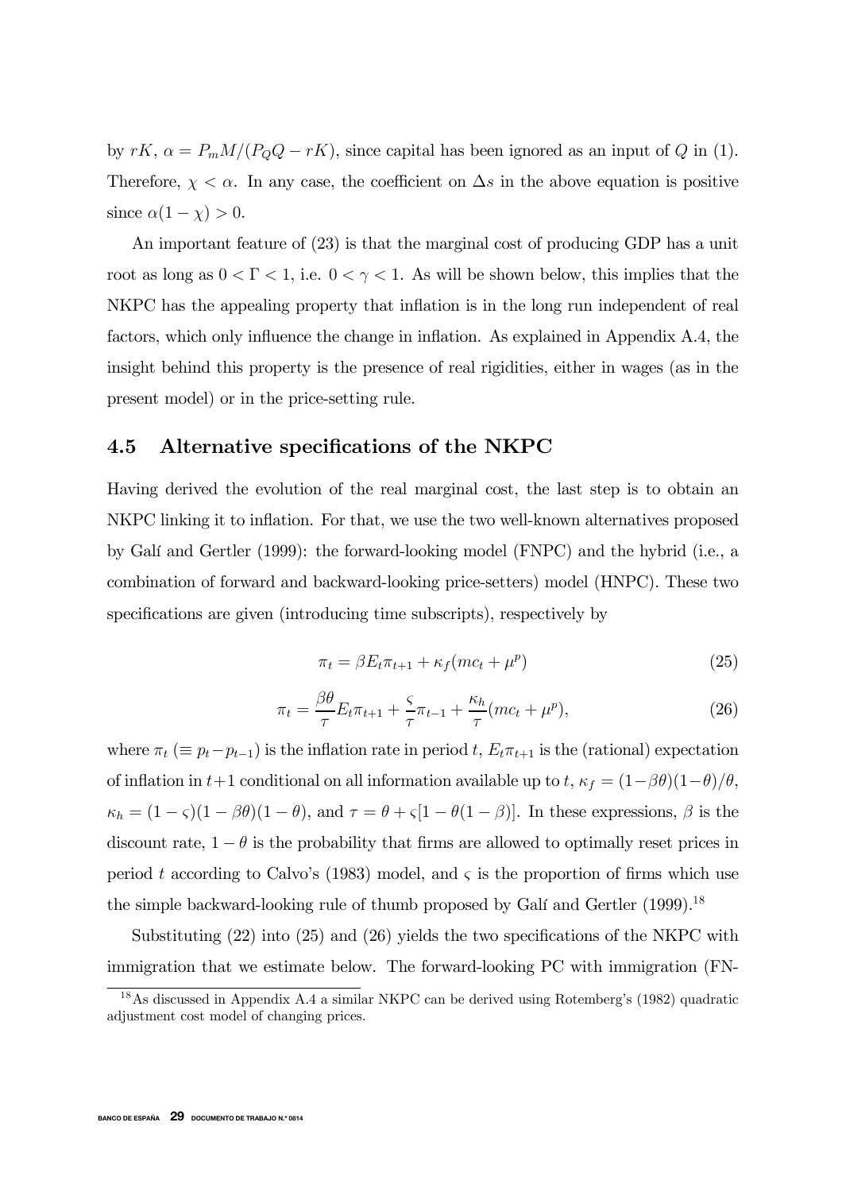by $rK$, $\alpha = P_m M/(P_Q Q - rK)$, since capital has been ignored as an input of $Q$ in (1). Therefore, $\chi < \alpha$. In any case, the coefficient on $\Delta s$ in the above equation is positive since $\alpha(1-\chi) > 0$.

An important feature of (23) is that the marginal cost of producing GDP has a unit root as long as $0 < \Gamma < 1$, i.e. $0 < \gamma < 1$. As will be shown below, this implies that the NKPC has the appealing property that inflation is in the long run independent of real factors, which only influence the change in inflation. As explained in Appendix A.4, the insight behind this property is the presence of real rigidities, either in wages (as in the present model) or in the price-setting rule.

### 4.5 Alternative specifications of the NKPC

Having derived the evolution of the real marginal cost, the last step is to obtain an NKPC linking it to inflation. For that, we use the two well-known alternatives proposed by Galí and Gertler (1999): the forward-looking model (FNPC) and the hybrid (i.e., a combination of forward and backward-looking price-setters) model (HNPC). These two specifications are given (introducing time subscripts), respectively by

$$\pi_t = \beta E_t \pi_{t+1} + \kappa_f (mc_t + \mu^p) \tag{25}$$

$$\pi_t = \frac{\beta\theta}{\tau} E_t \pi_{t+1} + \frac{\varsigma}{\tau}\pi_{t-1} + \frac{\kappa_h}{\tau}(mc_t + \mu^p), \tag{26}$$

where $\pi_t$ ($\equiv p_t - p_{t-1}$) is the inflation rate in period $t$, $E_t\pi_{t+1}$ is the (rational) expectation of inflation in $t+1$ conditional on all information available up to $t$, $\kappa_f = (1-\beta\theta)(1-\theta)/\theta$, $\kappa_h = (1-\varsigma)(1-\beta\theta)(1-\theta)$, and $\tau = \theta + \varsigma[1 - \theta(1-\beta)]$. In these expressions, $\beta$ is the discount rate, $1-\theta$ is the probability that firms are allowed to optimally reset prices in period $t$ according to Calvo's (1983) model, and $\varsigma$ is the proportion of firms which use the simple backward-looking rule of thumb proposed by Galí and Gertler (1999).[18]

Substituting (22) into (25) and (26) yields the two specifications of the NKPC with immigration that we estimate below. The forward-looking PC with immigration (FN-

[18] As discussed in Appendix A.4 a similar NKPC can be derived using Rotemberg's (1982) quadratic adjustment cost model of changing prices.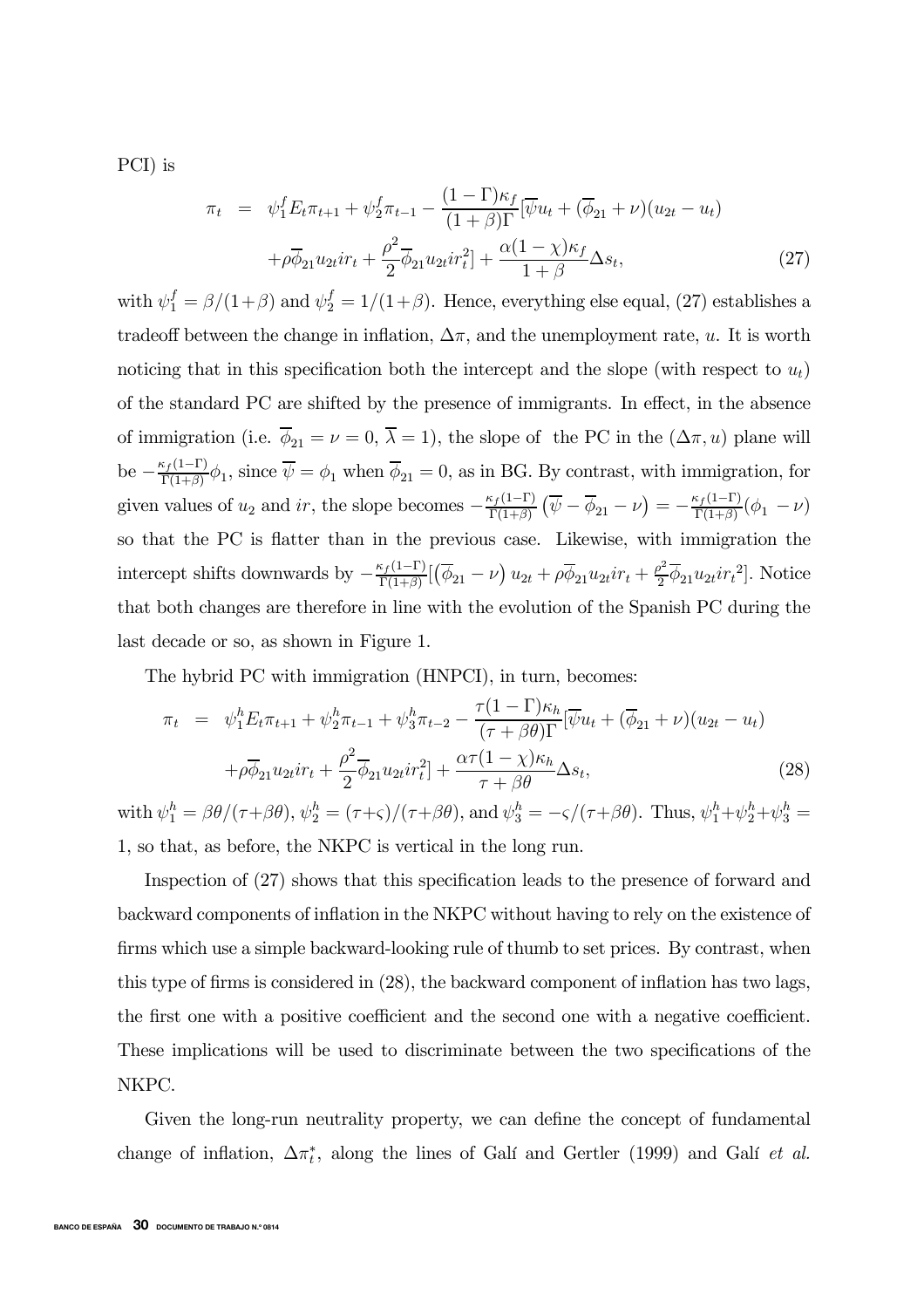PCI) is

$$\pi_t = \psi_1^f E_t \pi_{t+1} + \psi_2^f \pi_{t-1} - \frac{(1-\Gamma)\kappa_f}{(1+\beta)\Gamma}[\overline{\psi} u_t + (\overline{\phi}_{21} + \nu)(u_{2t} - u_t) + \rho \overline{\phi}_{21} u_{2t} ir_t + \frac{\rho^2}{2} \overline{\phi}_{21} u_{2t} ir_t^2] + \frac{\alpha(1-\chi)\kappa_f}{1+\beta} \Delta s_t, \tag{27}$$

with $\psi_1^f = \beta/(1+\beta)$ and $\psi_2^f = 1/(1+\beta)$. Hence, everything else equal, (27) establishes a tradeoff between the change in inflation, $\Delta\pi$, and the unemployment rate, $u$. It is worth noticing that in this specification both the intercept and the slope (with respect to $u_t$) of the standard PC are shifted by the presence of immigrants. In effect, in the absence of immigration (i.e. $\overline{\phi}_{21} = \nu = 0$, $\overline{\lambda} = 1$), the slope of the PC in the $(\Delta\pi, u)$ plane will be $-\frac{\kappa_f(1-\Gamma)}{\Gamma(1+\beta)}\phi_1$, since $\overline{\psi} = \phi_1$ when $\overline{\phi}_{21} = 0$, as in BG. By contrast, with immigration, for given values of $u_2$ and $ir$, the slope becomes $-\frac{\kappa_f(1-\Gamma)}{\Gamma(1+\beta)}\left(\overline{\psi} - \overline{\phi}_{21} - \nu\right) = -\frac{\kappa_f(1-\Gamma)}{\Gamma(1+\beta)}(\phi_1 - \nu)$ so that the PC is flatter than in the previous case. Likewise, with immigration the intercept shifts downwards by $-\frac{\kappa_f(1-\Gamma)}{\Gamma(1+\beta)}[\left(\overline{\phi}_{21} - \nu\right) u_{2t} + \rho \overline{\phi}_{21} u_{2t} ir_t + \frac{\rho^2}{2} \overline{\phi}_{21} u_{2t} ir_t{}^2]$. Notice that both changes are therefore in line with the evolution of the Spanish PC during the last decade or so, as shown in Figure 1.

The hybrid PC with immigration (HNPCI), in turn, becomes:

$$\pi_t = \psi_1^h E_t \pi_{t+1} + \psi_2^h \pi_{t-1} + \psi_3^h \pi_{t-2} - \frac{\tau(1-\Gamma)\kappa_h}{(\tau+\beta\theta)\Gamma}[\overline{\psi} u_t + (\overline{\phi}_{21} + \nu)(u_{2t} - u_t) + \rho \overline{\phi}_{21} u_{2t} ir_t + \frac{\rho^2}{2} \overline{\phi}_{21} u_{2t} ir_t^2] + \frac{\alpha\tau(1-\chi)\kappa_h}{\tau+\beta\theta} \Delta s_t, \tag{28}$$

with $\psi_1^h = \beta\theta/(\tau+\beta\theta)$, $\psi_2^h = (\tau+\varsigma)/(\tau+\beta\theta)$, and $\psi_3^h = -\varsigma/(\tau+\beta\theta)$. Thus, $\psi_1^h + \psi_2^h + \psi_3^h = 1$, so that, as before, the NKPC is vertical in the long run.

Inspection of (27) shows that this specification leads to the presence of forward and backward components of inflation in the NKPC without having to rely on the existence of firms which use a simple backward-looking rule of thumb to set prices. By contrast, when this type of firms is considered in (28), the backward component of inflation has two lags, the first one with a positive coefficient and the second one with a negative coefficient. These implications will be used to discriminate between the two specifications of the NKPC.

Given the long-run neutrality property, we can define the concept of fundamental change of inflation, $\Delta\pi_t^*$, along the lines of Galí and Gertler (1999) and Galí *et al.*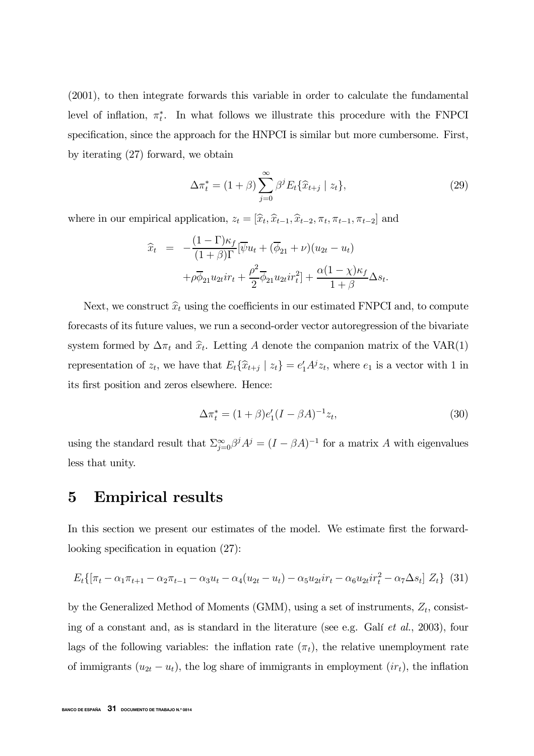(2001), to then integrate forwards this variable in order to calculate the fundamental level of inflation, $\pi_t^*$. In what follows we illustrate this procedure with the FNPCI specification, since the approach for the HNPCI is similar but more cumbersome. First, by iterating (27) forward, we obtain

$$\Delta\pi_t^* = (1+\beta)\sum_{j=0}^{\infty}\beta^j E_t\{\widehat{x}_{t+j} \mid z_t\}, \tag{29}$$

where in our empirical application, $z_t = [\widehat{x}_t, \widehat{x}_{t-1}, \widehat{x}_{t-2}, \pi_t, \pi_{t-1}, \pi_{t-2}]$ and

$$\begin{aligned}
\widehat{x}_t &= -\frac{(1-\Gamma)\kappa_f}{(1+\beta)\Gamma}[\overline{\psi}u_t + (\overline{\phi}_{21}+\nu)(u_{2t}-u_t) \\
&\quad + \rho\overline{\phi}_{21}u_{2t}ir_t + \frac{\rho^2}{2}\overline{\phi}_{21}u_{2t}ir_t^2] + \frac{\alpha(1-\chi)\kappa_f}{1+\beta}\Delta s_t.
\end{aligned}$$

Next, we construct $\widehat{x}_t$ using the coefficients in our estimated FNPCI and, to compute forecasts of its future values, we run a second-order vector autoregression of the bivariate system formed by $\Delta\pi_t$ and $\widehat{x}_t$. Letting $A$ denote the companion matrix of the VAR(1) representation of $z_t$, we have that $E_t\{\widehat{x}_{t+j} \mid z_t\} = e_1' A^j z_t$, where $e_1$ is a vector with 1 in its first position and zeros elsewhere. Hence:

$$\Delta\pi_t^* = (1+\beta)e_1'(I-\beta A)^{-1}z_t, \tag{30}$$

using the standard result that $\Sigma_{j=0}^{\infty}\beta^j A^j = (I-\beta A)^{-1}$ for a matrix $A$ with eigenvalues less that unity.

# 5 Empirical results

In this section we present our estimates of the model. We estimate first the forward-looking specification in equation (27):

$$E_t\{[\pi_t - \alpha_1\pi_{t+1} - \alpha_2\pi_{t-1} - \alpha_3 u_t - \alpha_4(u_{2t}-u_t) - \alpha_5 u_{2t}ir_t - \alpha_6 u_{2t}ir_t^2 - \alpha_7\Delta s_t]\ Z_t\} \tag{31}$$

by the Generalized Method of Moments (GMM), using a set of instruments, $Z_t$, consisting of a constant and, as is standard in the literature (see e.g. Galí *et al.*, 2003), four lags of the following variables: the inflation rate ($\pi_t$), the relative unemployment rate of immigrants ($u_{2t}-u_t$), the log share of immigrants in employment ($ir_t$), the inflation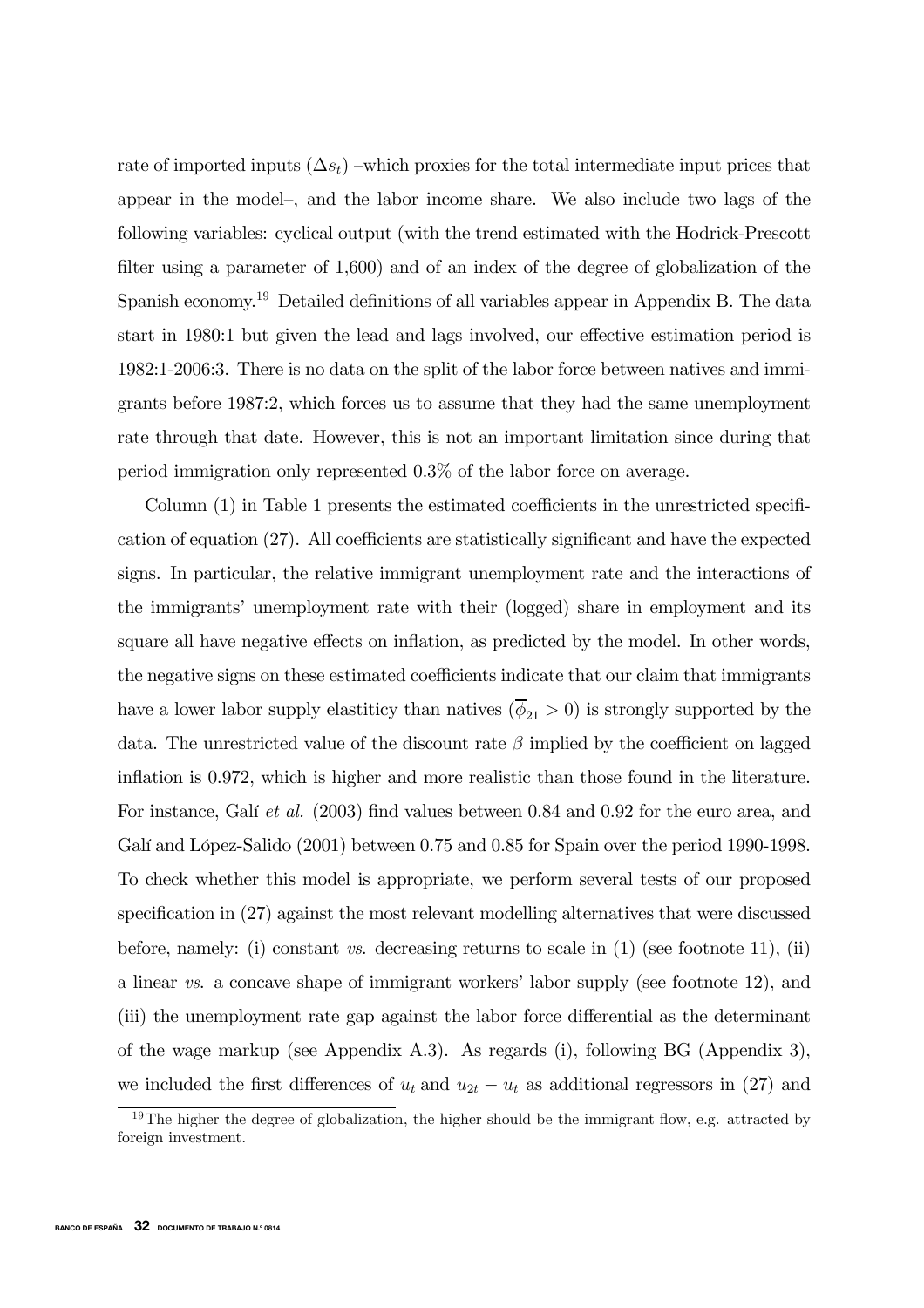rate of imported inputs ($\Delta s_t$) –which proxies for the total intermediate input prices that appear in the model–, and the labor income share. We also include two lags of the following variables: cyclical output (with the trend estimated with the Hodrick-Prescott filter using a parameter of 1,600) and of an index of the degree of globalization of the Spanish economy.[19] Detailed definitions of all variables appear in Appendix B. The data start in 1980:1 but given the lead and lags involved, our effective estimation period is 1982:1-2006:3. There is no data on the split of the labor force between natives and immigrants before 1987:2, which forces us to assume that they had the same unemployment rate through that date. However, this is not an important limitation since during that period immigration only represented 0.3% of the labor force on average.

Column (1) in Table 1 presents the estimated coefficients in the unrestricted specification of equation (27). All coefficients are statistically significant and have the expected signs. In particular, the relative immigrant unemployment rate and the interactions of the immigrants' unemployment rate with their (logged) share in employment and its square all have negative effects on inflation, as predicted by the model. In other words, the negative signs on these estimated coefficients indicate that our claim that immigrants have a lower labor supply elastiticy than natives ($\overline{\phi}_{21} > 0$) is strongly supported by the data. The unrestricted value of the discount rate $\beta$ implied by the coefficient on lagged inflation is 0.972, which is higher and more realistic than those found in the literature. For instance, Galí *et al.* (2003) find values between 0.84 and 0.92 for the euro area, and Galí and López-Salido (2001) between 0.75 and 0.85 for Spain over the period 1990-1998. To check whether this model is appropriate, we perform several tests of our proposed specification in (27) against the most relevant modelling alternatives that were discussed before, namely: (i) constant *vs.* decreasing returns to scale in (1) (see footnote 11), (ii) a linear *vs.* a concave shape of immigrant workers' labor supply (see footnote 12), and (iii) the unemployment rate gap against the labor force differential as the determinant of the wage markup (see Appendix A.3). As regards (i), following BG (Appendix 3), we included the first differences of $u_t$ and $u_{2t} - u_t$ as additional regressors in (27) and

[19] The higher the degree of globalization, the higher should be the immigrant flow, e.g. attracted by foreign investment.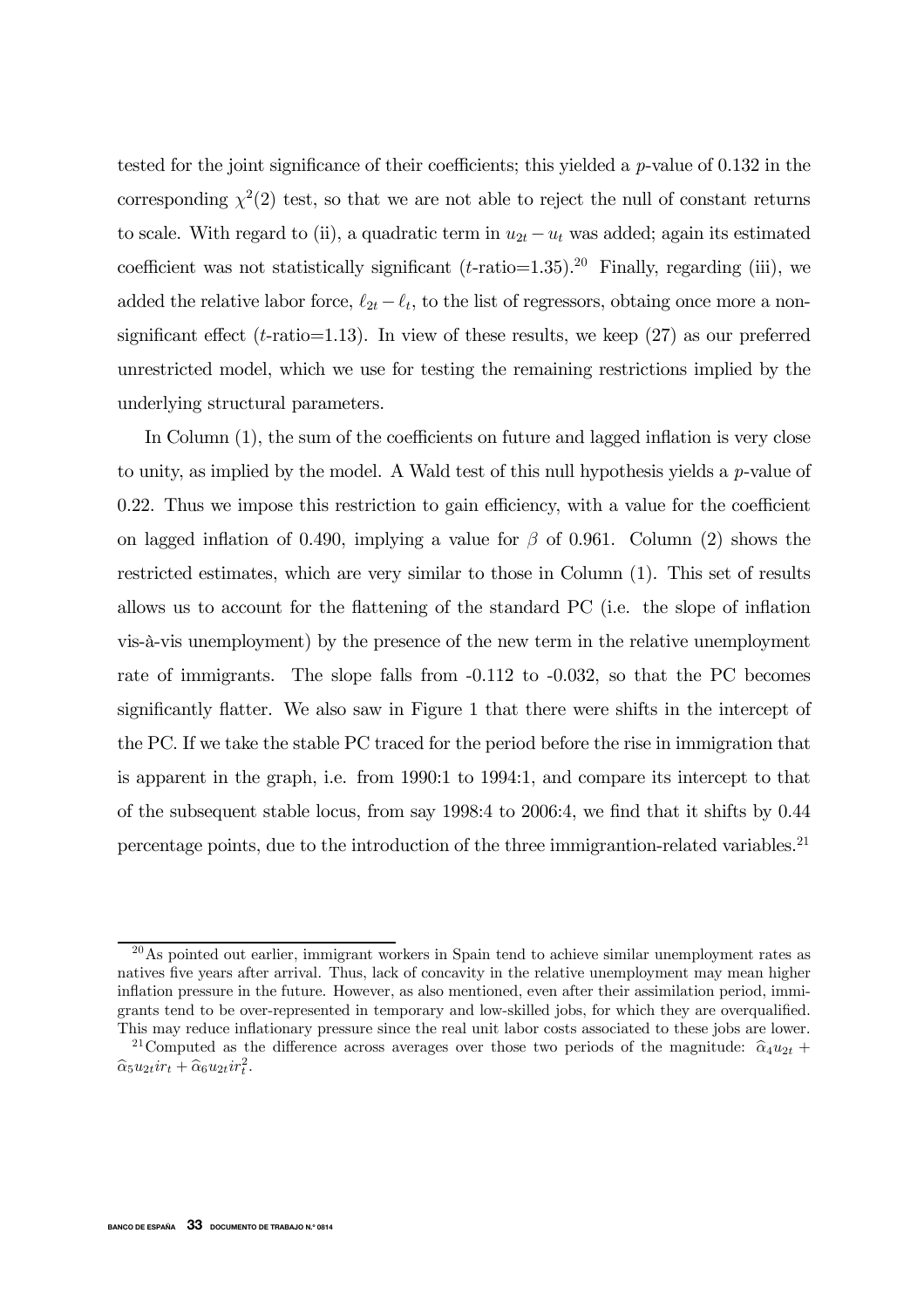tested for the joint significance of their coefficients; this yielded a $p$-value of 0.132 in the corresponding $\chi^2(2)$ test, so that we are not able to reject the null of constant returns to scale. With regard to (ii), a quadratic term in $u_{2t} - u_t$ was added; again its estimated coefficient was not statistically significant ($t$-ratio=1.35).[20] Finally, regarding (iii), we added the relative labor force, $\ell_{2t} - \ell_t$, to the list of regressors, obtaing once more a non-significant effect ($t$-ratio=1.13). In view of these results, we keep (27) as our preferred unrestricted model, which we use for testing the remaining restrictions implied by the underlying structural parameters.

In Column (1), the sum of the coefficients on future and lagged inflation is very close to unity, as implied by the model. A Wald test of this null hypothesis yields a $p$-value of 0.22. Thus we impose this restriction to gain efficiency, with a value for the coefficient on lagged inflation of 0.490, implying a value for $\beta$ of 0.961. Column (2) shows the restricted estimates, which are very similar to those in Column (1). This set of results allows us to account for the flattening of the standard PC (i.e. the slope of inflation vis-à-vis unemployment) by the presence of the new term in the relative unemployment rate of immigrants. The slope falls from -0.112 to -0.032, so that the PC becomes significantly flatter. We also saw in Figure 1 that there were shifts in the intercept of the PC. If we take the stable PC traced for the period before the rise in immigration that is apparent in the graph, i.e. from 1990:1 to 1994:1, and compare its intercept to that of the subsequent stable locus, from say 1998:4 to 2006:4, we find that it shifts by 0.44 percentage points, due to the introduction of the three immigrantion-related variables.[21]

[20] As pointed out earlier, immigrant workers in Spain tend to achieve similar unemployment rates as natives five years after arrival. Thus, lack of concavity in the relative unemployment may mean higher inflation pressure in the future. However, as also mentioned, even after their assimilation period, immigrants tend to be over-represented in temporary and low-skilled jobs, for which they are overqualified. This may reduce inflationary pressure since the real unit labor costs associated to these jobs are lower.

[21] Computed as the difference across averages over those two periods of the magnitude: $\widehat{\alpha}_4 u_{2t} + \widehat{\alpha}_5 u_{2t} ir_t + \widehat{\alpha}_6 u_{2t} ir_t^2$.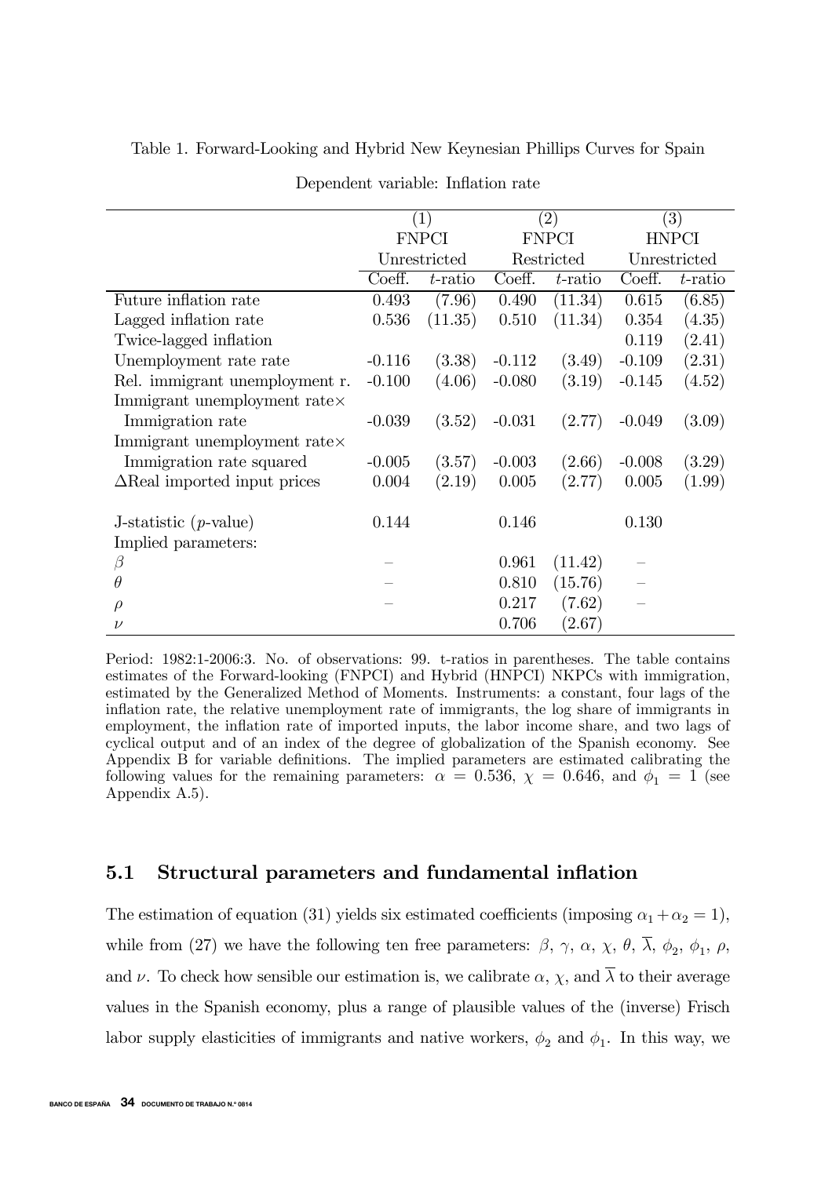Table 1. Forward-Looking and Hybrid New Keynesian Phillips Curves for Spain

Dependent variable: Inflation rate

| | (1) | | (2) | | (3) | |
|---|---|---|---|---|---|---|
| | FNPCI | | FNPCI | | HNPCI | |
| | Unrestricted | | Restricted | | Unrestricted | |
| | Coeff. | $t$-ratio | Coeff. | $t$-ratio | Coeff. | $t$-ratio |
| Future inflation rate | 0.493 | (7.96) | 0.490 | (11.34) | 0.615 | (6.85) |
| Lagged inflation rate | 0.536 | (11.35) | 0.510 | (11.34) | 0.354 | (4.35) |
| Twice-lagged inflation | | | | | 0.119 | (2.41) |
| Unemployment rate rate | -0.116 | (3.38) | -0.112 | (3.49) | -0.109 | (2.31) |
| Rel. immigrant unemployment r. | -0.100 | (4.06) | -0.080 | (3.19) | -0.145 | (4.52) |
| Immigrant unemployment rate× Immigration rate | -0.039 | (3.52) | -0.031 | (2.77) | -0.049 | (3.09) |
| Immigrant unemployment rate× Immigration rate squared | -0.005 | (3.57) | -0.003 | (2.66) | -0.008 | (3.29) |
| $\Delta$Real imported input prices | 0.004 | (2.19) | 0.005 | (2.77) | 0.005 | (1.99) |
| J-statistic ($p$-value) | 0.144 | | 0.146 | | 0.130 | |
| Implied parameters: | | | | | | |
| $\beta$ | – | | 0.961 | (11.42) | – | |
| $\theta$ | – | | 0.810 | (15.76) | – | |
| $\rho$ | – | | 0.217 | (7.62) | – | |
| $\nu$ | | | 0.706 | (2.67) | | |

Period: 1982:1-2006:3. No. of observations: 99. t-ratios in parentheses. The table contains estimates of the Forward-looking (FNPCI) and Hybrid (HNPCI) NKPCs with immigration, estimated by the Generalized Method of Moments. Instruments: a constant, four lags of the inflation rate, the relative unemployment rate of immigrants, the log share of immigrants in employment, the inflation rate of imported inputs, the labor income share, and two lags of cyclical output and of an index of the degree of globalization of the Spanish economy. See Appendix B for variable definitions. The implied parameters are estimated calibrating the following values for the remaining parameters: $\alpha = 0.536$, $\chi = 0.646$, and $\phi_1 = 1$ (see Appendix A.5).

## 5.1 Structural parameters and fundamental inflation

The estimation of equation (31) yields six estimated coefficients (imposing $\alpha_1 + \alpha_2 = 1$), while from (27) we have the following ten free parameters: $\beta$, $\gamma$, $\alpha$, $\chi$, $\theta$, $\overline{\lambda}$, $\phi_2$, $\phi_1$, $\rho$, and $\nu$. To check how sensible our estimation is, we calibrate $\alpha$, $\chi$, and $\overline{\lambda}$ to their average values in the Spanish economy, plus a range of plausible values of the (inverse) Frisch labor supply elasticities of immigrants and native workers, $\phi_2$ and $\phi_1$. In this way, we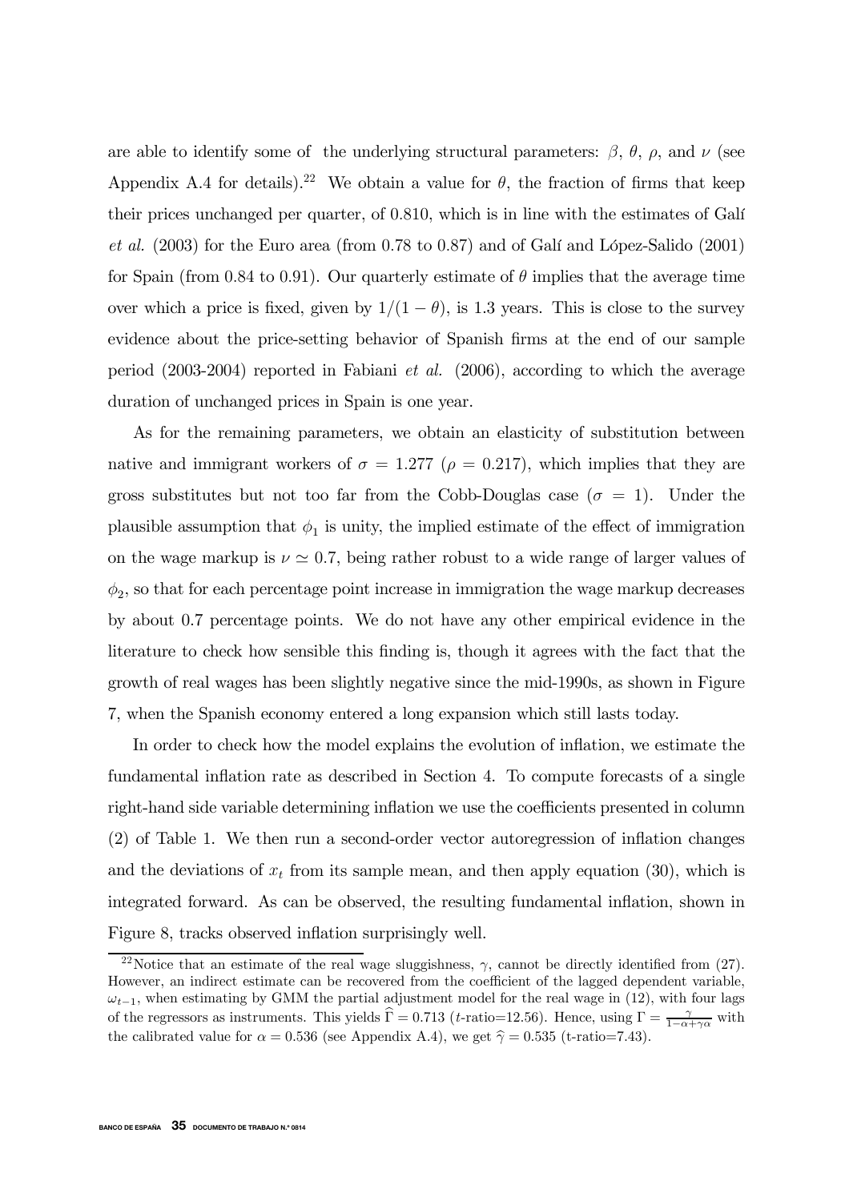are able to identify some of the underlying structural parameters: $\beta$, $\theta$, $\rho$, and $\nu$ (see Appendix A.4 for details).[22] We obtain a value for $\theta$, the fraction of firms that keep their prices unchanged per quarter, of 0.810, which is in line with the estimates of Galí *et al.* (2003) for the Euro area (from 0.78 to 0.87) and of Galí and López-Salido (2001) for Spain (from 0.84 to 0.91). Our quarterly estimate of $\theta$ implies that the average time over which a price is fixed, given by $1/(1-\theta)$, is 1.3 years. This is close to the survey evidence about the price-setting behavior of Spanish firms at the end of our sample period (2003-2004) reported in Fabiani *et al.* (2006), according to which the average duration of unchanged prices in Spain is one year.

As for the remaining parameters, we obtain an elasticity of substitution between native and immigrant workers of $\sigma = 1.277$ ($\rho = 0.217$), which implies that they are gross substitutes but not too far from the Cobb-Douglas case ($\sigma = 1$). Under the plausible assumption that $\phi_1$ is unity, the implied estimate of the effect of immigration on the wage markup is $\nu \simeq 0.7$, being rather robust to a wide range of larger values of $\phi_2$, so that for each percentage point increase in immigration the wage markup decreases by about 0.7 percentage points. We do not have any other empirical evidence in the literature to check how sensible this finding is, though it agrees with the fact that the growth of real wages has been slightly negative since the mid-1990s, as shown in Figure 7, when the Spanish economy entered a long expansion which still lasts today.

In order to check how the model explains the evolution of inflation, we estimate the fundamental inflation rate as described in Section 4. To compute forecasts of a single right-hand side variable determining inflation we use the coefficients presented in column (2) of Table 1. We then run a second-order vector autoregression of inflation changes and the deviations of $x_t$ from its sample mean, and then apply equation (30), which is integrated forward. As can be observed, the resulting fundamental inflation, shown in Figure 8, tracks observed inflation surprisingly well.

[22] Notice that an estimate of the real wage sluggishness, $\gamma$, cannot be directly identified from (27). However, an indirect estimate can be recovered from the coefficient of the lagged dependent variable, $\omega_{t-1}$, when estimating by GMM the partial adjustment model for the real wage in (12), with four lags of the regressors as instruments. This yields $\widehat{\Gamma} = 0.713$ ($t$-ratio=12.56). Hence, using $\Gamma = \frac{\gamma}{1-\alpha+\gamma\alpha}$ with the calibrated value for $\alpha = 0.536$ (see Appendix A.4), we get $\widehat{\gamma} = 0.535$ (t-ratio=7.43).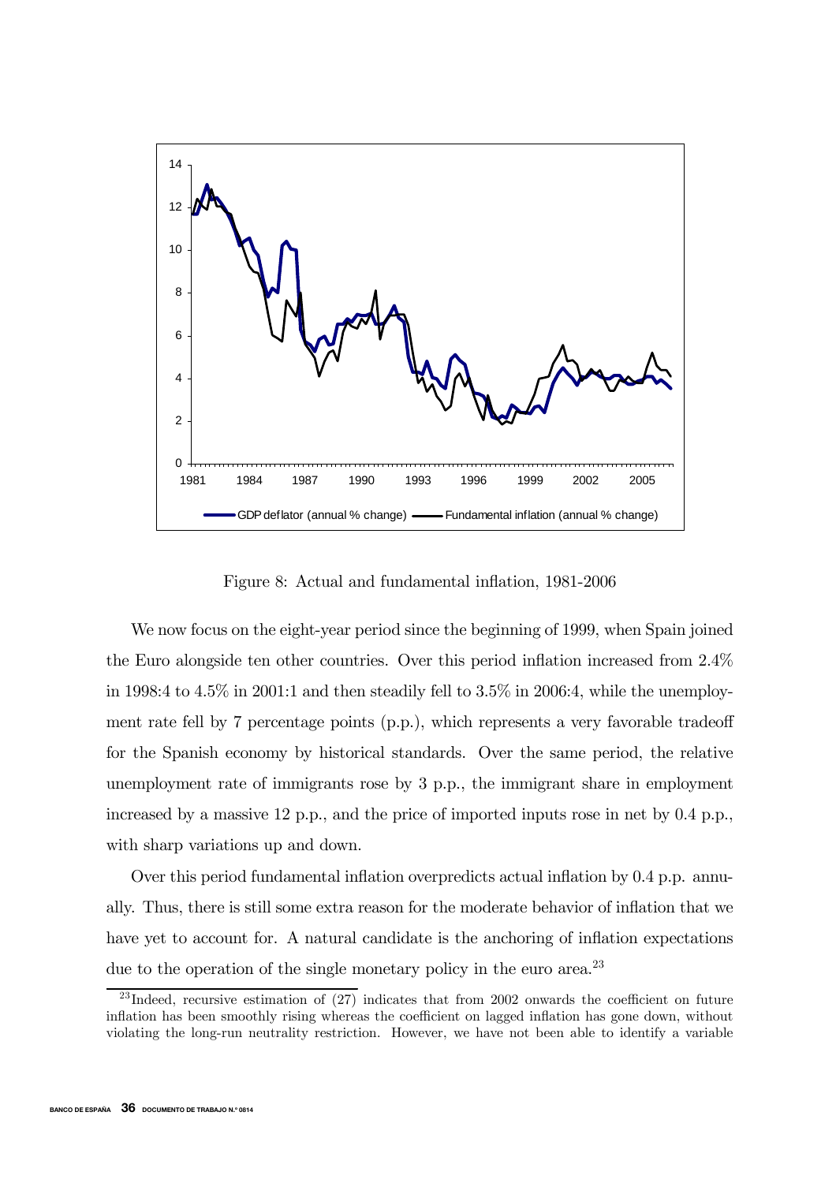Figure 8: Actual and fundamental inflation, 1981-2006

We now focus on the eight-year period since the beginning of 1999, when Spain joined the Euro alongside ten other countries. Over this period inflation increased from 2.4% in 1998:4 to 4.5% in 2001:1 and then steadily fell to 3.5% in 2006:4, while the unemployment rate fell by 7 percentage points (p.p.), which represents a very favorable tradeoff for the Spanish economy by historical standards. Over the same period, the relative unemployment rate of immigrants rose by 3 p.p., the immigrant share in employment increased by a massive 12 p.p., and the price of imported inputs rose in net by 0.4 p.p., with sharp variations up and down.

Over this period fundamental inflation overpredicts actual inflation by 0.4 p.p. annually. Thus, there is still some extra reason for the moderate behavior of inflation that we have yet to account for. A natural candidate is the anchoring of inflation expectations due to the operation of the single monetary policy in the euro area.[23]

[23] Indeed, recursive estimation of (27) indicates that from 2002 onwards the coefficient on future inflation has been smoothly rising whereas the coefficient on lagged inflation has gone down, without violating the long-run neutrality restriction. However, we have not been able to identify a variable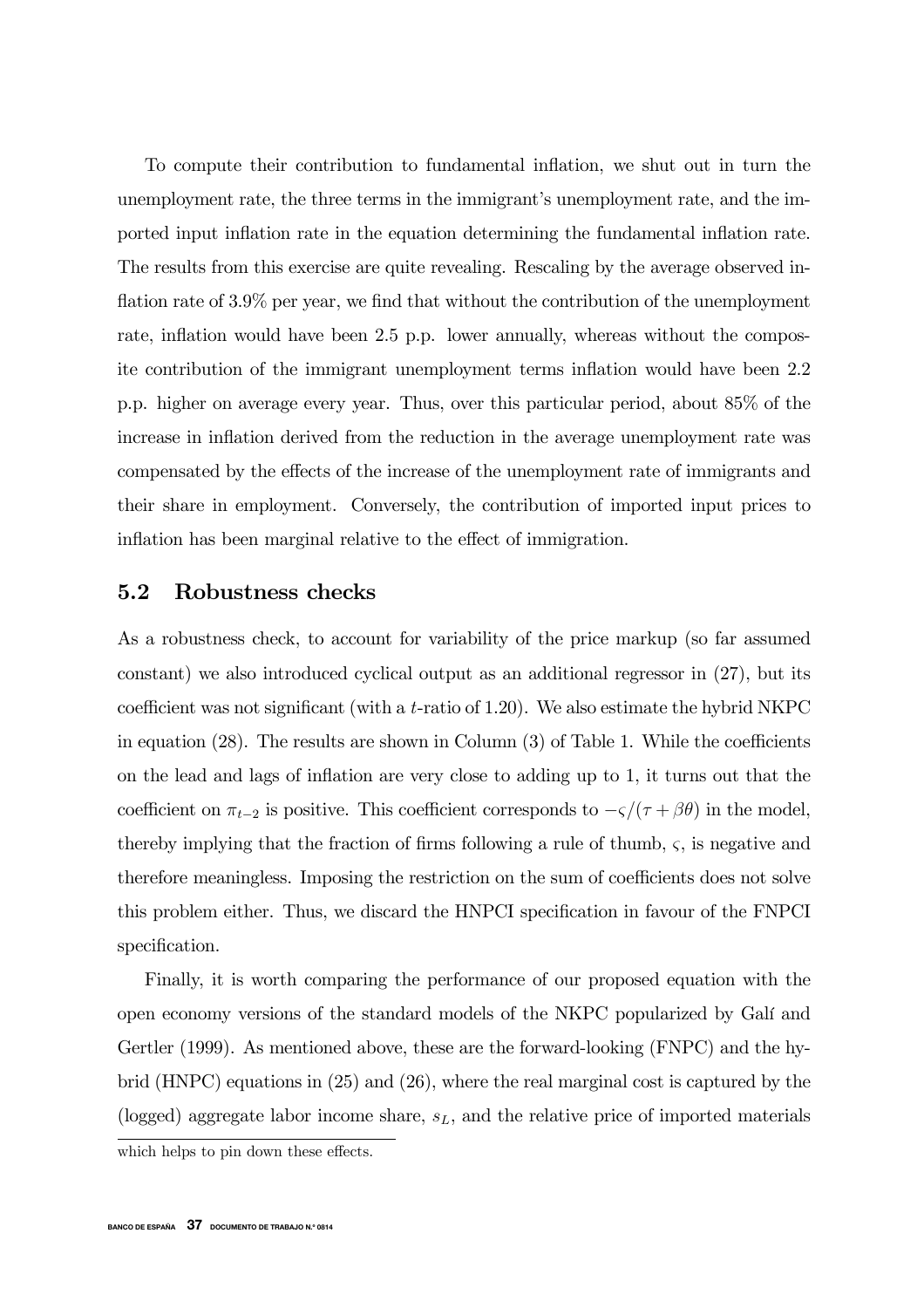To compute their contribution to fundamental inflation, we shut out in turn the unemployment rate, the three terms in the immigrant's unemployment rate, and the imported input inflation rate in the equation determining the fundamental inflation rate. The results from this exercise are quite revealing. Rescaling by the average observed inflation rate of 3.9% per year, we find that without the contribution of the unemployment rate, inflation would have been 2.5 p.p. lower annually, whereas without the composite contribution of the immigrant unemployment terms inflation would have been 2.2 p.p. higher on average every year. Thus, over this particular period, about 85% of the increase in inflation derived from the reduction in the average unemployment rate was compensated by the effects of the increase of the unemployment rate of immigrants and their share in employment. Conversely, the contribution of imported input prices to inflation has been marginal relative to the effect of immigration.

## 5.2 Robustness checks

As a robustness check, to account for variability of the price markup (so far assumed constant) we also introduced cyclical output as an additional regressor in (27), but its coefficient was not significant (with a $t$-ratio of 1.20). We also estimate the hybrid NKPC in equation (28). The results are shown in Column (3) of Table 1. While the coefficients on the lead and lags of inflation are very close to adding up to 1, it turns out that the coefficient on $\pi_{t-2}$ is positive. This coefficient corresponds to $-\varsigma/(\tau + \beta\theta)$ in the model, thereby implying that the fraction of firms following a rule of thumb, $\varsigma$, is negative and therefore meaningless. Imposing the restriction on the sum of coefficients does not solve this problem either. Thus, we discard the HNPCI specification in favour of the FNPCI specification.

Finally, it is worth comparing the performance of our proposed equation with the open economy versions of the standard models of the NKPC popularized by Galí and Gertler (1999). As mentioned above, these are the forward-looking (FNPC) and the hybrid (HNPC) equations in (25) and (26), where the real marginal cost is captured by the (logged) aggregate labor income share, $s_L$, and the relative price of imported materials

which helps to pin down these effects.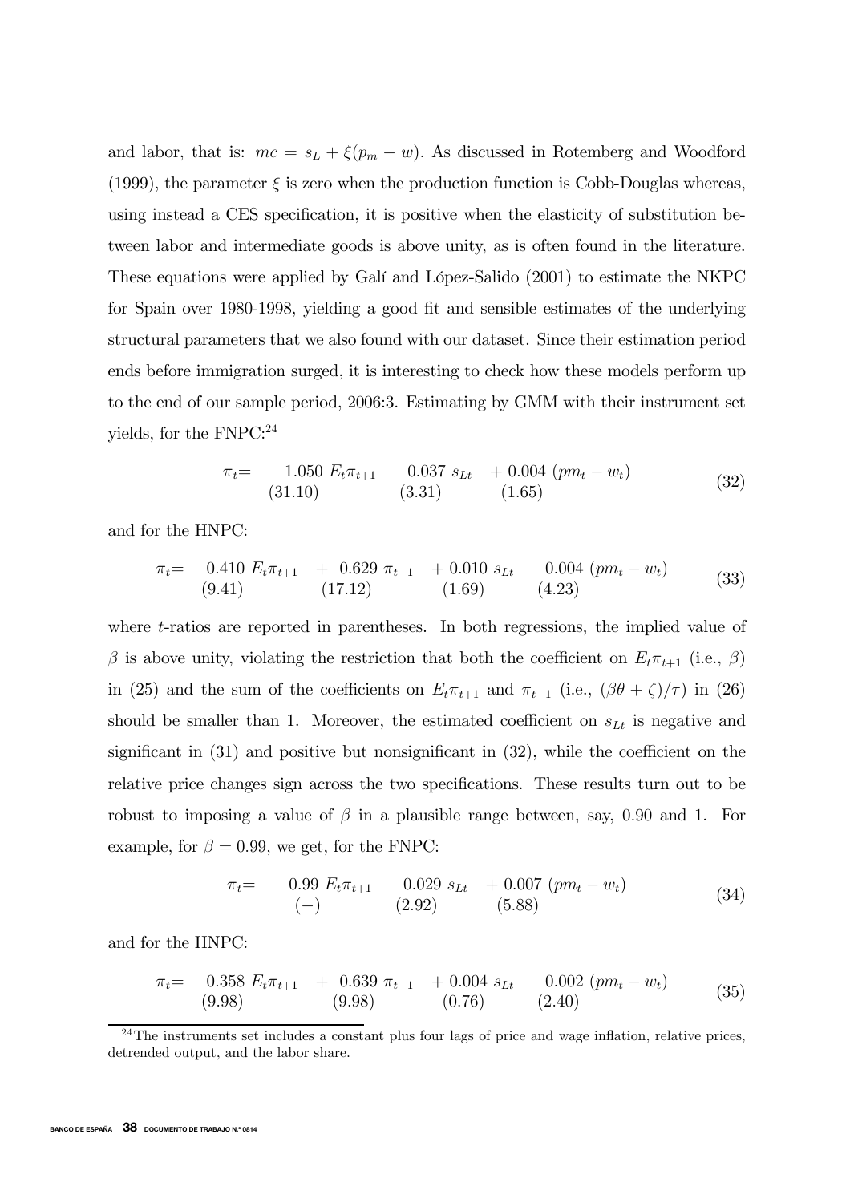and labor, that is: $mc = s_L + \xi(p_m - w)$. As discussed in Rotemberg and Woodford (1999), the parameter $\xi$ is zero when the production function is Cobb-Douglas whereas, using instead a CES specification, it is positive when the elasticity of substitution between labor and intermediate goods is above unity, as is often found in the literature. These equations were applied by Galí and López-Salido (2001) to estimate the NKPC for Spain over 1980-1998, yielding a good fit and sensible estimates of the underlying structural parameters that we also found with our dataset. Since their estimation period ends before immigration surged, it is interesting to check how these models perform up to the end of our sample period, 2006:3. Estimating by GMM with their instrument set yields, for the FNPC:[24]

$$\pi_t = \underset{(31.10)}{1.050}\ E_t\pi_{t+1} \ \underset{(3.31)}{-\ 0.037}\ s_{Lt} \ \underset{(1.65)}{+\ 0.004}\ (pm_t - w_t) \tag{32}$$

and for the HNPC:

$$\pi_t = \underset{(9.41)}{0.410}\ E_t\pi_{t+1} + \underset{(17.12)}{0.629}\ \pi_{t-1} \ \underset{(1.69)}{+\ 0.010}\ s_{Lt} \ \underset{(4.23)}{-\ 0.004}\ (pm_t - w_t) \tag{33}$$

where $t$-ratios are reported in parentheses. In both regressions, the implied value of $\beta$ is above unity, violating the restriction that both the coefficient on $E_t\pi_{t+1}$ (i.e., $\beta$) in (25) and the sum of the coefficients on $E_t\pi_{t+1}$ and $\pi_{t-1}$ (i.e., $(\beta\theta + \zeta)/\tau$) in (26) should be smaller than 1. Moreover, the estimated coefficient on $s_{Lt}$ is negative and significant in (31) and positive but nonsignificant in (32), while the coefficient on the relative price changes sign across the two specifications. These results turn out to be robust to imposing a value of $\beta$ in a plausible range between, say, 0.90 and 1. For example, for $\beta = 0.99$, we get, for the FNPC:

$$\pi_t = \underset{(-)}{0.99}\ E_t\pi_{t+1} \ \underset{(2.92)}{-\ 0.029}\ s_{Lt} \ \underset{(5.88)}{+\ 0.007}\ (pm_t - w_t) \tag{34}$$

and for the HNPC:

$$\pi_t = \underset{(9.98)}{0.358}\ E_t\pi_{t+1} + \underset{(9.98)}{0.639}\ \pi_{t-1} \ \underset{(0.76)}{+\ 0.004}\ s_{Lt} \ \underset{(2.40)}{-\ 0.002}\ (pm_t - w_t) \tag{35}$$

[24] The instruments set includes a constant plus four lags of price and wage inflation, relative prices, detrended output, and the labor share.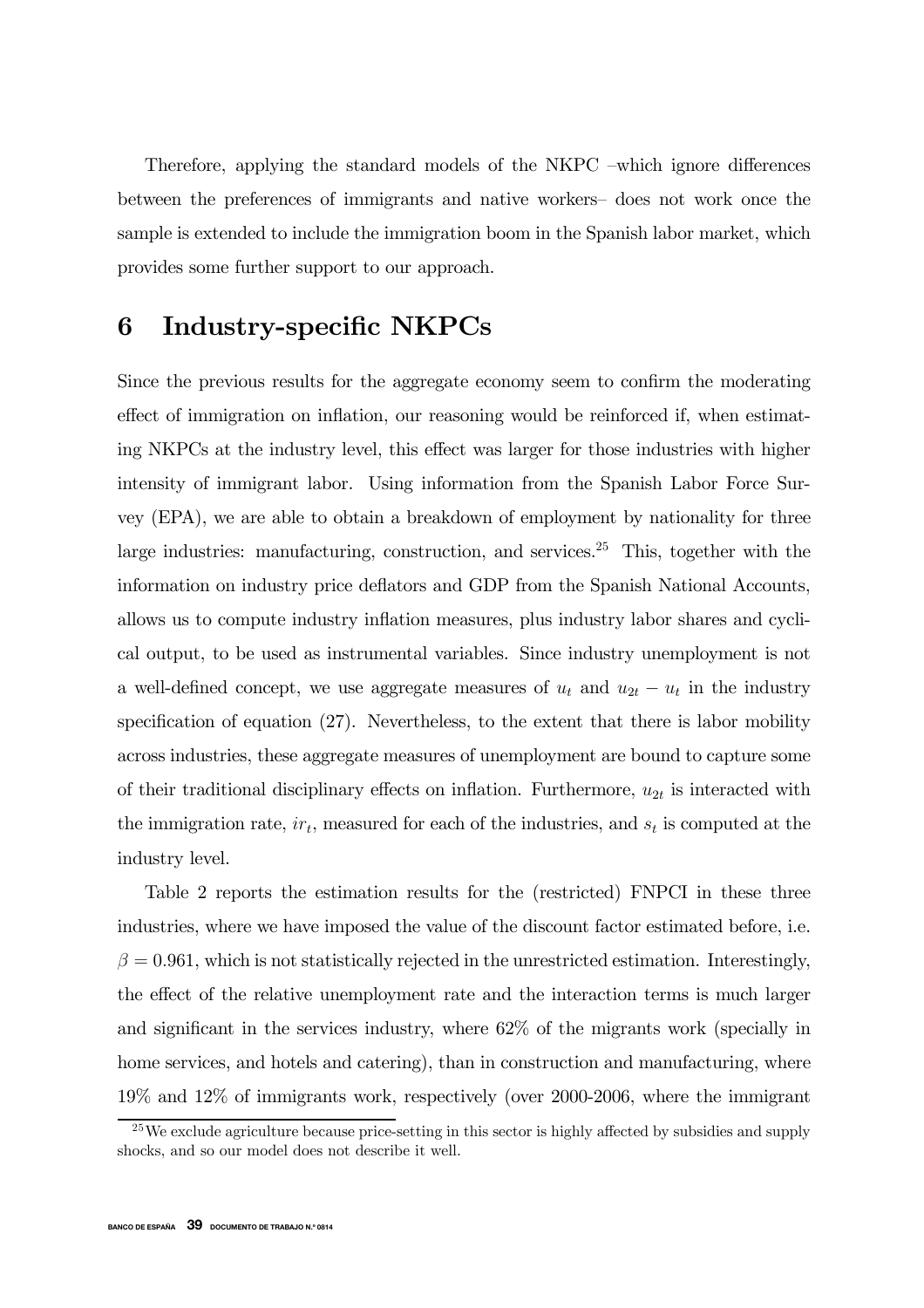Therefore, applying the standard models of the NKPC –which ignore differences between the preferences of immigrants and native workers– does not work once the sample is extended to include the immigration boom in the Spanish labor market, which provides some further support to our approach.

## 6 Industry-specific NKPCs

Since the previous results for the aggregate economy seem to confirm the moderating effect of immigration on inflation, our reasoning would be reinforced if, when estimating NKPCs at the industry level, this effect was larger for those industries with higher intensity of immigrant labor. Using information from the Spanish Labor Force Survey (EPA), we are able to obtain a breakdown of employment by nationality for three large industries: manufacturing, construction, and services.[25] This, together with the information on industry price deflators and GDP from the Spanish National Accounts, allows us to compute industry inflation measures, plus industry labor shares and cyclical output, to be used as instrumental variables. Since industry unemployment is not a well-defined concept, we use aggregate measures of $u_t$ and $u_{2t} - u_t$ in the industry specification of equation (27). Nevertheless, to the extent that there is labor mobility across industries, these aggregate measures of unemployment are bound to capture some of their traditional disciplinary effects on inflation. Furthermore, $u_{2t}$ is interacted with the immigration rate, $ir_t$, measured for each of the industries, and $s_t$ is computed at the industry level.

Table 2 reports the estimation results for the (restricted) FNPCI in these three industries, where we have imposed the value of the discount factor estimated before, i.e. $\beta = 0.961$, which is not statistically rejected in the unrestricted estimation. Interestingly, the effect of the relative unemployment rate and the interaction terms is much larger and significant in the services industry, where 62% of the migrants work (specially in home services, and hotels and catering), than in construction and manufacturing, where 19% and 12% of immigrants work, respectively (over 2000-2006, where the immigrant

[25] We exclude agriculture because price-setting in this sector is highly affected by subsidies and supply shocks, and so our model does not describe it well.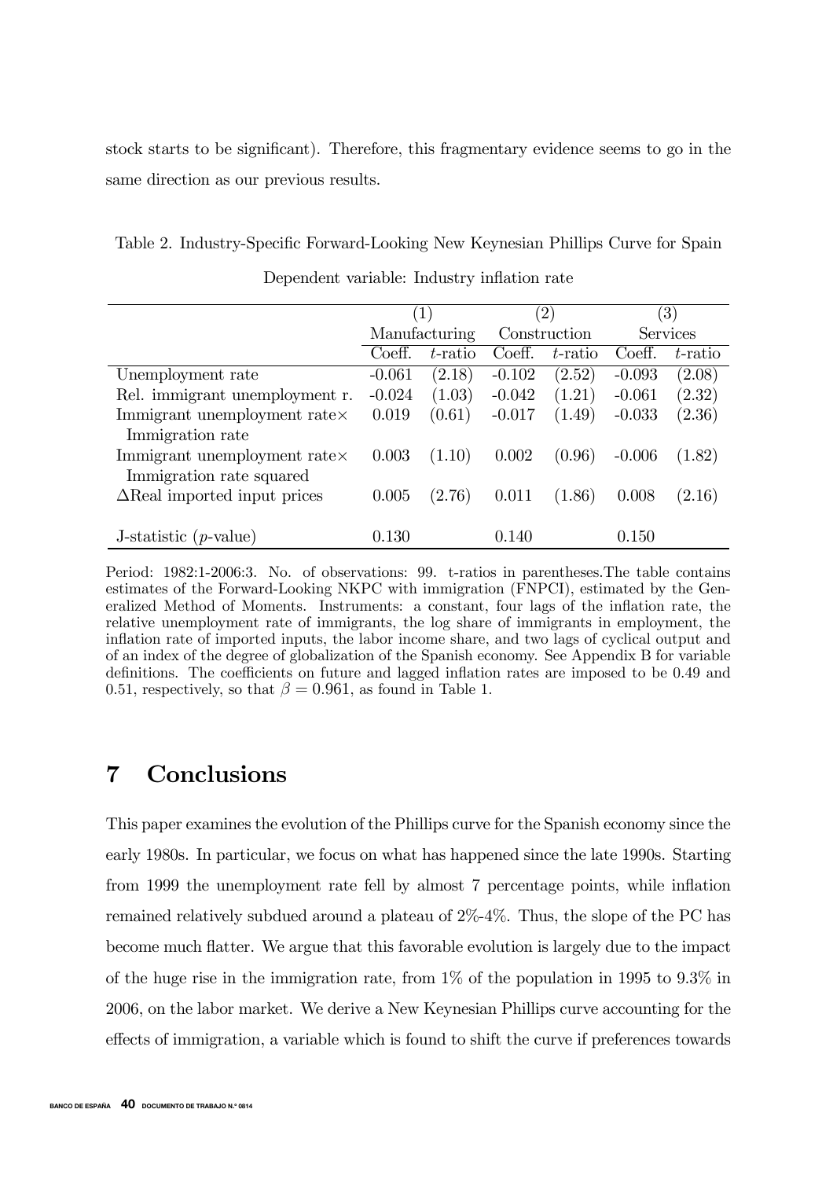stock starts to be significant). Therefore, this fragmentary evidence seems to go in the same direction as our previous results.

Table 2. Industry-Specific Forward-Looking New Keynesian Phillips Curve for Spain

Dependent variable: Industry inflation rate

| | (1) | | (2) | | (3) | |
|---|---|---|---|---|---|---|
| | Manufacturing | | Construction | | Services | |
| | Coeff. | $t$-ratio | Coeff. | $t$-ratio | Coeff. | $t$-ratio |
| Unemployment rate | -0.061 | (2.18) | -0.102 | (2.52) | -0.093 | (2.08) |
| Rel. immigrant unemployment r. | -0.024 | (1.03) | -0.042 | (1.21) | -0.061 | (2.32) |
| Immigrant unemployment rate× Immigration rate | 0.019 | (0.61) | -0.017 | (1.49) | -0.033 | (2.36) |
| Immigrant unemployment rate× Immigration rate squared | 0.003 | (1.10) | 0.002 | (0.96) | -0.006 | (1.82) |
| $\Delta$Real imported input prices | 0.005 | (2.76) | 0.011 | (1.86) | 0.008 | (2.16) |
| J-statistic ($p$-value) | 0.130 | | 0.140 | | 0.150 | |

Period: 1982:1-2006:3. No. of observations: 99. t-ratios in parentheses.The table contains estimates of the Forward-Looking NKPC with immigration (FNPCI), estimated by the Generalized Method of Moments. Instruments: a constant, four lags of the inflation rate, the relative unemployment rate of immigrants, the log share of immigrants in employment, the inflation rate of imported inputs, the labor income share, and two lags of cyclical output and of an index of the degree of globalization of the Spanish economy. See Appendix B for variable definitions. The coefficients on future and lagged inflation rates are imposed to be 0.49 and 0.51, respectively, so that $\beta = 0.961$, as found in Table 1.

# 7 Conclusions

This paper examines the evolution of the Phillips curve for the Spanish economy since the early 1980s. In particular, we focus on what has happened since the late 1990s. Starting from 1999 the unemployment rate fell by almost 7 percentage points, while inflation remained relatively subdued around a plateau of 2%-4%. Thus, the slope of the PC has become much flatter. We argue that this favorable evolution is largely due to the impact of the huge rise in the immigration rate, from 1% of the population in 1995 to 9.3% in 2006, on the labor market. We derive a New Keynesian Phillips curve accounting for the effects of immigration, a variable which is found to shift the curve if preferences towards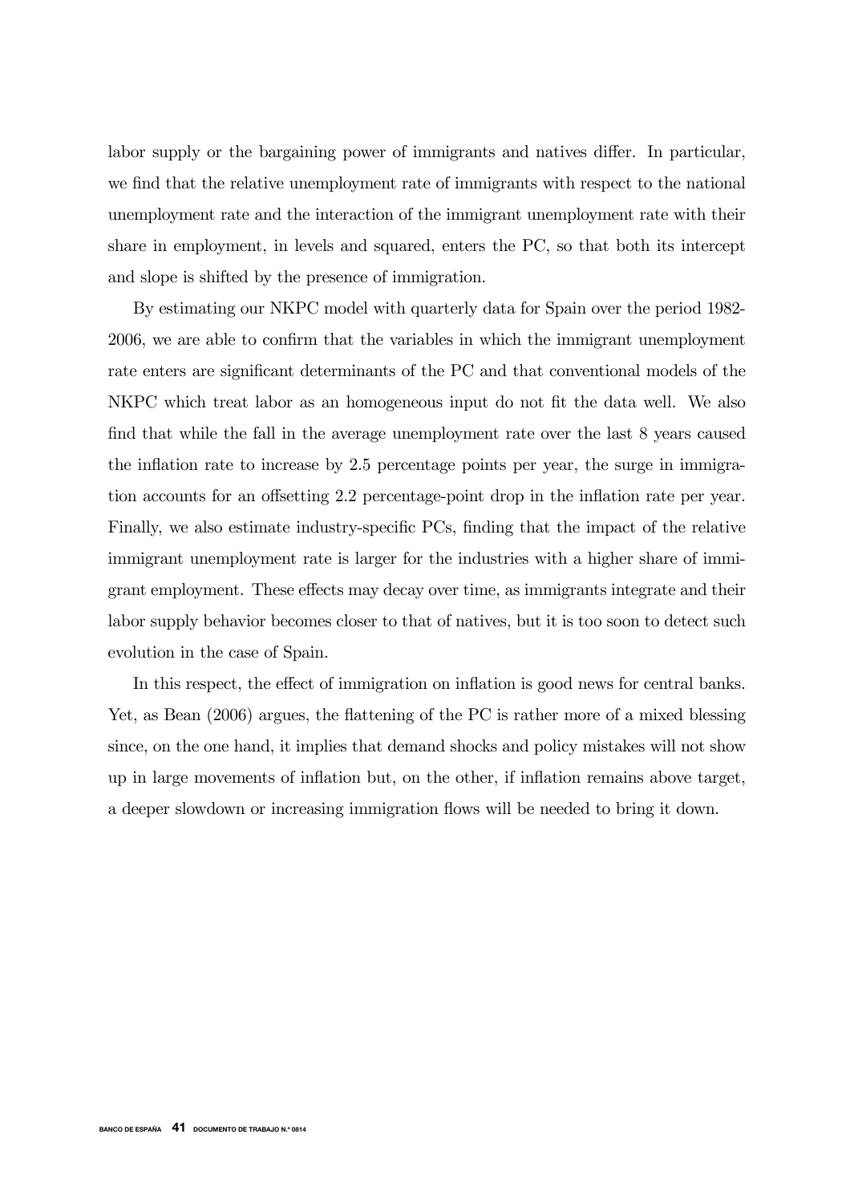labor supply or the bargaining power of immigrants and natives differ. In particular, we find that the relative unemployment rate of immigrants with respect to the national unemployment rate and the interaction of the immigrant unemployment rate with their share in employment, in levels and squared, enters the PC, so that both its intercept and slope is shifted by the presence of immigration.

By estimating our NKPC model with quarterly data for Spain over the period 1982-2006, we are able to confirm that the variables in which the immigrant unemployment rate enters are significant determinants of the PC and that conventional models of the NKPC which treat labor as an homogeneous input do not fit the data well. We also find that while the fall in the average unemployment rate over the last 8 years caused the inflation rate to increase by 2.5 percentage points per year, the surge in immigration accounts for an offsetting 2.2 percentage-point drop in the inflation rate per year. Finally, we also estimate industry-specific PCs, finding that the impact of the relative immigrant unemployment rate is larger for the industries with a higher share of immigrant employment. These effects may decay over time, as immigrants integrate and their labor supply behavior becomes closer to that of natives, but it is too soon to detect such evolution in the case of Spain.

In this respect, the effect of immigration on inflation is good news for central banks. Yet, as Bean (2006) argues, the flattening of the PC is rather more of a mixed blessing since, on the one hand, it implies that demand shocks and policy mistakes will not show up in large movements of inflation but, on the other, if inflation remains above target, a deeper slowdown or increasing immigration flows will be needed to bring it down.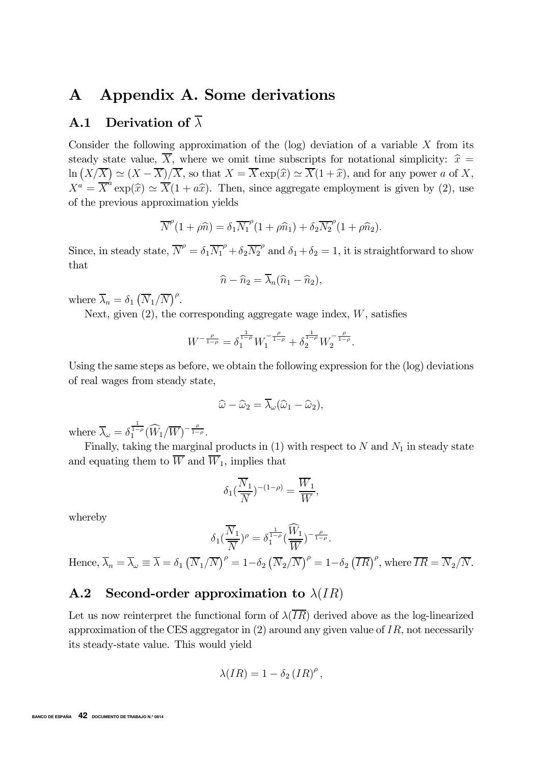# A Appendix A. Some derivations

## A.1 Derivation of $\overline{\lambda}$

Consider the following approximation of the (log) deviation of a variable $X$ from its steady state value, $\overline{X}$, where we omit time subscripts for notational simplicity: $\widehat{x} = \ln\left(X/\overline{X}\right) \simeq (X - \overline{X})/\overline{X}$, so that $X = \overline{X}\exp(\widehat{x}) \simeq \overline{X}(1+\widehat{x})$, and for any power $a$ of $X$, $X^a = \overline{X}^a \exp(\widehat{x}) \simeq \overline{X}(1 + a\widehat{x})$. Then, since aggregate employment is given by (2), use of the previous approximation yields

$$\overline{N}^{\rho}(1+\rho\widehat{n}) = \delta_1 \overline{N_1}^{\rho}(1+\rho\widehat{n}_1) + \delta_2 \overline{N_2}^{\rho}(1+\rho\widehat{n}_2).$$

Since, in steady state, $\overline{N}^{\rho} = \delta_1 \overline{N_1}^{\rho} + \delta_2 \overline{N_2}^{\rho}$ and $\delta_1 + \delta_2 = 1$, it is straightforward to show that

$$\widehat{n} - \widehat{n}_2 = \overline{\lambda}_n(\widehat{n}_1 - \widehat{n}_2),$$

where $\overline{\lambda}_n = \delta_1\left(\overline{N}_1/\overline{N}\right)^{\rho}$.

Next, given (2), the corresponding aggregate wage index, $W$, satisfies

$$W^{-\frac{\rho}{1-\rho}} = \delta_1^{\frac{1}{1-\rho}} W_1^{-\frac{\rho}{1-\rho}} + \delta_2^{\frac{1}{1-\rho}} W_2^{-\frac{\rho}{1-\rho}}.$$

Using the same steps as before, we obtain the following expression for the (log) deviations of real wages from steady state,

$$\widehat{\omega} - \widehat{\omega}_2 = \overline{\lambda}_{\omega}(\widehat{\omega}_1 - \widehat{\omega}_2),$$

where $\overline{\lambda}_{\omega} = \delta_1^{\frac{1}{1-\rho}} (\widehat{W}_1/\overline{W})^{-\frac{\rho}{1-\rho}}$.

Finally, taking the marginal products in (1) with respect to $N$ and $N_1$ in steady state and equating them to $\overline{W}$ and $\overline{W}_1$, implies that

$$\delta_1(\frac{\overline{N}_1}{\overline{N}})^{-(1-\rho)} = \frac{\overline{W}_1}{\overline{W}},$$

whereby

$$\delta_1(\frac{\overline{N}_1}{\overline{\overline{N}}})^{\rho} = \delta_1^{\frac{1}{1-\rho}}(\frac{\widehat{W}_1}{\overline{\overline{W}}})^{-\frac{\rho}{1-\rho}}.$$

Hence, $\overline{\lambda}_n = \overline{\lambda}_{\omega} \equiv \overline{\lambda} = \delta_1\left(\overline{N}_1/\overline{N}\right)^{\rho} = 1 - \delta_2\left(\overline{N}_2/\overline{N}\right)^{\rho} = 1 - \delta_2\left(\overline{IR}\right)^{\rho}$, where $\overline{IR} = \overline{N}_2/\overline{N}$.

## A.2 Second-order approximation to $\lambda(IR)$

Let us now reinterpret the functional form of $\lambda(\overline{IR})$ derived above as the log-linearized approximation of the CES aggregator in (2) around any given value of $IR$, not necessarily its steady-state value. This would yield

$$\lambda(IR) = 1 - \delta_2\left(IR\right)^{\rho},$$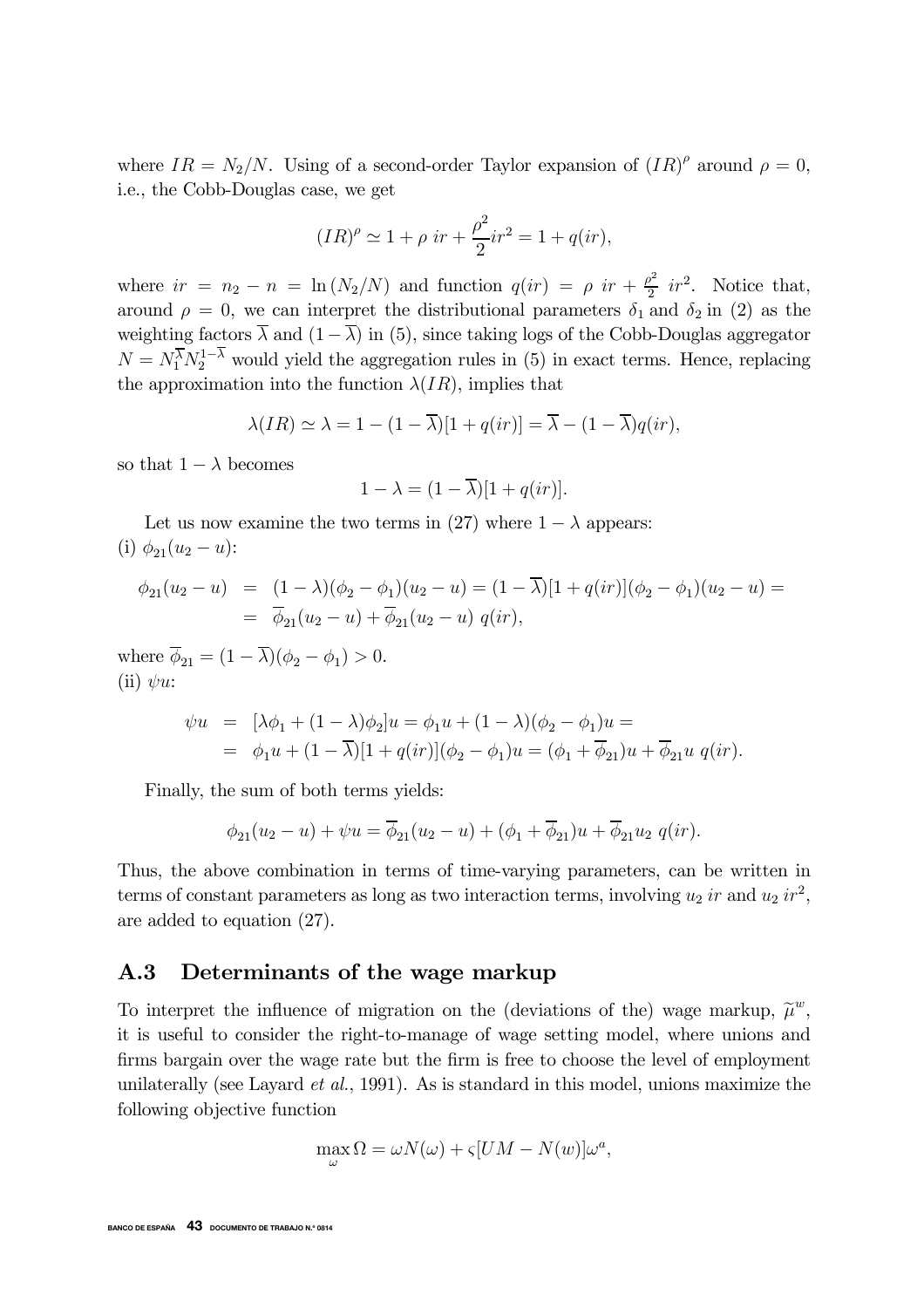where $IR = N_2/N$. Using of a second-order Taylor expansion of $(IR)^{\rho}$ around $\rho = 0$, i.e., the Cobb-Douglas case, we get

$$(IR)^{\rho} \simeq 1 + \rho \; ir + \frac{\rho^2}{2} ir^2 = 1 + q(ir),$$

where $ir = n_2 - n = \ln(N_2/N)$ and function $q(ir) = \rho \; ir + \frac{\rho^2}{2} \; ir^2$. Notice that, around $\rho = 0$, we can interpret the distributional parameters $\delta_1$ and $\delta_2$ in (2) as the weighting factors $\overline{\lambda}$ and $(1 - \overline{\lambda})$ in (5), since taking logs of the Cobb-Douglas aggregator $N = N_1^{\overline{\lambda}} N_2^{1-\overline{\lambda}}$ would yield the aggregation rules in (5) in exact terms. Hence, replacing the approximation into the function $\lambda(IR)$, implies that

$$\lambda(IR) \simeq \lambda = 1 - (1 - \overline{\lambda})[1 + q(ir)] = \overline{\lambda} - (1 - \overline{\lambda})q(ir),$$

so that $1 - \lambda$ becomes

$$1 - \lambda = (1 - \overline{\lambda})[1 + q(ir)].$$

Let us now examine the two terms in (27) where $1 - \lambda$ appears:

(i) $\phi_{21}(u_2 - u)$:

$$\begin{aligned}
\phi_{21}(u_2 - u) &= (1 - \lambda)(\phi_2 - \phi_1)(u_2 - u) = (1 - \overline{\lambda})[1 + q(ir)](\phi_2 - \phi_1)(u_2 - u) = \\
&= \overline{\phi}_{21}(u_2 - u) + \overline{\phi}_{21}(u_2 - u) \; q(ir),
\end{aligned}$$

where $\overline{\phi}_{21} = (1 - \overline{\lambda})(\phi_2 - \phi_1) > 0$.

(ii) $\psi u$:

$$\begin{aligned}
\psi u &= [\lambda\phi_1 + (1 - \lambda)\phi_2]u = \phi_1 u + (1 - \lambda)(\phi_2 - \phi_1)u = \\
&= \phi_1 u + (1 - \overline{\lambda})[1 + q(ir)](\phi_2 - \phi_1)u = (\phi_1 + \overline{\phi}_{21})u + \overline{\phi}_{21} u \; q(ir).
\end{aligned}$$

Finally, the sum of both terms yields:

$$\phi_{21}(u_2 - u) + \psi u = \overline{\phi}_{21}(u_2 - u) + (\phi_1 + \overline{\phi}_{21})u + \overline{\phi}_{21} u_2 \; q(ir).$$

Thus, the above combination in terms of time-varying parameters, can be written in terms of constant parameters as long as two interaction terms, involving $u_2 \; ir$ and $u_2 \; ir^2$, are added to equation (27).

## A.3 Determinants of the wage markup

To interpret the influence of migration on the (deviations of the) wage markup, $\widetilde{\mu}^w$, it is useful to consider the right-to-manage of wage setting model, where unions and firms bargain over the wage rate but the firm is free to choose the level of employment unilaterally (see Layard *et al.*, 1991). As is standard in this model, unions maximize the following objective function

$$\max_{\omega} \Omega = \omega N(\omega) + \varsigma[UM - N(w)]\omega^a,$$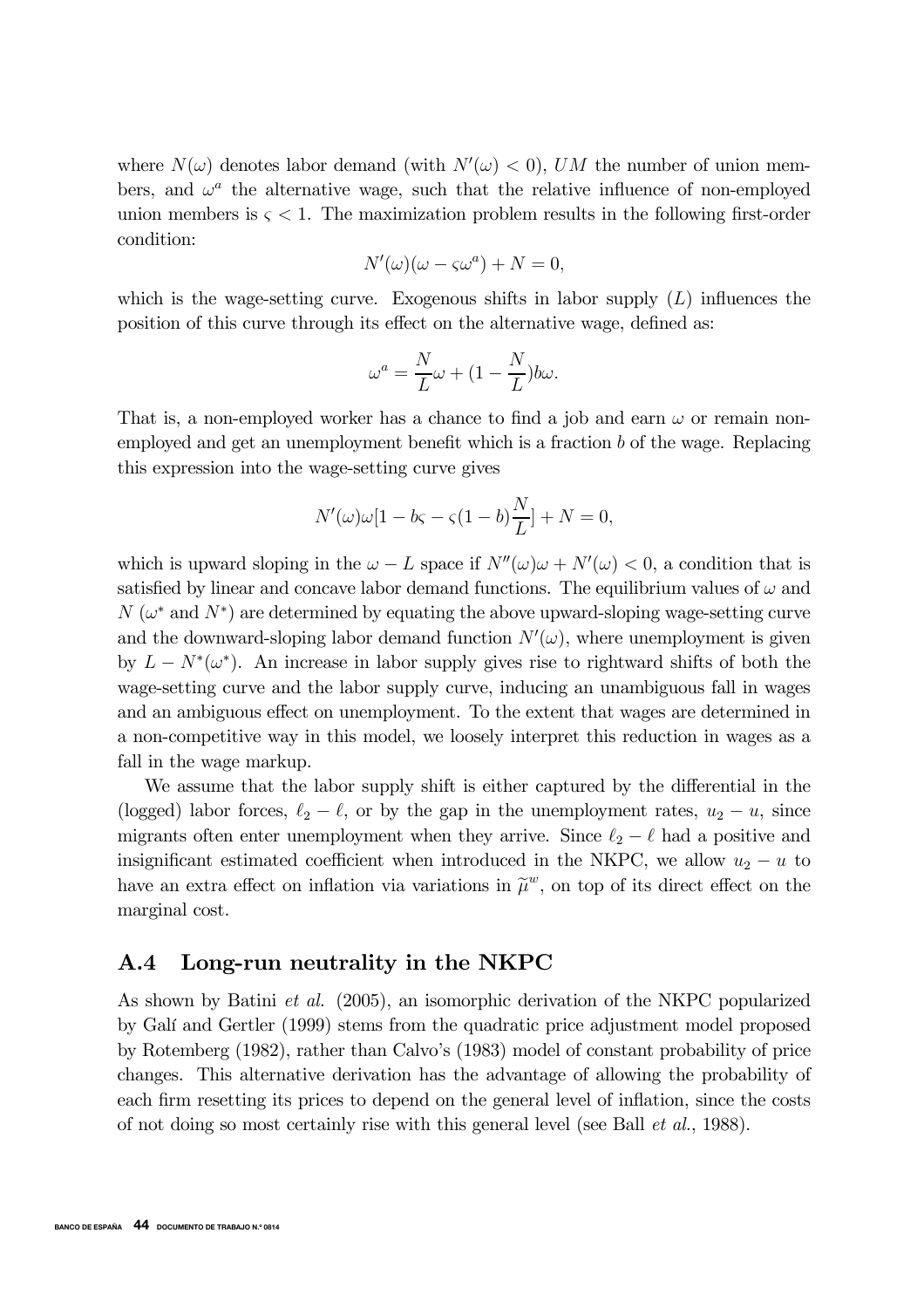where $N(\omega)$ denotes labor demand (with $N'(\omega) < 0$), $UM$ the number of union members, and $\omega^a$ the alternative wage, such that the relative influence of non-employed union members is $\varsigma < 1$. The maximization problem results in the following first-order condition:

$$N'(\omega)(\omega - \varsigma\omega^a) + N = 0,$$

which is the wage-setting curve. Exogenous shifts in labor supply ($L$) influences the position of this curve through its effect on the alternative wage, defined as:

$$\omega^a = \frac{N}{L}\omega + (1 - \frac{N}{L})b\omega.$$

That is, a non-employed worker has a chance to find a job and earn $\omega$ or remain non-employed and get an unemployment benefit which is a fraction $b$ of the wage. Replacing this expression into the wage-setting curve gives

$$N'(\omega)\omega[1 - b\varsigma - \varsigma(1-b)\frac{N}{L}] + N = 0,$$

which is upward sloping in the $\omega - L$ space if $N''(\omega)\omega + N'(\omega) < 0$, a condition that is satisfied by linear and concave labor demand functions. The equilibrium values of $\omega$ and $N$ ($\omega^*$ and $N^*$) are determined by equating the above upward-sloping wage-setting curve and the downward-sloping labor demand function $N'(\omega)$, where unemployment is given by $L - N^*(\omega^*)$. An increase in labor supply gives rise to rightward shifts of both the wage-setting curve and the labor supply curve, inducing an unambiguous fall in wages and an ambiguous effect on unemployment. To the extent that wages are determined in a non-competitive way in this model, we loosely interpret this reduction in wages as a fall in the wage markup.

We assume that the labor supply shift is either captured by the differential in the (logged) labor forces, $\ell_2 - \ell$, or by the gap in the unemployment rates, $u_2 - u$, since migrants often enter unemployment when they arrive. Since $\ell_2 - \ell$ had a positive and insignificant estimated coefficient when introduced in the NKPC, we allow $u_2 - u$ to have an extra effect on inflation via variations in $\widetilde{\mu}^w$, on top of its direct effect on the marginal cost.

## A.4 Long-run neutrality in the NKPC

As shown by Batini *et al.* (2005), an isomorphic derivation of the NKPC popularized by Galí and Gertler (1999) stems from the quadratic price adjustment model proposed by Rotemberg (1982), rather than Calvo's (1983) model of constant probability of price changes. This alternative derivation has the advantage of allowing the probability of each firm resetting its prices to depend on the general level of inflation, since the costs of not doing so most certainly rise with this general level (see Ball *et al.*, 1988).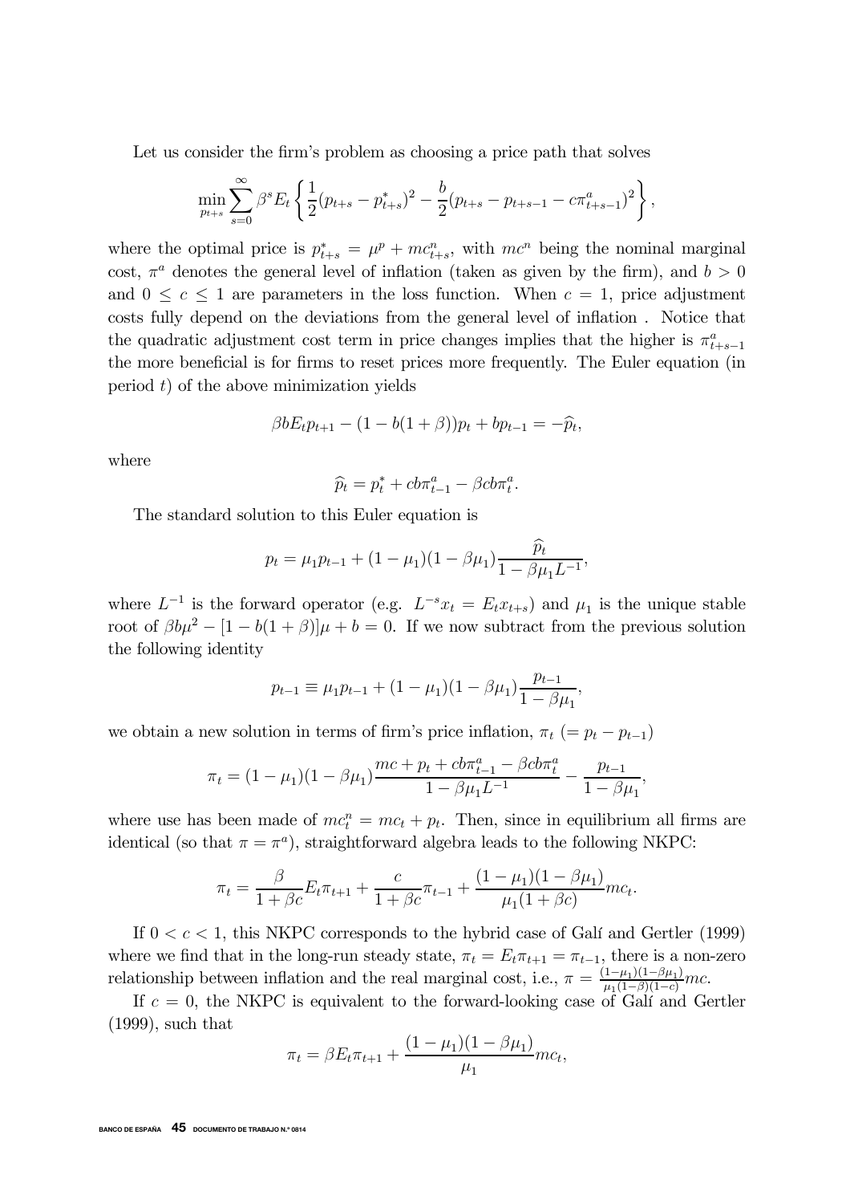Let us consider the firm's problem as choosing a price path that solves

$$\min_{p_{t+s}} \sum_{s=0}^{\infty} \beta^s E_t \left\{ \frac{1}{2}(p_{t+s} - p_{t+s}^*)^2 - \frac{b}{2}(p_{t+s} - p_{t+s-1} - c\pi_{t+s-1}^a)^2 \right\},$$

where the optimal price is $p_{t+s}^* = \mu^p + mc_{t+s}^n$, with $mc^n$ being the nominal marginal cost, $\pi^a$ denotes the general level of inflation (taken as given by the firm), and $b > 0$ and $0 \leq c \leq 1$ are parameters in the loss function. When $c = 1$, price adjustment costs fully depend on the deviations from the general level of inflation . Notice that the quadratic adjustment cost term in price changes implies that the higher is $\pi_{t+s-1}^a$ the more beneficial is for firms to reset prices more frequently. The Euler equation (in period $t$) of the above minimization yields

$$\beta b E_t p_{t+1} - (1 - b(1+\beta))p_t + bp_{t-1} = -\widehat{p}_t,$$

where

$$\widehat{p}_t = p_t^* + cb\pi_{t-1}^a - \beta cb\pi_t^a.$$

The standard solution to this Euler equation is

$$p_t = \mu_1 p_{t-1} + (1-\mu_1)(1-\beta\mu_1)\frac{\widehat{p}_t}{1-\beta\mu_1 L^{-1}},$$

where $L^{-1}$ is the forward operator (e.g. $L^{-s}x_t = E_t x_{t+s}$) and $\mu_1$ is the unique stable root of $\beta b\mu^2 - [1 - b(1+\beta)]\mu + b = 0$. If we now subtract from the previous solution the following identity

$$p_{t-1} \equiv \mu_1 p_{t-1} + (1-\mu_1)(1-\beta\mu_1)\frac{p_{t-1}}{1-\beta\mu_1},$$

we obtain a new solution in terms of firm's price inflation, $\pi_t$ $(= p_t - p_{t-1})$

$$\pi_t = (1-\mu_1)(1-\beta\mu_1)\frac{mc + p_t + cb\pi_{t-1}^a - \beta cb\pi_t^a}{1-\beta\mu_1 L^{-1}} - \frac{p_{t-1}}{1-\beta\mu_1},$$

where use has been made of $mc_t^n = mc_t + p_t$. Then, since in equilibrium all firms are identical (so that $\pi = \pi^a$), straightforward algebra leads to the following NKPC:

$$\pi_t = \frac{\beta}{1+\beta c}E_t\pi_{t+1} + \frac{c}{1+\beta c}\pi_{t-1} + \frac{(1-\mu_1)(1-\beta\mu_1)}{\mu_1(1+\beta c)}mc_t.$$

If $0 < c < 1$, this NKPC corresponds to the hybrid case of Galí and Gertler (1999) where we find that in the long-run steady state, $\pi_t = E_t\pi_{t+1} = \pi_{t-1}$, there is a non-zero relationship between inflation and the real marginal cost, i.e., $\pi = \frac{(1-\mu_1)(1-\beta\mu_1)}{\mu_1(1-\beta)(1-c)}mc$.

If $c = 0$, the NKPC is equivalent to the forward-looking case of Galí and Gertler (1999), such that

$$\pi_t = \beta E_t\pi_{t+1} + \frac{(1-\mu_1)(1-\beta\mu_1)}{\mu_1}mc_t,$$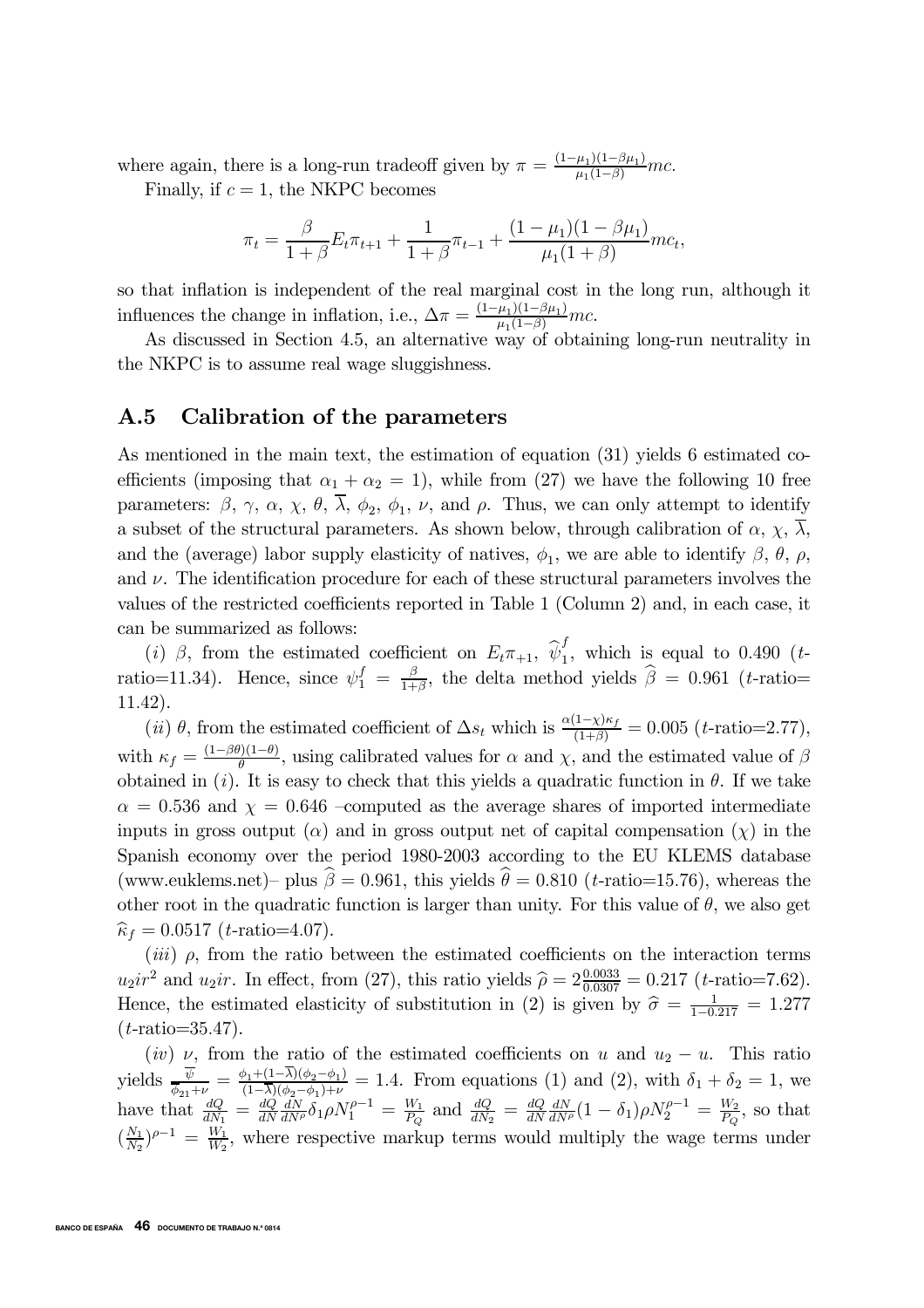where again, there is a long-run tradeoff given by $\pi = \frac{(1-\mu_1)(1-\beta\mu_1)}{\mu_1(1-\beta)} mc$.

Finally, if $c = 1$, the NKPC becomes

$$\pi_t = \frac{\beta}{1+\beta} E_t \pi_{t+1} + \frac{1}{1+\beta} \pi_{t-1} + \frac{(1-\mu_1)(1-\beta\mu_1)}{\mu_1(1+\beta)} mc_t,$$

so that inflation is independent of the real marginal cost in the long run, although it influences the change in inflation, i.e., $\Delta\pi = \frac{(1-\mu_1)(1-\beta\mu_1)}{\mu_1(1-\beta)} mc$.

As discussed in Section 4.5, an alternative way of obtaining long-run neutrality in the NKPC is to assume real wage sluggishness.

## A.5 Calibration of the parameters

As mentioned in the main text, the estimation of equation (31) yields 6 estimated coefficients (imposing that $\alpha_1 + \alpha_2 = 1$), while from (27) we have the following 10 free parameters: $\beta$, $\gamma$, $\alpha$, $\chi$, $\theta$, $\overline{\lambda}$, $\phi_2$, $\phi_1$, $\nu$, and $\rho$. Thus, we can only attempt to identify a subset of the structural parameters. As shown below, through calibration of $\alpha$, $\chi$, $\overline{\lambda}$, and the (average) labor supply elasticity of natives, $\phi_1$, we are able to identify $\beta$, $\theta$, $\rho$, and $\nu$. The identification procedure for each of these structural parameters involves the values of the restricted coefficients reported in Table 1 (Column 2) and, in each case, it can be summarized as follows:

(*i*) $\beta$, from the estimated coefficient on $E_t\pi_{+1}$, $\widehat{\psi}_1^f$, which is equal to 0.490 ($t$-ratio=11.34). Hence, since $\psi_1^f = \frac{\beta}{1+\beta}$, the delta method yields $\widehat{\beta} = 0.961$ ($t$-ratio= 11.42).

(*ii*) $\theta$, from the estimated coefficient of $\Delta s_t$ which is $\frac{\alpha(1-\chi)\kappa_f}{(1+\beta)} = 0.005$ ($t$-ratio=2.77), with $\kappa_f = \frac{(1-\beta\theta)(1-\theta)}{\theta}$, using calibrated values for $\alpha$ and $\chi$, and the estimated value of $\beta$ obtained in (*i*). It is easy to check that this yields a quadratic function in $\theta$. If we take $\alpha = 0.536$ and $\chi = 0.646$ –computed as the average shares of imported intermediate inputs in gross output ($\alpha$) and in gross output net of capital compensation ($\chi$) in the Spanish economy over the period 1980-2003 according to the EU KLEMS database (www.euklems.net)– plus $\widehat{\beta} = 0.961$, this yields $\widehat{\theta} = 0.810$ ($t$-ratio=15.76), whereas the other root in the quadratic function is larger than unity. For this value of $\theta$, we also get $\widehat{\kappa}_f = 0.0517$ ($t$-ratio=4.07).

(*iii*) $\rho$, from the ratio between the estimated coefficients on the interaction terms $u_2 ir^2$ and $u_2 ir$. In effect, from (27), this ratio yields $\widehat{\rho} = 2\frac{0.0033}{0.0307} = 0.217$ ($t$-ratio=7.62). Hence, the estimated elasticity of substitution in (2) is given by $\widehat{\sigma} = \frac{1}{1-0.217} = 1.277$ ($t$-ratio=35.47).

(*iv*) $\nu$, from the ratio of the estimated coefficients on $u$ and $u_2 - u$. This ratio yields $\frac{\overline{\psi}}{\overline{\phi}_{21}+\nu} = \frac{\phi_1 + (1-\overline{\lambda})(\phi_2-\phi_1)}{(1-\overline{\lambda})(\phi_2-\phi_1)+\nu} = 1.4$. From equations (1) and (2), with $\delta_1 + \delta_2 = 1$, we have that $\frac{dQ}{dN_1} = \frac{dQ}{dN}\frac{dN}{dN^\rho}\delta_1\rho N_1^{\rho-1} = \frac{W_1}{P_Q}$ and $\frac{dQ}{dN_2} = \frac{dQ}{dN}\frac{dN}{dN^\rho}(1-\delta_1)\rho N_2^{\rho-1} = \frac{W_2}{P_Q}$, so that $(\frac{N_1}{N_2})^{\rho-1} = \frac{W_1}{W_2}$, where respective markup terms would multiply the wage terms under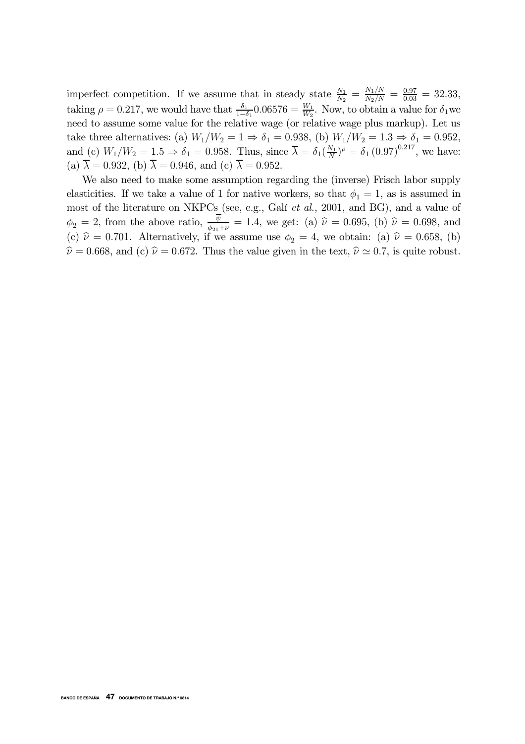imperfect competition. If we assume that in steady state $\frac{N_1}{N_2} = \frac{N_1/N}{N_2/N} = \frac{0.97}{0.03} = 32.33$, taking $\rho = 0.217$, we would have that $\frac{\delta_1}{1-\delta_1}0.06576 = \frac{W_1}{W_2}$. Now, to obtain a value for $\delta_1$we need to assume some value for the relative wage (or relative wage plus markup). Let us take three alternatives: (a) $W_1/W_2 = 1 \Rightarrow \delta_1 = 0.938$, (b) $W_1/W_2 = 1.3 \Rightarrow \delta_1 = 0.952$, and (c) $W_1/W_2 = 1.5 \Rightarrow \delta_1 = 0.958$. Thus, since $\overline{\lambda} = \delta_1(\frac{N_1}{N})^{\rho} = \delta_1 (0.97)^{0.217}$, we have: (a) $\overline{\lambda} = 0.932$, (b) $\overline{\lambda} = 0.946$, and (c) $\overline{\lambda} = 0.952$.

We also need to make some assumption regarding the (inverse) Frisch labor supply elasticities. If we take a value of 1 for native workers, so that $\phi_1 = 1$, as is assumed in most of the literature on NKPCs (see, e.g., Galí *et al.*, 2001, and BG), and a value of $\phi_2 = 2$, from the above ratio, $\frac{\overline{\psi}}{\overline{\phi}_{21}+\nu} = 1.4$, we get: (a) $\widehat{\nu} = 0.695$, (b) $\widehat{\nu} = 0.698$, and (c) $\widehat{\nu} = 0.701$. Alternatively, if we assume use $\phi_2 = 4$, we obtain: (a) $\widehat{\nu} = 0.658$, (b) $\widehat{\nu} = 0.668$, and (c) $\widehat{\nu} = 0.672$. Thus the value given in the text, $\widehat{\nu} \simeq 0.7$, is quite robust.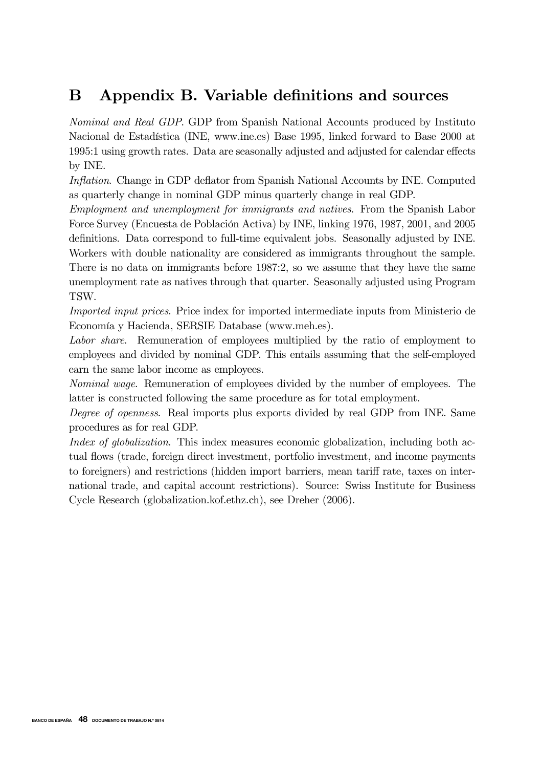# B Appendix B. Variable definitions and sources

*Nominal and Real GDP*. GDP from Spanish National Accounts produced by Instituto Nacional de Estadística (INE, www.ine.es) Base 1995, linked forward to Base 2000 at 1995:1 using growth rates. Data are seasonally adjusted and adjusted for calendar effects by INE.

*Inflation*. Change in GDP deflator from Spanish National Accounts by INE. Computed as quarterly change in nominal GDP minus quarterly change in real GDP.

*Employment and unemployment for immigrants and natives*. From the Spanish Labor Force Survey (Encuesta de Población Activa) by INE, linking 1976, 1987, 2001, and 2005 definitions. Data correspond to full-time equivalent jobs. Seasonally adjusted by INE. Workers with double nationality are considered as immigrants throughout the sample. There is no data on immigrants before 1987:2, so we assume that they have the same unemployment rate as natives through that quarter. Seasonally adjusted using Program TSW.

*Imported input prices*. Price index for imported intermediate inputs from Ministerio de Economía y Hacienda, SERSIE Database (www.meh.es).

*Labor share*. Remuneration of employees multiplied by the ratio of employment to employees and divided by nominal GDP. This entails assuming that the self-employed earn the same labor income as employees.

*Nominal wage*. Remuneration of employees divided by the number of employees. The latter is constructed following the same procedure as for total employment.

*Degree of openness*. Real imports plus exports divided by real GDP from INE. Same procedures as for real GDP.

*Index of globalization*. This index measures economic globalization, including both actual flows (trade, foreign direct investment, portfolio investment, and income payments to foreigners) and restrictions (hidden import barriers, mean tariff rate, taxes on international trade, and capital account restrictions). Source: Swiss Institute for Business Cycle Research (globalization.kof.ethz.ch), see Dreher (2006).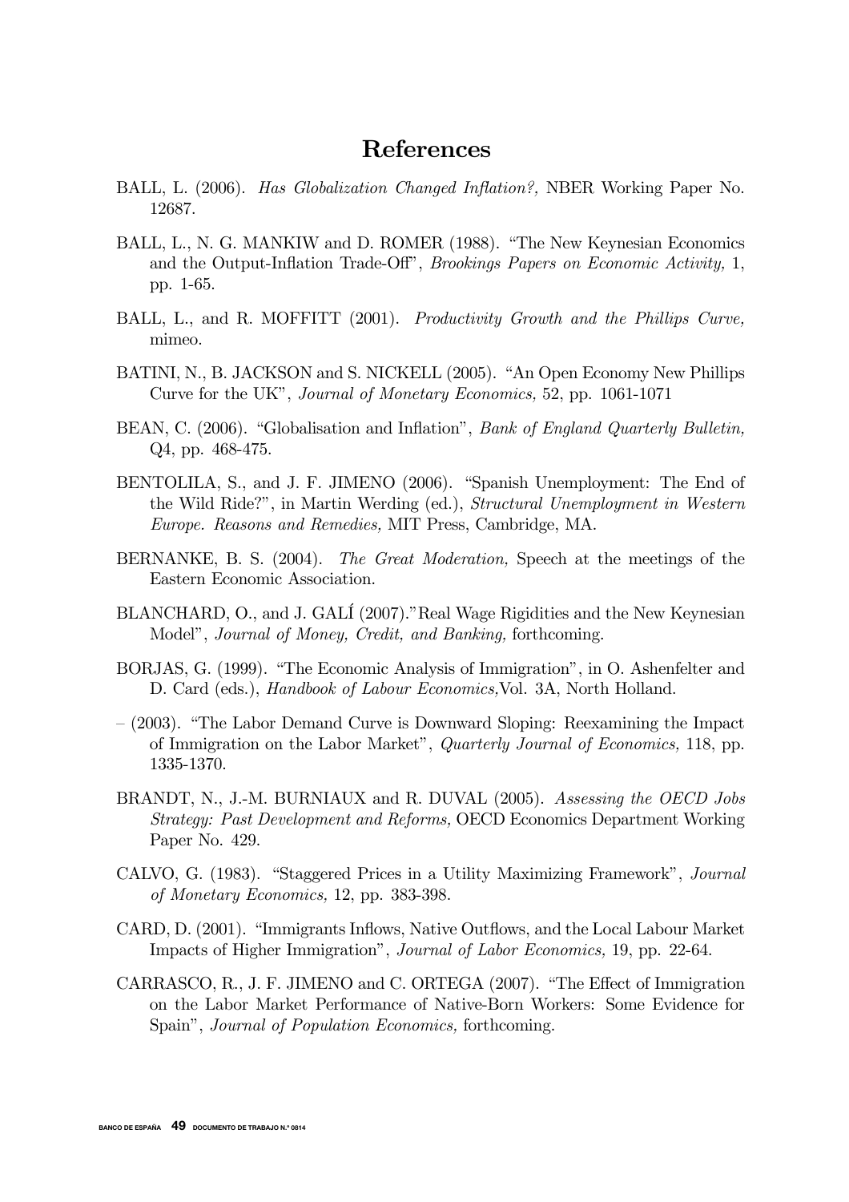# References

BALL, L. (2006). *Has Globalization Changed Inflation?,* NBER Working Paper No. 12687.

BALL, L., N. G. MANKIW and D. ROMER (1988). "The New Keynesian Economics and the Output-Inflation Trade-Off", *Brookings Papers on Economic Activity,* 1, pp. 1-65.

BALL, L., and R. MOFFITT (2001). *Productivity Growth and the Phillips Curve,* mimeo.

BATINI, N., B. JACKSON and S. NICKELL (2005). "An Open Economy New Phillips Curve for the UK", *Journal of Monetary Economics,* 52, pp. 1061-1071

BEAN, C. (2006). "Globalisation and Inflation", *Bank of England Quarterly Bulletin,* Q4, pp. 468-475.

BENTOLILA, S., and J. F. JIMENO (2006). "Spanish Unemployment: The End of the Wild Ride?", in Martin Werding (ed.), *Structural Unemployment in Western Europe. Reasons and Remedies,* MIT Press, Cambridge, MA.

BERNANKE, B. S. (2004). *The Great Moderation,* Speech at the meetings of the Eastern Economic Association.

BLANCHARD, O., and J. GALÍ (2007)."Real Wage Rigidities and the New Keynesian Model", *Journal of Money, Credit, and Banking,* forthcoming.

BORJAS, G. (1999). "The Economic Analysis of Immigration", in O. Ashenfelter and D. Card (eds.), *Handbook of Labour Economics,*Vol. 3A, North Holland.

– (2003). "The Labor Demand Curve is Downward Sloping: Reexamining the Impact of Immigration on the Labor Market", *Quarterly Journal of Economics,* 118, pp. 1335-1370.

BRANDT, N., J.-M. BURNIAUX and R. DUVAL (2005). *Assessing the OECD Jobs Strategy: Past Development and Reforms,* OECD Economics Department Working Paper No. 429.

CALVO, G. (1983). "Staggered Prices in a Utility Maximizing Framework", *Journal of Monetary Economics,* 12, pp. 383-398.

CARD, D. (2001). "Immigrants Inflows, Native Outflows, and the Local Labour Market Impacts of Higher Immigration", *Journal of Labor Economics,* 19, pp. 22-64.

CARRASCO, R., J. F. JIMENO and C. ORTEGA (2007). "The Effect of Immigration on the Labor Market Performance of Native-Born Workers: Some Evidence for Spain", *Journal of Population Economics,* forthcoming.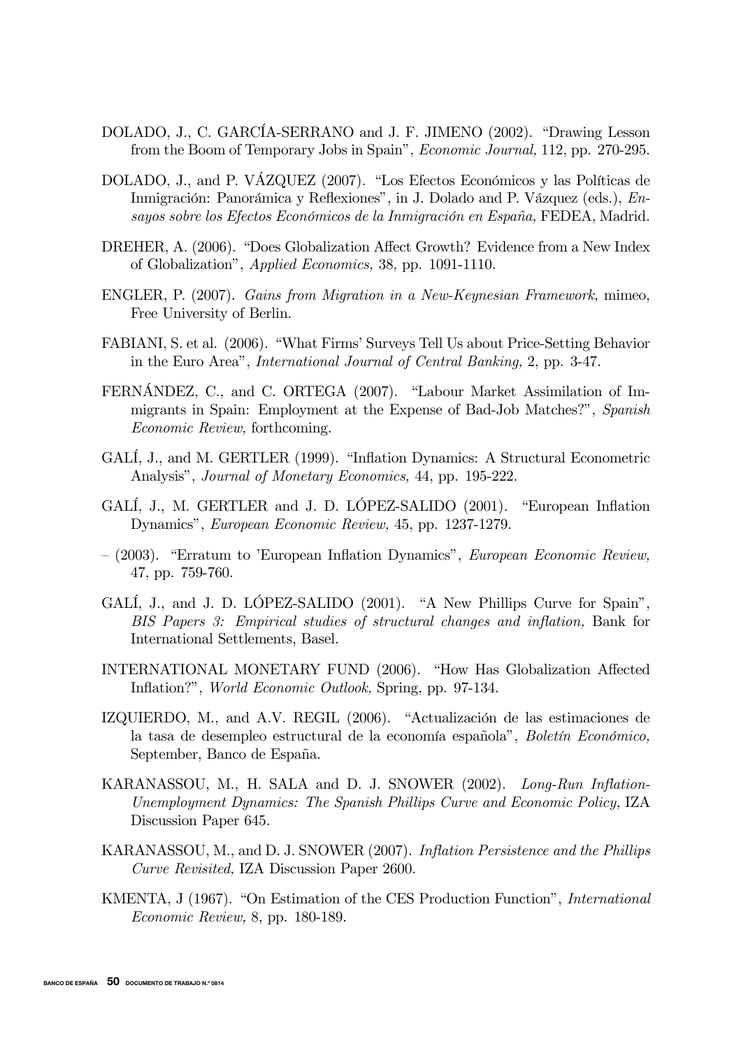DOLADO, J., C. GARCÍA-SERRANO and J. F. JIMENO (2002). "Drawing Lesson from the Boom of Temporary Jobs in Spain", *Economic Journal,* 112, pp. 270-295.

DOLADO, J., and P. VÁZQUEZ (2007). "Los Efectos Económicos y las Políticas de Inmigración: Panorámica y Reflexiones", in J. Dolado and P. Vázquez (eds.), *Ensayos sobre los Efectos Económicos de la Inmigración en España,* FEDEA, Madrid.

DREHER, A. (2006). "Does Globalization Affect Growth? Evidence from a New Index of Globalization", *Applied Economics,* 38, pp. 1091-1110.

ENGLER, P. (2007). *Gains from Migration in a New-Keynesian Framework,* mimeo, Free University of Berlin.

FABIANI, S. et al. (2006). "What Firms' Surveys Tell Us about Price-Setting Behavior in the Euro Area", *International Journal of Central Banking,* 2, pp. 3-47.

FERNÁNDEZ, C., and C. ORTEGA (2007). "Labour Market Assimilation of Immigrants in Spain: Employment at the Expense of Bad-Job Matches?", *Spanish Economic Review,* forthcoming.

GALÍ, J., and M. GERTLER (1999). "Inflation Dynamics: A Structural Econometric Analysis", *Journal of Monetary Economics,* 44, pp. 195-222.

GALÍ, J., M. GERTLER and J. D. LÓPEZ-SALIDO (2001). "European Inflation Dynamics", *European Economic Review,* 45, pp. 1237-1279.

– (2003). "Erratum to 'European Inflation Dynamics", *European Economic Review,* 47, pp. 759-760.

GALÍ, J., and J. D. LÓPEZ-SALIDO (2001). "A New Phillips Curve for Spain", *BIS Papers 3: Empirical studies of structural changes and inflation,* Bank for International Settlements, Basel.

INTERNATIONAL MONETARY FUND (2006). "How Has Globalization Affected Inflation?", *World Economic Outlook,* Spring, pp. 97-134.

IZQUIERDO, M., and A.V. REGIL (2006). "Actualización de las estimaciones de la tasa de desempleo estructural de la economía española", *Boletín Económico,* September, Banco de España.

KARANASSOU, M., H. SALA and D. J. SNOWER (2002). *Long-Run Inflation-Unemployment Dynamics: The Spanish Phillips Curve and Economic Policy,* IZA Discussion Paper 645.

KARANASSOU, M., and D. J. SNOWER (2007). *Inflation Persistence and the Phillips Curve Revisited,* IZA Discussion Paper 2600.

KMENTA, J (1967). "On Estimation of the CES Production Function", *International Economic Review,* 8, pp. 180-189.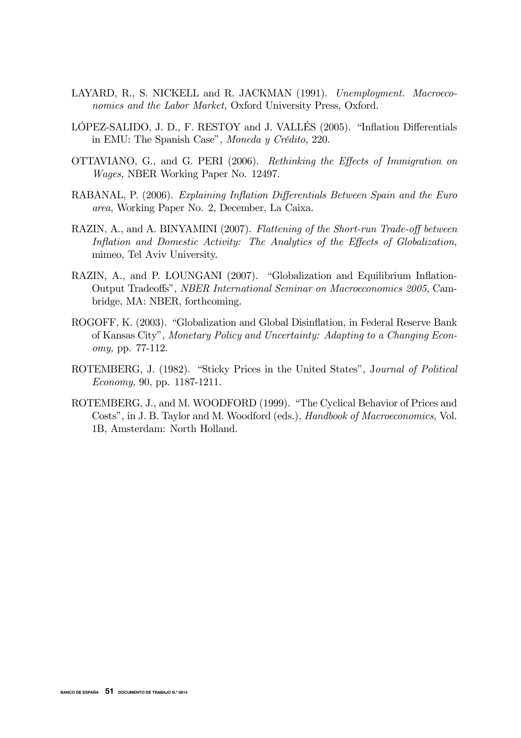LAYARD, R., S. NICKELL and R. JACKMAN (1991). *Unemployment. Macroeconomics and the Labor Market,* Oxford University Press, Oxford.

LÓPEZ-SALIDO, J. D., F. RESTOY and J. VALLÉS (2005). "Inflation Differentials in EMU: The Spanish Case", *Moneda y Crédito,* 220.

OTTAVIANO, G., and G. PERI (2006). *Rethinking the Effects of Immigration on Wages,* NBER Working Paper No. 12497.

RABANAL, P. (2006). *Explaining Inflation Differentials Between Spain and the Euro area,* Working Paper No. 2, December, La Caixa.

RAZIN, A., and A. BINYAMINI (2007). *Flattening of the Short-run Trade-off between Inflation and Domestic Activity: The Analytics of the Effects of Globalization,* mimeo, Tel Aviv University.

RAZIN, A., and P. LOUNGANI (2007). "Globalization and Equilibrium Inflation-Output Tradeoffs", *NBER International Seminar on Macroeconomics 2005,* Cambridge, MA: NBER, forthcoming.

ROGOFF, K. (2003). "Globalization and Global Disinflation, in Federal Reserve Bank of Kansas City", *Monetary Policy and Uncertainty: Adapting to a Changing Economy,* pp. 77-112.

ROTEMBERG, J. (1982). "Sticky Prices in the United States", *Journal of Political Economy,* 90, pp. 1187-1211.

ROTEMBERG, J., and M. WOODFORD (1999). "The Cyclical Behavior of Prices and Costs", in J. B. Taylor and M. Woodford (eds.), *Handbook of Macroeconomics,* Vol. 1B, Amsterdam: North Holland.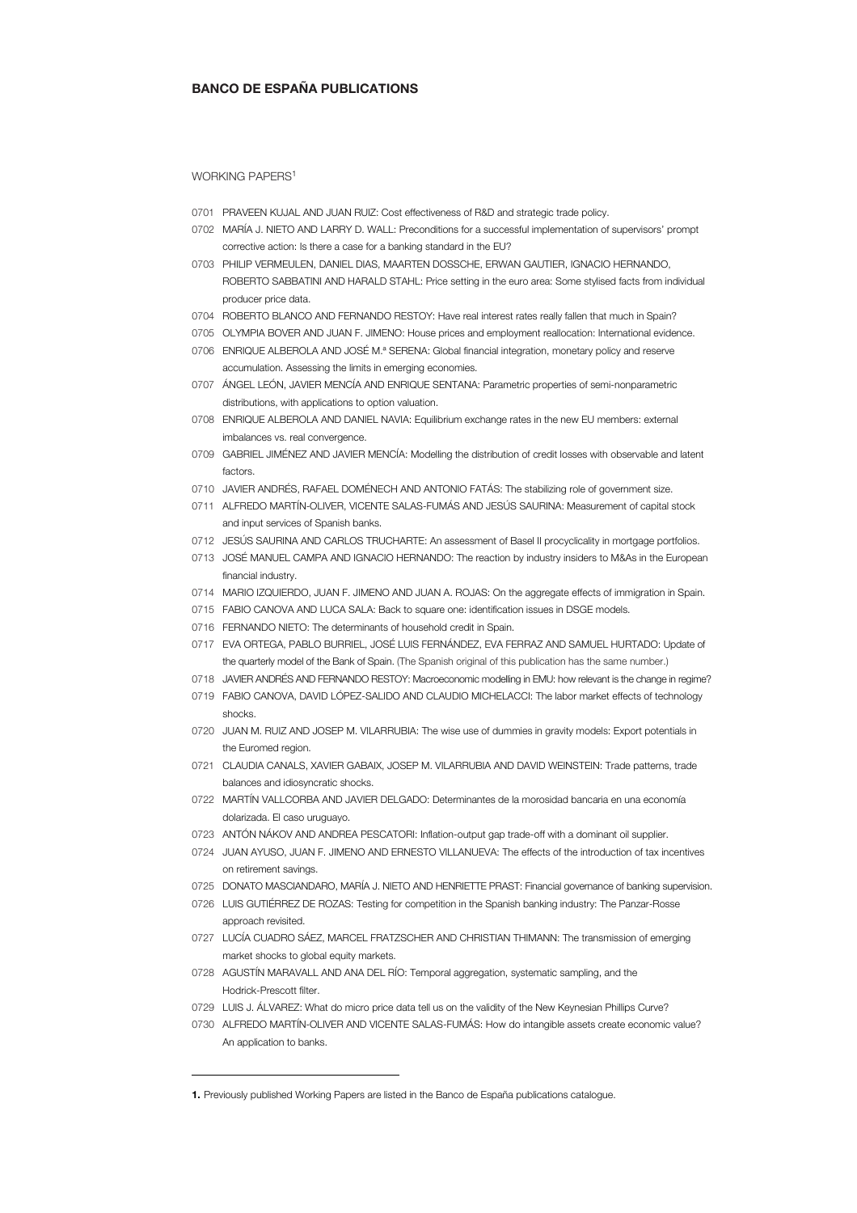# BANCO DE ESPAÑA PUBLICATIONS

WORKING PAPERS[1]

0701 PRAVEEN KUJAL AND JUAN RUIZ: Cost effectiveness of R&D and strategic trade policy.

0702 MARÍA J. NIETO AND LARRY D. WALL: Preconditions for a successful implementation of supervisors' prompt corrective action: Is there a case for a banking standard in the EU?

0703 PHILIP VERMEULEN, DANIEL DIAS, MAARTEN DOSSCHE, ERWAN GAUTIER, IGNACIO HERNANDO, ROBERTO SABBATINI AND HARALD STAHL: Price setting in the euro area: Some stylised facts from individual producer price data.

0704 ROBERTO BLANCO AND FERNANDO RESTOY: Have real interest rates really fallen that much in Spain?

0705 OLYMPIA BOVER AND JUAN F. JIMENO: House prices and employment reallocation: International evidence.

0706 ENRIQUE ALBEROLA AND JOSÉ M.ª SERENA: Global financial integration, monetary policy and reserve accumulation. Assessing the limits in emerging economies.

0707 ÁNGEL LEÓN, JAVIER MENCÍA AND ENRIQUE SENTANA: Parametric properties of semi-nonparametric distributions, with applications to option valuation.

0708 ENRIQUE ALBEROLA AND DANIEL NAVIA: Equilibrium exchange rates in the new EU members: external imbalances vs. real convergence.

0709 GABRIEL JIMÉNEZ AND JAVIER MENCÍA: Modelling the distribution of credit losses with observable and latent factors.

0710 JAVIER ANDRÉS, RAFAEL DOMÉNECH AND ANTONIO FATÁS: The stabilizing role of government size.

0711 ALFREDO MARTÍN-OLIVER, VICENTE SALAS-FUMÁS AND JESÚS SAURINA: Measurement of capital stock and input services of Spanish banks.

0712 JESÚS SAURINA AND CARLOS TRUCHARTE: An assessment of Basel II procyclicality in mortgage portfolios.

0713 JOSÉ MANUEL CAMPA AND IGNACIO HERNANDO: The reaction by industry insiders to M&As in the European financial industry.

0714 MARIO IZQUIERDO, JUAN F. JIMENO AND JUAN A. ROJAS: On the aggregate effects of immigration in Spain.

0715 FABIO CANOVA AND LUCA SALA: Back to square one: identification issues in DSGE models.

0716 FERNANDO NIETO: The determinants of household credit in Spain.

0717 EVA ORTEGA, PABLO BURRIEL, JOSÉ LUIS FERNÁNDEZ, EVA FERRAZ AND SAMUEL HURTADO: Update of the quarterly model of the Bank of Spain. (The Spanish original of this publication has the same number.)

0718 JAVIER ANDRÉS AND FERNANDO RESTOY: Macroeconomic modelling in EMU: how relevant is the change in regime?

0719 FABIO CANOVA, DAVID LÓPEZ-SALIDO AND CLAUDIO MICHELACCI: The labor market effects of technology shocks.

0720 JUAN M. RUIZ AND JOSEP M. VILARRUBIA: The wise use of dummies in gravity models: Export potentials in the Euromed region.

0721 CLAUDIA CANALS, XAVIER GABAIX, JOSEP M. VILARRUBIA AND DAVID WEINSTEIN: Trade patterns, trade balances and idiosyncratic shocks.

0722 MARTÍN VALLCORBA AND JAVIER DELGADO: Determinantes de la morosidad bancaria en una economía dolarizada. El caso uruguayo.

0723 ANTÓN NÁKOV AND ANDREA PESCATORI: Inflation-output gap trade-off with a dominant oil supplier.

0724 JUAN AYUSO, JUAN F. JIMENO AND ERNESTO VILLANUEVA: The effects of the introduction of tax incentives on retirement savings.

0725 DONATO MASCIANDARO, MARÍA J. NIETO AND HENRIETTE PRAST: Financial governance of banking supervision.

0726 LUIS GUTIÉRREZ DE ROZAS: Testing for competition in the Spanish banking industry: The Panzar-Rosse approach revisited.

0727 LUCÍA CUADRO SÁEZ, MARCEL FRATZSCHER AND CHRISTIAN THIMANN: The transmission of emerging market shocks to global equity markets.

0728 AGUSTÍN MARAVALL AND ANA DEL RÍO: Temporal aggregation, systematic sampling, and the Hodrick-Prescott filter.

0729 LUIS J. ÁLVAREZ: What do micro price data tell us on the validity of the New Keynesian Phillips Curve?

0730 ALFREDO MARTÍN-OLIVER AND VICENTE SALAS-FUMÁS: How do intangible assets create economic value? An application to banks.

---

**1.** Previously published Working Papers are listed in the Banco de España publications catalogue.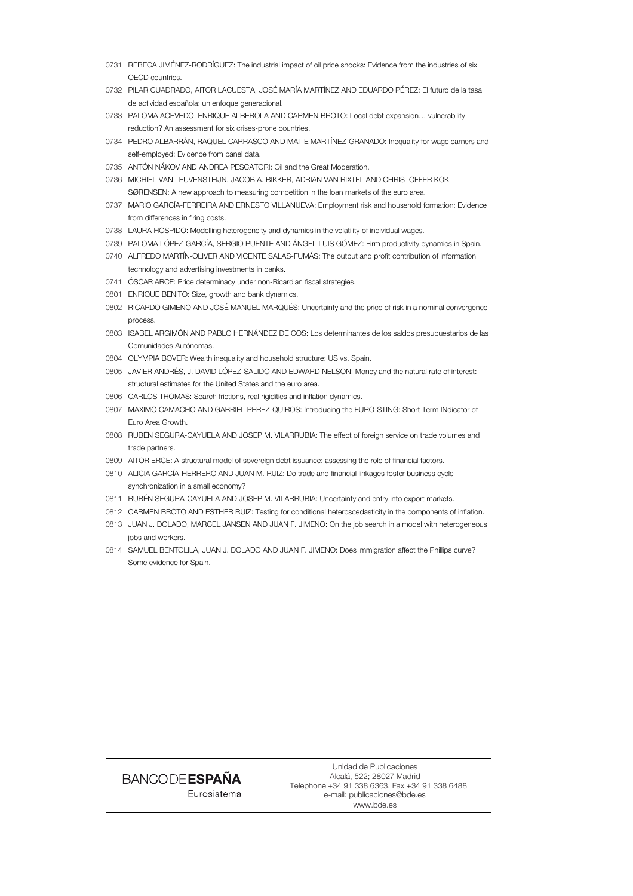0731 REBECA JIMÉNEZ-RODRÍGUEZ: The industrial impact of oil price shocks: Evidence from the industries of six OECD countries.

0732 PILAR CUADRADO, AITOR LACUESTA, JOSÉ MARÍA MARTÍNEZ AND EDUARDO PÉREZ: El futuro de la tasa de actividad española: un enfoque generacional.

0733 PALOMA ACEVEDO, ENRIQUE ALBEROLA AND CARMEN BROTO: Local debt expansion… vulnerability reduction? An assessment for six crises-prone countries.

0734 PEDRO ALBARRÁN, RAQUEL CARRASCO AND MAITE MARTÍNEZ-GRANADO: Inequality for wage earners and self-employed: Evidence from panel data.

0735 ANTÓN NÁKOV AND ANDREA PESCATORI: Oil and the Great Moderation.

0736 MICHIEL VAN LEUVENSTEIJN, JACOB A. BIKKER, ADRIAN VAN RIXTEL AND CHRISTOFFER KOK-SØRENSEN: A new approach to measuring competition in the loan markets of the euro area.

0737 MARIO GARCÍA-FERREIRA AND ERNESTO VILLANUEVA: Employment risk and household formation: Evidence from differences in firing costs.

0738 LAURA HOSPIDO: Modelling heterogeneity and dynamics in the volatility of individual wages.

0739 PALOMA LÓPEZ-GARCÍA, SERGIO PUENTE AND ÁNGEL LUIS GÓMEZ: Firm productivity dynamics in Spain.

0740 ALFREDO MARTÍN-OLIVER AND VICENTE SALAS-FUMÁS: The output and profit contribution of information technology and advertising investments in banks.

0741 ÓSCAR ARCE: Price determinacy under non-Ricardian fiscal strategies.

0801 ENRIQUE BENITO: Size, growth and bank dynamics.

0802 RICARDO GIMENO AND JOSÉ MANUEL MARQUÉS: Uncertainty and the price of risk in a nominal convergence process.

0803 ISABEL ARGIMÓN AND PABLO HERNÁNDEZ DE COS: Los determinantes de los saldos presupuestarios de las Comunidades Autónomas.

0804 OLYMPIA BOVER: Wealth inequality and household structure: US vs. Spain.

0805 JAVIER ANDRÉS, J. DAVID LÓPEZ-SALIDO AND EDWARD NELSON: Money and the natural rate of interest: structural estimates for the United States and the euro area.

0806 CARLOS THOMAS: Search frictions, real rigidities and inflation dynamics.

0807 MAXIMO CAMACHO AND GABRIEL PEREZ-QUIROS: Introducing the EURO-STING: Short Term INdicator of Euro Area Growth.

0808 RUBÉN SEGURA-CAYUELA AND JOSEP M. VILARRUBIA: The effect of foreign service on trade volumes and trade partners.

0809 AITOR ERCE: A structural model of sovereign debt issuance: assessing the role of financial factors.

0810 ALICIA GARCÍA-HERRERO AND JUAN M. RUIZ: Do trade and financial linkages foster business cycle synchronization in a small economy?

0811 RUBÉN SEGURA-CAYUELA AND JOSEP M. VILARRUBIA: Uncertainty and entry into export markets.

0812 CARMEN BROTO AND ESTHER RUIZ: Testing for conditional heteroscedasticity in the components of inflation.

0813 JUAN J. DOLADO, MARCEL JANSEN AND JUAN F. JIMENO: On the job search in a model with heterogeneous jobs and workers.

0814 SAMUEL BENTOLILA, JUAN J. DOLADO AND JUAN F. JIMENO: Does immigration affect the Phillips curve? Some evidence for Spain.

| | |
|---|---|
| BANCO DE **ESPAÑA** Eurosistema | Unidad de Publicaciones<br>Alcalá, 522; 28027 Madrid<br>Telephone +34 91 338 6363. Fax +34 91 338 6488<br>e-mail: publicaciones@bde.es<br>www.bde.es |